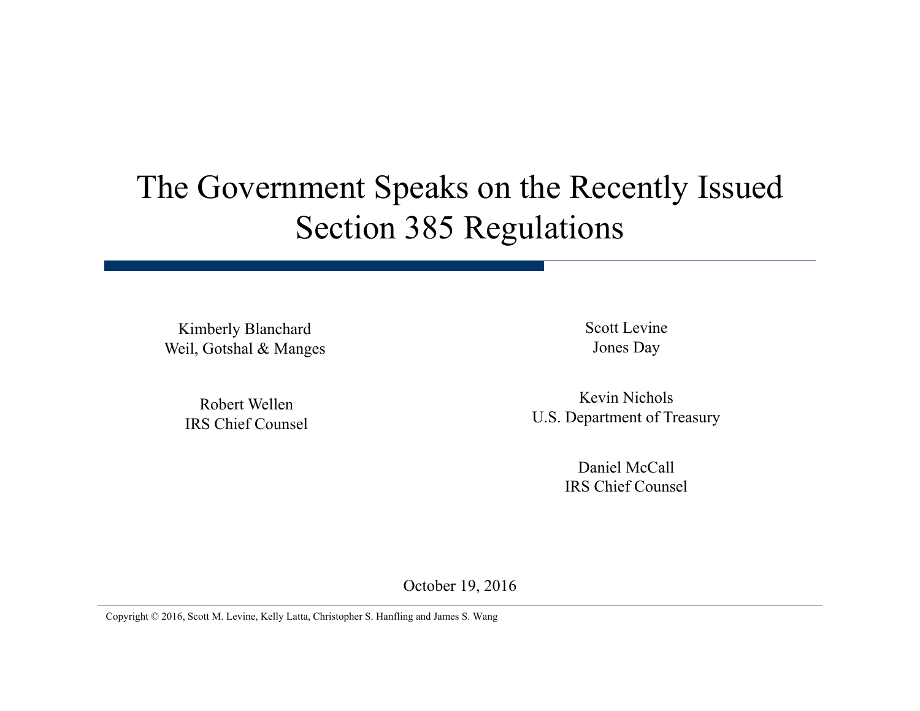# The Government Speaks on the Recently Issued Section 385 Regulations

Kimberly Blanchard
Weil, Gotshal & Manges

Robert Wellen
IRS Chief Counsel

Scott Levine
Jones Day

Kevin Nichols
U.S. Department of Treasury

Daniel McCall
IRS Chief Counsel

October 19, 2016

Copyright © 2016, Scott M. Levine, Kelly Latta, Christopher S. Hanfling and James S. Wang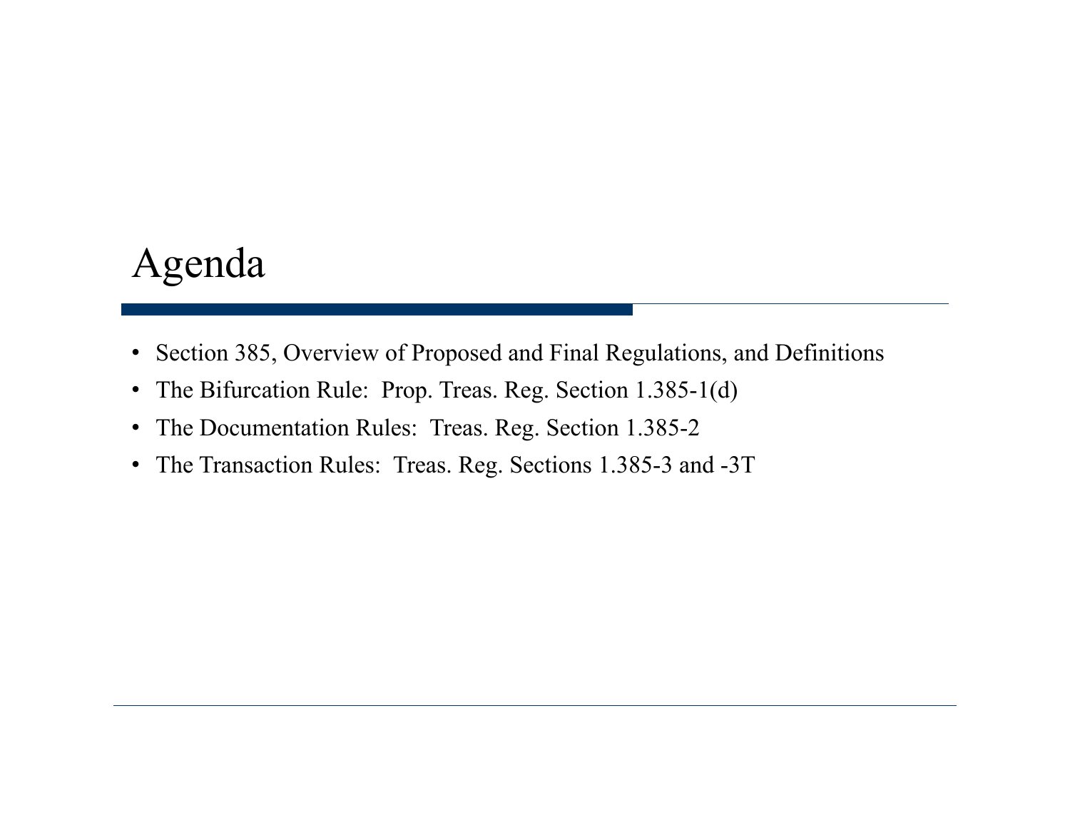# Agenda

- Section 385, Overview of Proposed and Final Regulations, and Definitions
- The Bifurcation Rule: Prop. Treas. Reg. Section 1.385-1(d)
- The Documentation Rules: Treas. Reg. Section 1.385-2
- The Transaction Rules: Treas. Reg. Sections 1.385-3 and -3T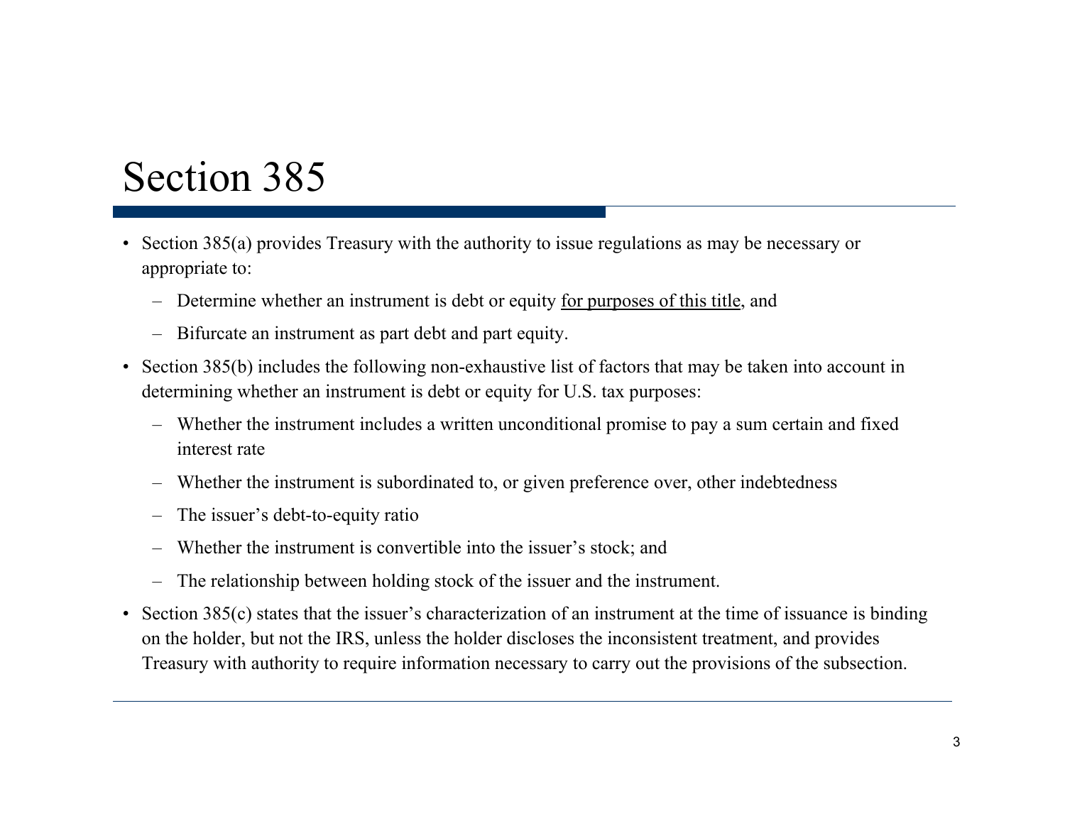# Section 385

- Section 385(a) provides Treasury with the authority to issue regulations as may be necessary or appropriate to:
  - Determine whether an instrument is debt or equity <u>for purposes of this title</u>, and
  - Bifurcate an instrument as part debt and part equity.
- Section 385(b) includes the following non-exhaustive list of factors that may be taken into account in determining whether an instrument is debt or equity for U.S. tax purposes:
  - Whether the instrument includes a written unconditional promise to pay a sum certain and fixed interest rate
  - Whether the instrument is subordinated to, or given preference over, other indebtedness
  - The issuer's debt-to-equity ratio
  - Whether the instrument is convertible into the issuer's stock; and
  - The relationship between holding stock of the issuer and the instrument.
- Section 385(c) states that the issuer's characterization of an instrument at the time of issuance is binding on the holder, but not the IRS, unless the holder discloses the inconsistent treatment, and provides Treasury with authority to require information necessary to carry out the provisions of the subsection.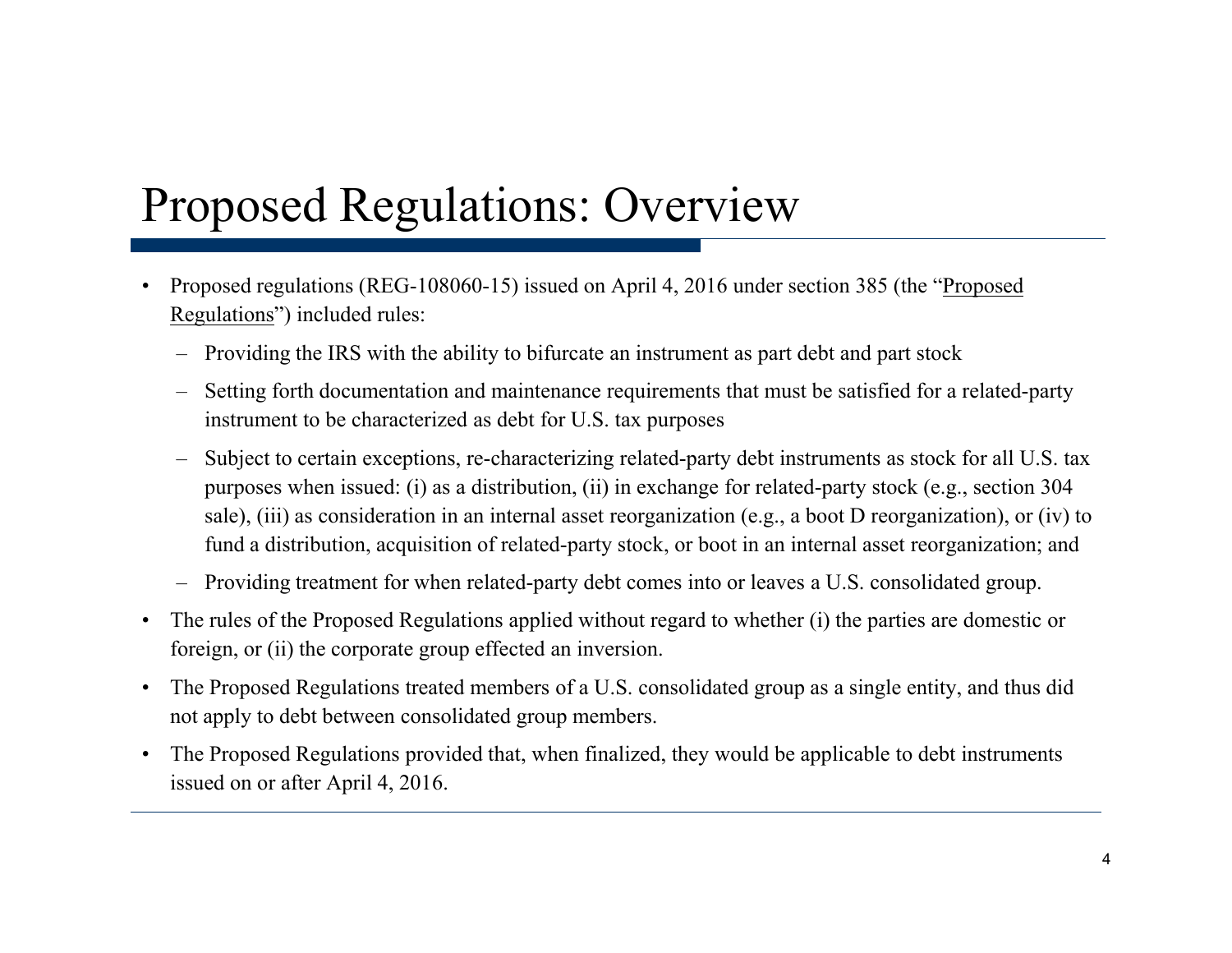# Proposed Regulations: Overview

- Proposed regulations (REG-108060-15) issued on April 4, 2016 under section 385 (the "Proposed Regulations") included rules:
  - Providing the IRS with the ability to bifurcate an instrument as part debt and part stock
  - Setting forth documentation and maintenance requirements that must be satisfied for a related-party instrument to be characterized as debt for U.S. tax purposes
  - Subject to certain exceptions, re-characterizing related-party debt instruments as stock for all U.S. tax purposes when issued: (i) as a distribution, (ii) in exchange for related-party stock (e.g., section 304 sale), (iii) as consideration in an internal asset reorganization (e.g., a boot D reorganization), or (iv) to fund a distribution, acquisition of related-party stock, or boot in an internal asset reorganization; and
  - Providing treatment for when related-party debt comes into or leaves a U.S. consolidated group.
- The rules of the Proposed Regulations applied without regard to whether (i) the parties are domestic or foreign, or (ii) the corporate group effected an inversion.
- The Proposed Regulations treated members of a U.S. consolidated group as a single entity, and thus did not apply to debt between consolidated group members.
- The Proposed Regulations provided that, when finalized, they would be applicable to debt instruments issued on or after April 4, 2016.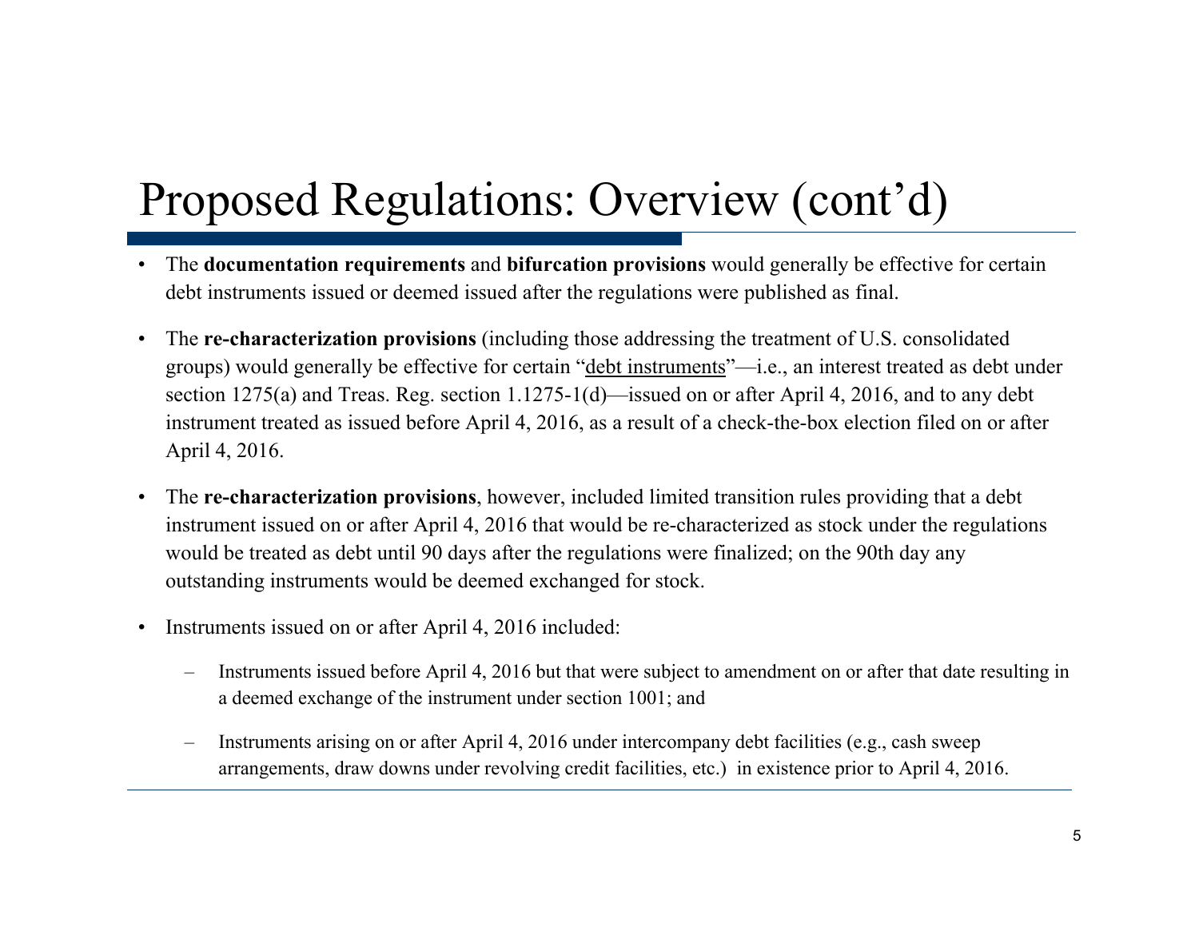# Proposed Regulations: Overview (cont'd)

- The **documentation requirements** and **bifurcation provisions** would generally be effective for certain debt instruments issued or deemed issued after the regulations were published as final.

- The **re-characterization provisions** (including those addressing the treatment of U.S. consolidated groups) would generally be effective for certain "debt instruments"—i.e., an interest treated as debt under section 1275(a) and Treas. Reg. section 1.1275-1(d)—issued on or after April 4, 2016, and to any debt instrument treated as issued before April 4, 2016, as a result of a check-the-box election filed on or after April 4, 2016.

- The **re-characterization provisions**, however, included limited transition rules providing that a debt instrument issued on or after April 4, 2016 that would be re-characterized as stock under the regulations would be treated as debt until 90 days after the regulations were finalized; on the 90th day any outstanding instruments would be deemed exchanged for stock.

- Instruments issued on or after April 4, 2016 included:
  - Instruments issued before April 4, 2016 but that were subject to amendment on or after that date resulting in a deemed exchange of the instrument under section 1001; and
  - Instruments arising on or after April 4, 2016 under intercompany debt facilities (e.g., cash sweep arrangements, draw downs under revolving credit facilities, etc.) in existence prior to April 4, 2016.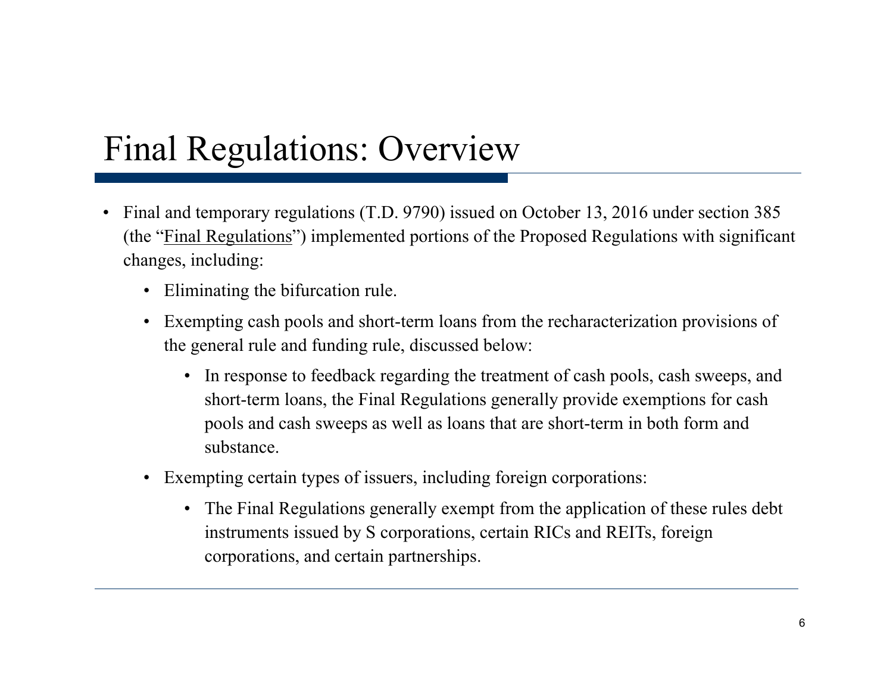# Final Regulations: Overview

- Final and temporary regulations (T.D. 9790) issued on October 13, 2016 under section 385 (the "Final Regulations") implemented portions of the Proposed Regulations with significant changes, including:
  - Eliminating the bifurcation rule.
  - Exempting cash pools and short-term loans from the recharacterization provisions of the general rule and funding rule, discussed below:
    - In response to feedback regarding the treatment of cash pools, cash sweeps, and short-term loans, the Final Regulations generally provide exemptions for cash pools and cash sweeps as well as loans that are short-term in both form and substance.
  - Exempting certain types of issuers, including foreign corporations:
    - The Final Regulations generally exempt from the application of these rules debt instruments issued by S corporations, certain RICs and REITs, foreign corporations, and certain partnerships.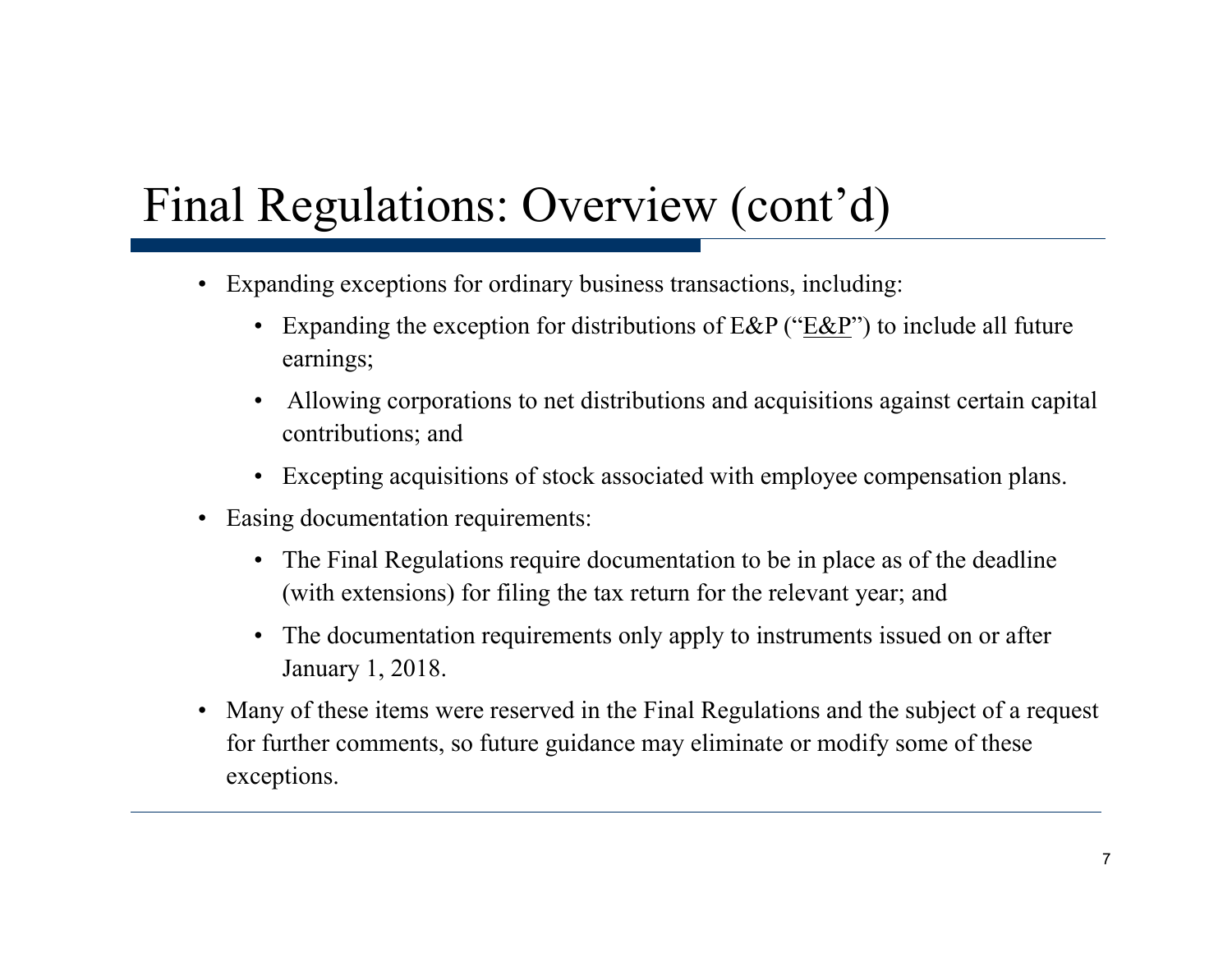# Final Regulations: Overview (cont'd)

- Expanding exceptions for ordinary business transactions, including:
  - Expanding the exception for distributions of E&P ("E&P") to include all future earnings;
  - Allowing corporations to net distributions and acquisitions against certain capital contributions; and
  - Excepting acquisitions of stock associated with employee compensation plans.
- Easing documentation requirements:
  - The Final Regulations require documentation to be in place as of the deadline (with extensions) for filing the tax return for the relevant year; and
  - The documentation requirements only apply to instruments issued on or after January 1, 2018.
- Many of these items were reserved in the Final Regulations and the subject of a request for further comments, so future guidance may eliminate or modify some of these exceptions.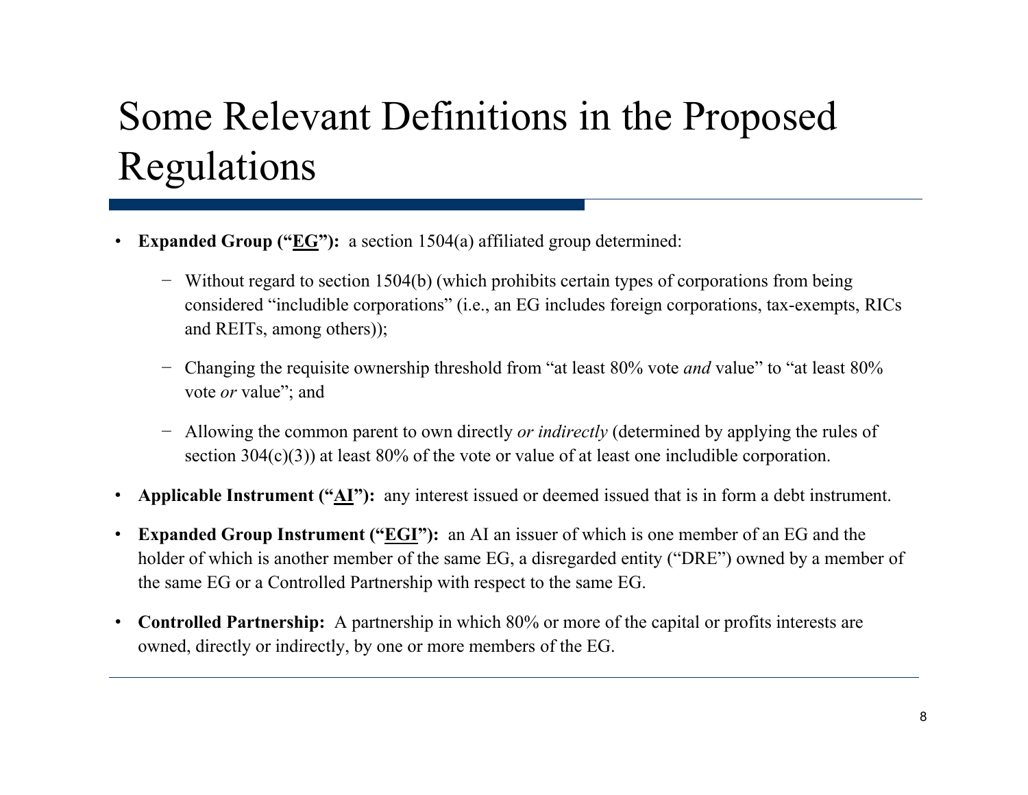# Some Relevant Definitions in the Proposed Regulations

- **Expanded Group ("<u>EG</u>"):** a section 1504(a) affiliated group determined:
  - Without regard to section 1504(b) (which prohibits certain types of corporations from being considered "includible corporations" (i.e., an EG includes foreign corporations, tax-exempts, RICs and REITs, among others));
  - Changing the requisite ownership threshold from "at least 80% vote *and* value" to "at least 80% vote *or* value"; and
  - Allowing the common parent to own directly *or indirectly* (determined by applying the rules of section 304(c)(3)) at least 80% of the vote or value of at least one includible corporation.
- **Applicable Instrument ("<u>AI</u>"):** any interest issued or deemed issued that is in form a debt instrument.
- **Expanded Group Instrument ("<u>EGI</u>"):** an AI an issuer of which is one member of an EG and the holder of which is another member of the same EG, a disregarded entity ("DRE") owned by a member of the same EG or a Controlled Partnership with respect to the same EG.
- **Controlled Partnership:** A partnership in which 80% or more of the capital or profits interests are owned, directly or indirectly, by one or more members of the EG.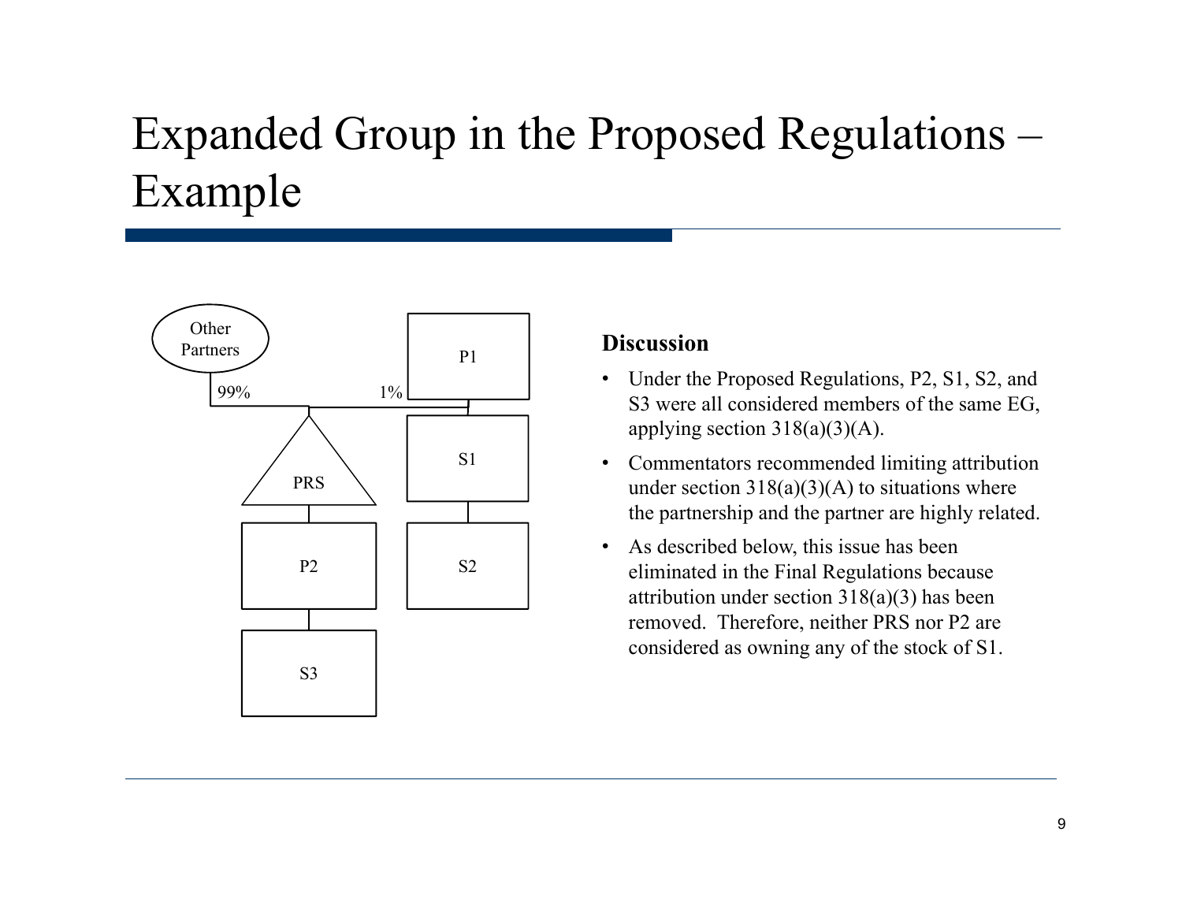# Expanded Group in the Proposed Regulations – Example

Other Partners

99%

1%

P1

PRS

S1

P2

S2

S3

**Discussion**

- Under the Proposed Regulations, P2, S1, S2, and S3 were all considered members of the same EG, applying section 318(a)(3)(A).
- Commentators recommended limiting attribution under section 318(a)(3)(A) to situations where the partnership and the partner are highly related.
- As described below, this issue has been eliminated in the Final Regulations because attribution under section 318(a)(3) has been removed. Therefore, neither PRS nor P2 are considered as owning any of the stock of S1.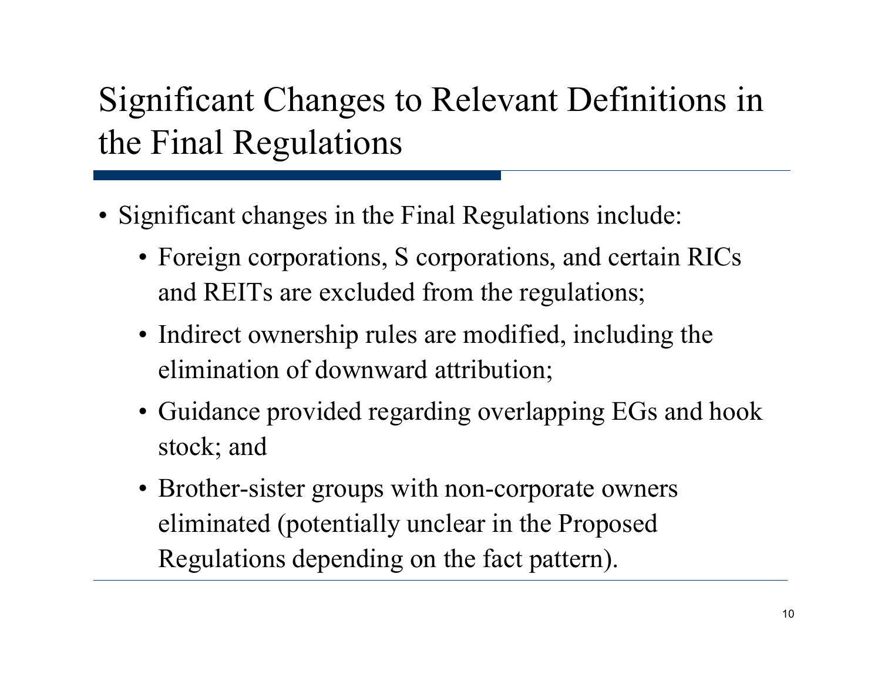# Significant Changes to Relevant Definitions in the Final Regulations

- Significant changes in the Final Regulations include:
  - Foreign corporations, S corporations, and certain RICs and REITs are excluded from the regulations;
  - Indirect ownership rules are modified, including the elimination of downward attribution;
  - Guidance provided regarding overlapping EGs and hook stock; and
  - Brother-sister groups with non-corporate owners eliminated (potentially unclear in the Proposed Regulations depending on the fact pattern).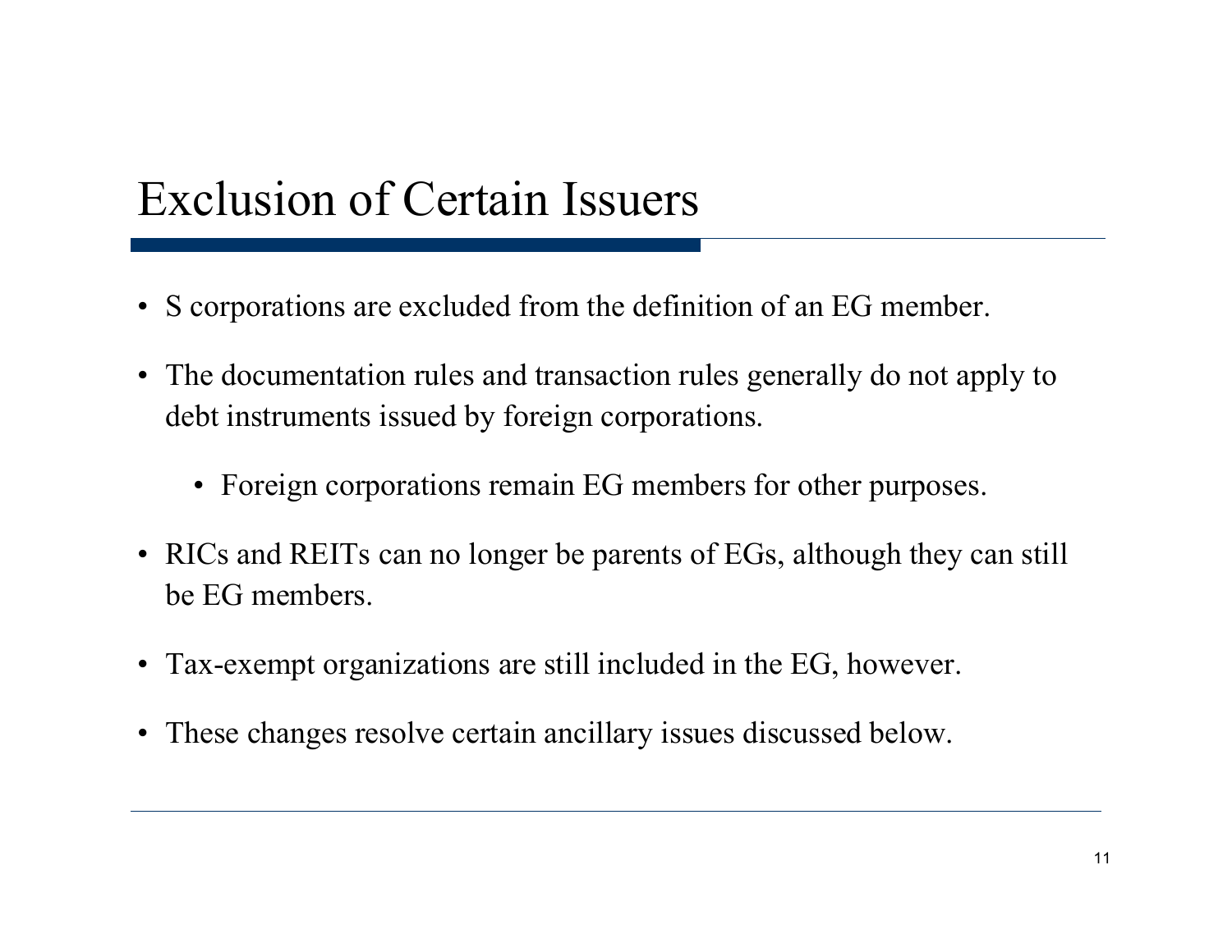# Exclusion of Certain Issuers

- S corporations are excluded from the definition of an EG member.
- The documentation rules and transaction rules generally do not apply to debt instruments issued by foreign corporations.
  - Foreign corporations remain EG members for other purposes.
- RICs and REITs can no longer be parents of EGs, although they can still be EG members.
- Tax-exempt organizations are still included in the EG, however.
- These changes resolve certain ancillary issues discussed below.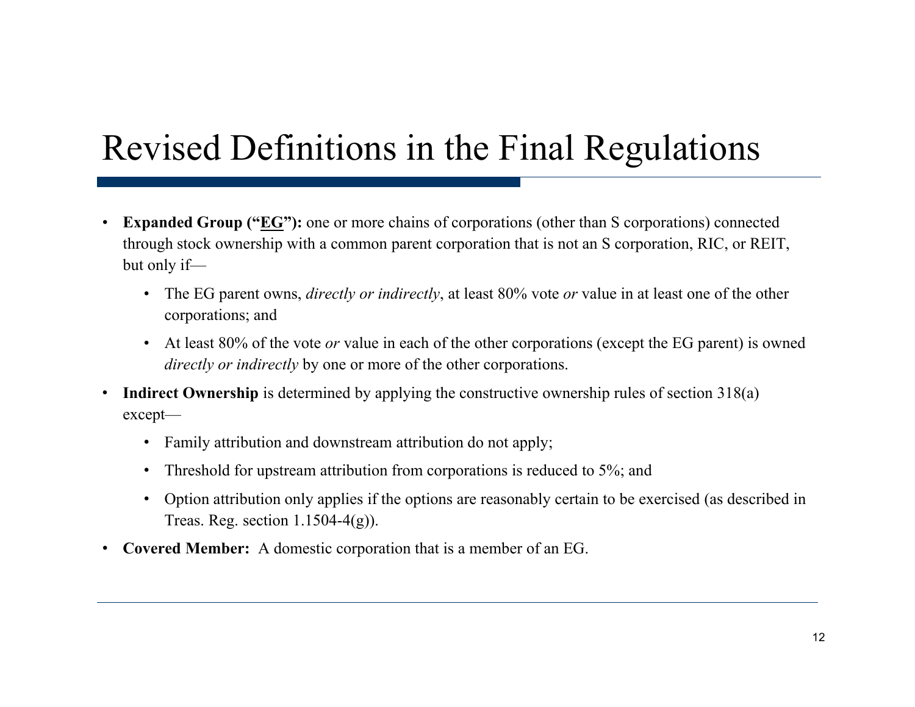# Revised Definitions in the Final Regulations

- **Expanded Group ("<u>EG</u>"):** one or more chains of corporations (other than S corporations) connected through stock ownership with a common parent corporation that is not an S corporation, RIC, or REIT, but only if—
  - The EG parent owns, *directly or indirectly*, at least 80% vote *or* value in at least one of the other corporations; and
  - At least 80% of the vote *or* value in each of the other corporations (except the EG parent) is owned *directly or indirectly* by one or more of the other corporations.
- **Indirect Ownership** is determined by applying the constructive ownership rules of section 318(a) except—
  - Family attribution and downstream attribution do not apply;
  - Threshold for upstream attribution from corporations is reduced to 5%; and
  - Option attribution only applies if the options are reasonably certain to be exercised (as described in Treas. Reg. section 1.1504-4(g)).
- **Covered Member:** A domestic corporation that is a member of an EG.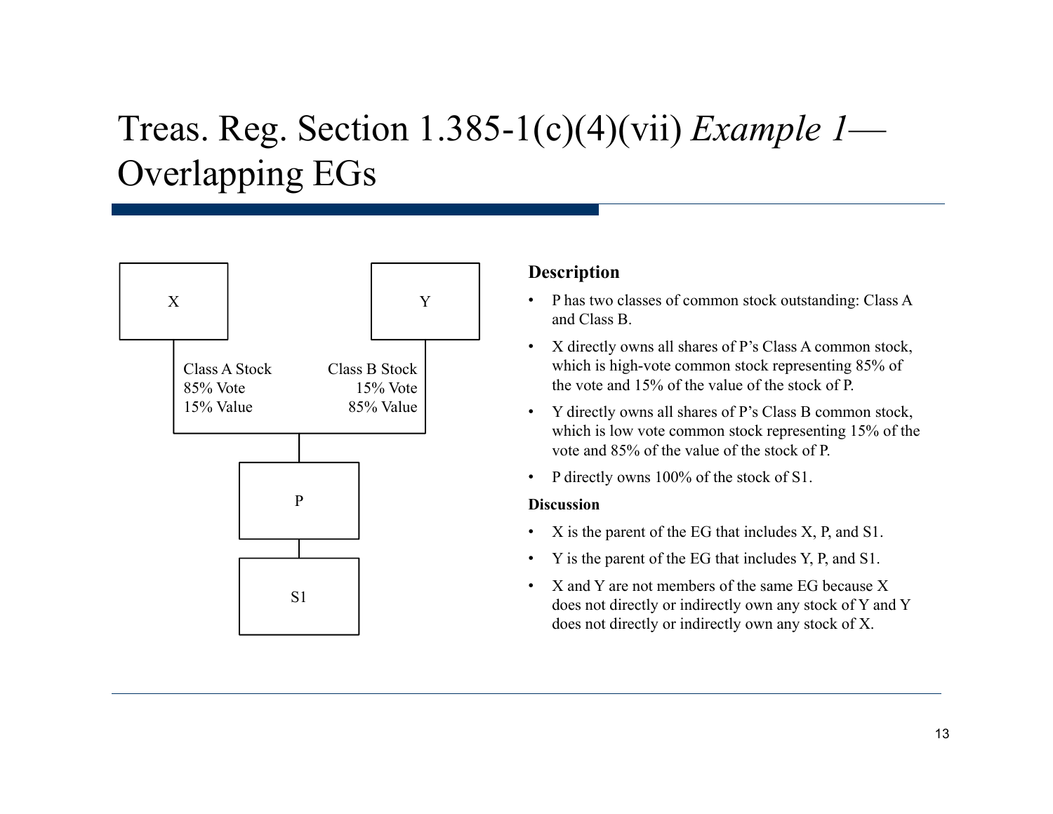# Treas. Reg. Section 1.385-1(c)(4)(vii) *Example 1*—Overlapping EGs

X

Y

Class A Stock
85% Vote
15% Value

Class B Stock
15% Vote
85% Value

P

S1

**Description**

- P has two classes of common stock outstanding: Class A and Class B.
- X directly owns all shares of P's Class A common stock, which is high-vote common stock representing 85% of the vote and 15% of the value of the stock of P.
- Y directly owns all shares of P's Class B common stock, which is low vote common stock representing 15% of the vote and 85% of the value of the stock of P.
- P directly owns 100% of the stock of S1.

**Discussion**

- X is the parent of the EG that includes X, P, and S1.
- Y is the parent of the EG that includes Y, P, and S1.
- X and Y are not members of the same EG because X does not directly or indirectly own any stock of Y and Y does not directly or indirectly own any stock of X.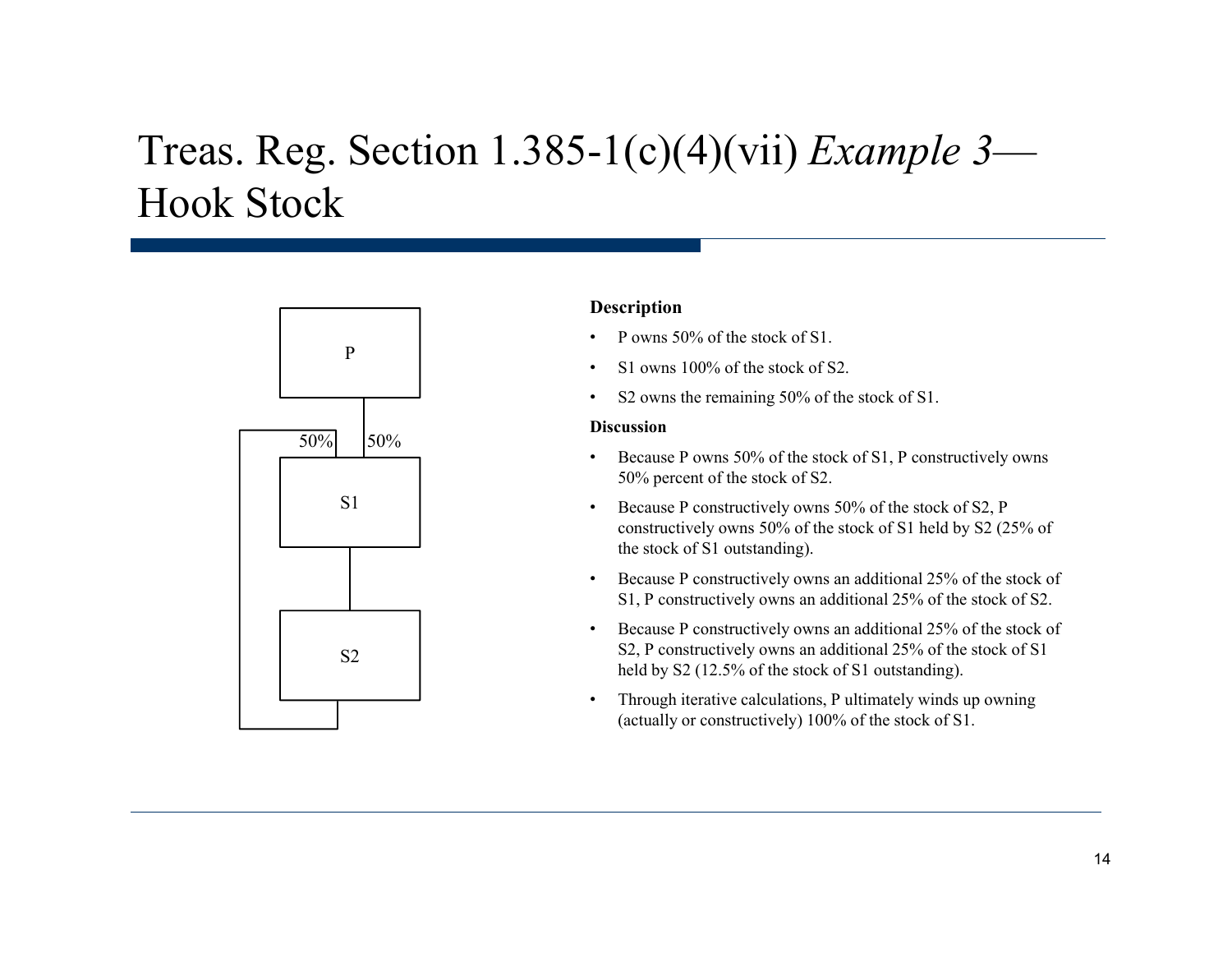# Treas. Reg. Section 1.385-1(c)(4)(vii) *Example 3*—Hook Stock

**Description**

- P owns 50% of the stock of S1.
- S1 owns 100% of the stock of S2.
- S2 owns the remaining 50% of the stock of S1.

**Discussion**

- Because P owns 50% of the stock of S1, P constructively owns 50% percent of the stock of S2.
- Because P constructively owns 50% of the stock of S2, P constructively owns 50% of the stock of S1 held by S2 (25% of the stock of S1 outstanding).
- Because P constructively owns an additional 25% of the stock of S1, P constructively owns an additional 25% of the stock of S2.
- Because P constructively owns an additional 25% of the stock of S2, P constructively owns an additional 25% of the stock of S1 held by S2 (12.5% of the stock of S1 outstanding).
- Through iterative calculations, P ultimately winds up owning (actually or constructively) 100% of the stock of S1.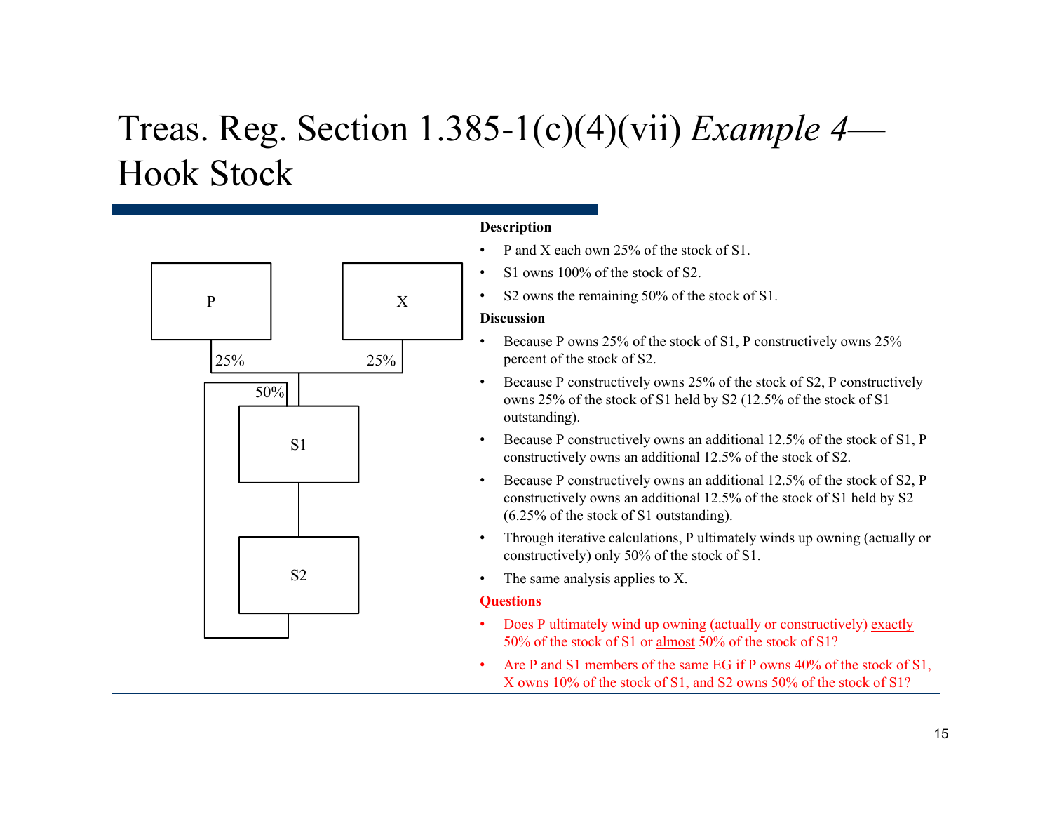# Treas. Reg. Section 1.385-1(c)(4)(vii) *Example 4*—Hook Stock

**Description**

- P and X each own 25% of the stock of S1.
- S1 owns 100% of the stock of S2.
- S2 owns the remaining 50% of the stock of S1.

**Discussion**

- Because P owns 25% of the stock of S1, P constructively owns 25% percent of the stock of S2.
- Because P constructively owns 25% of the stock of S2, P constructively owns 25% of the stock of S1 held by S2 (12.5% of the stock of S1 outstanding).
- Because P constructively owns an additional 12.5% of the stock of S1, P constructively owns an additional 12.5% of the stock of S2.
- Because P constructively owns an additional 12.5% of the stock of S2, P constructively owns an additional 12.5% of the stock of S1 held by S2 (6.25% of the stock of S1 outstanding).
- Through iterative calculations, P ultimately winds up owning (actually or constructively) only 50% of the stock of S1.
- The same analysis applies to X.

**Questions**

- Does P ultimately wind up owning (actually or constructively) exactly 50% of the stock of S1 or almost 50% of the stock of S1?
- Are P and S1 members of the same EG if P owns 40% of the stock of S1, X owns 10% of the stock of S1, and S2 owns 50% of the stock of S1?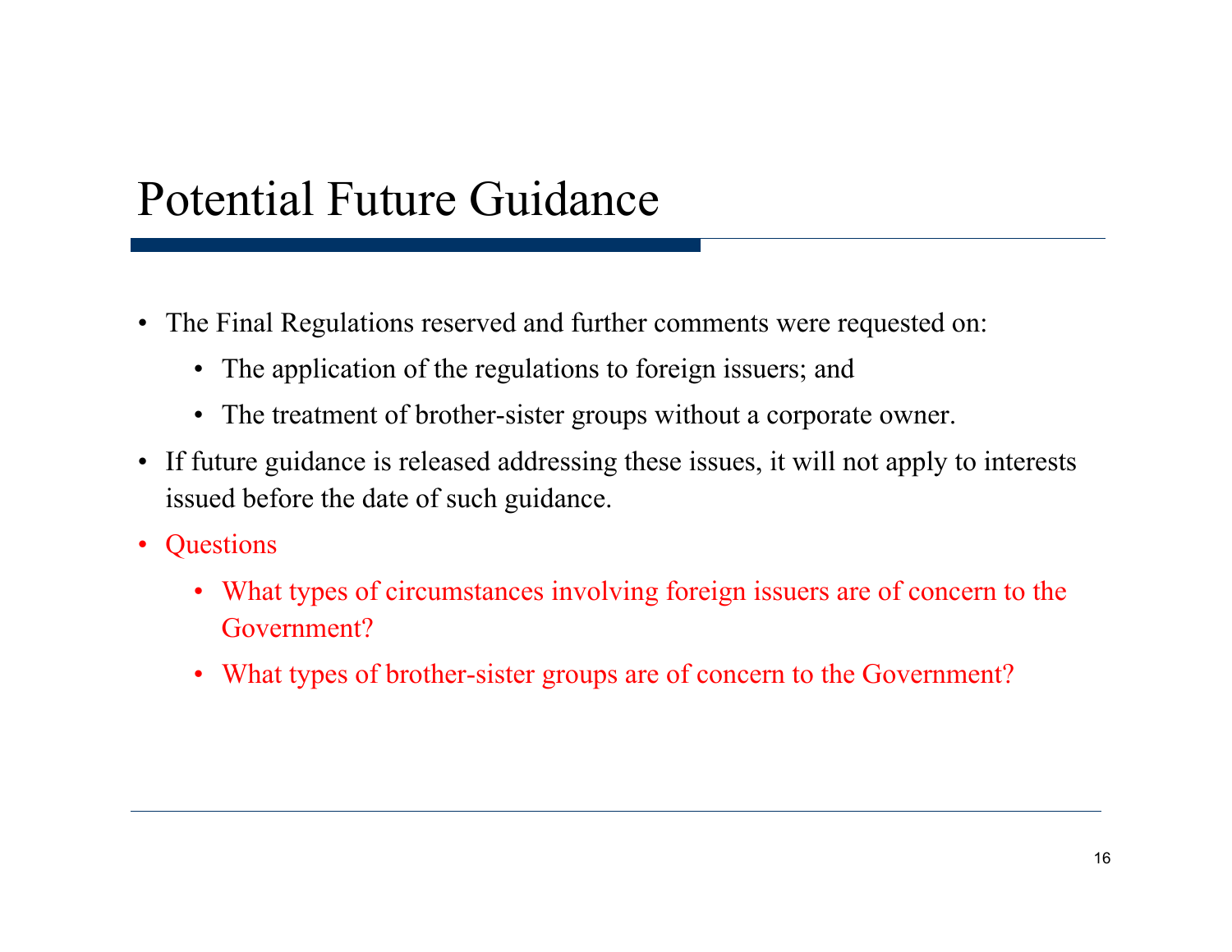# Potential Future Guidance

- The Final Regulations reserved and further comments were requested on:
  - The application of the regulations to foreign issuers; and
  - The treatment of brother-sister groups without a corporate owner.
- If future guidance is released addressing these issues, it will not apply to interests issued before the date of such guidance.
- Questions
  - What types of circumstances involving foreign issuers are of concern to the Government?
  - What types of brother-sister groups are of concern to the Government?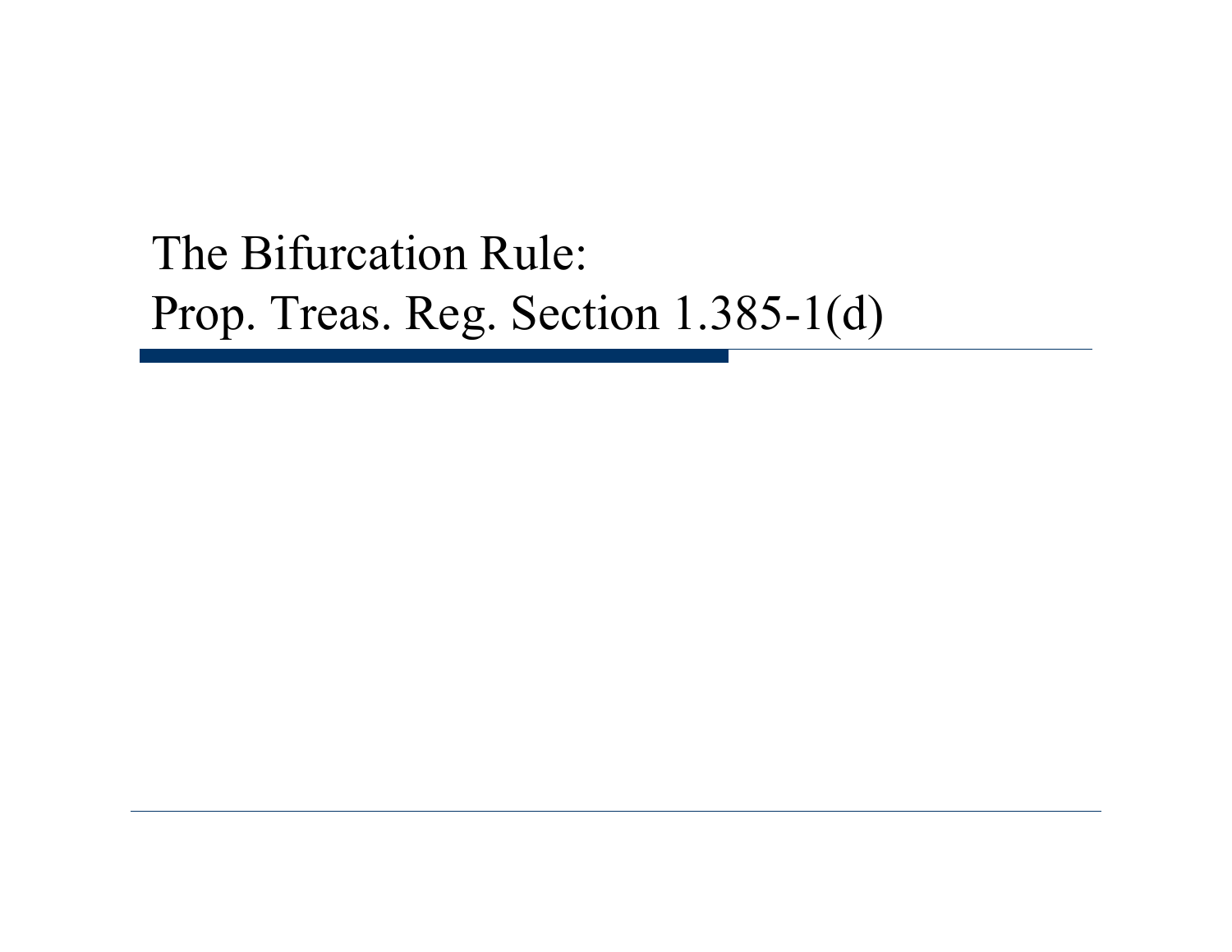# The Bifurcation Rule:
# Prop. Treas. Reg. Section 1.385-1(d)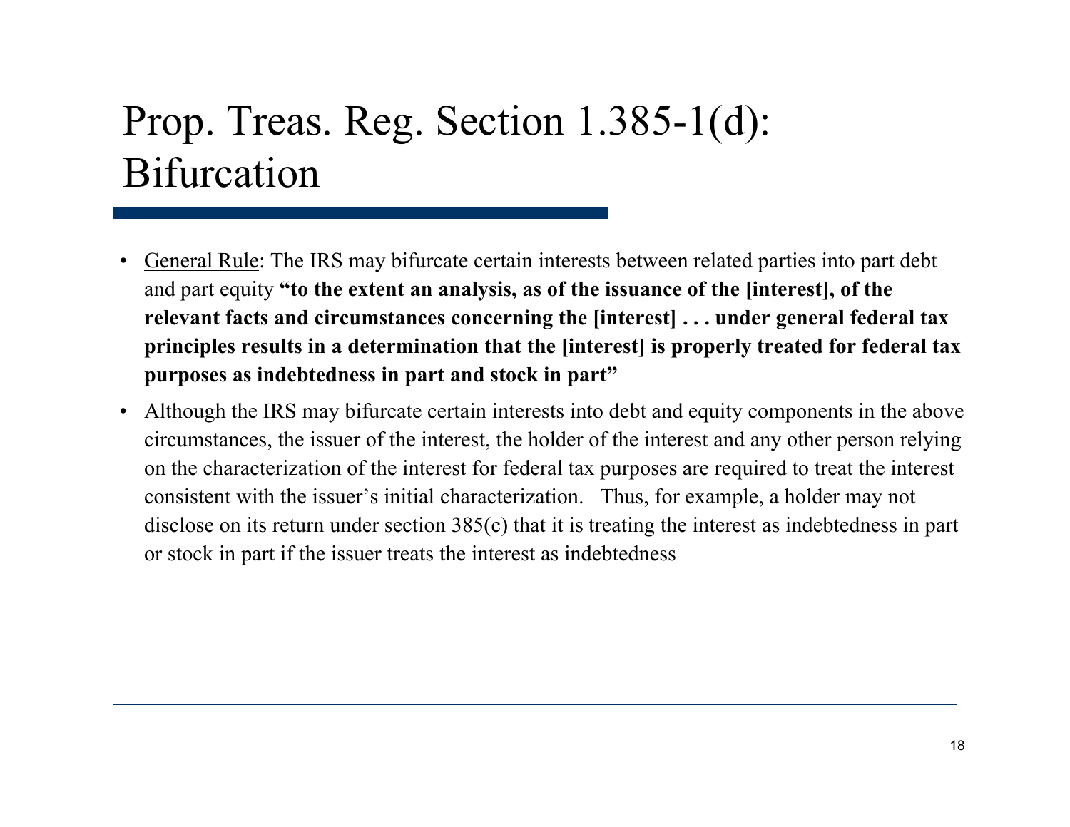# Prop. Treas. Reg. Section 1.385-1(d): Bifurcation

- General Rule: The IRS may bifurcate certain interests between related parties into part debt and part equity **"to the extent an analysis, as of the issuance of the [interest], of the relevant facts and circumstances concerning the [interest] . . . under general federal tax principles results in a determination that the [interest] is properly treated for federal tax purposes as indebtedness in part and stock in part"**
- Although the IRS may bifurcate certain interests into debt and equity components in the above circumstances, the issuer of the interest, the holder of the interest and any other person relying on the characterization of the interest for federal tax purposes are required to treat the interest consistent with the issuer's initial characterization. Thus, for example, a holder may not disclose on its return under section 385(c) that it is treating the interest as indebtedness in part or stock in part if the issuer treats the interest as indebtedness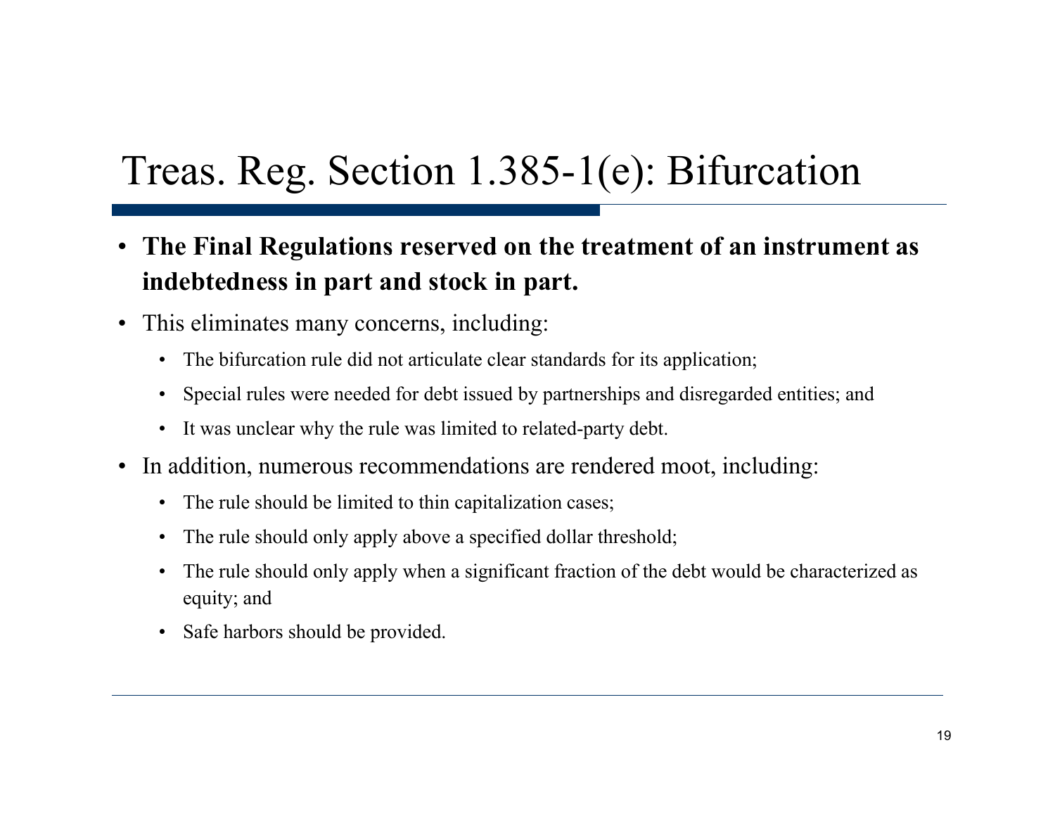# Treas. Reg. Section 1.385-1(e): Bifurcation

- **The Final Regulations reserved on the treatment of an instrument as indebtedness in part and stock in part.**
- This eliminates many concerns, including:
  - The bifurcation rule did not articulate clear standards for its application;
  - Special rules were needed for debt issued by partnerships and disregarded entities; and
  - It was unclear why the rule was limited to related-party debt.
- In addition, numerous recommendations are rendered moot, including:
  - The rule should be limited to thin capitalization cases;
  - The rule should only apply above a specified dollar threshold;
  - The rule should only apply when a significant fraction of the debt would be characterized as equity; and
  - Safe harbors should be provided.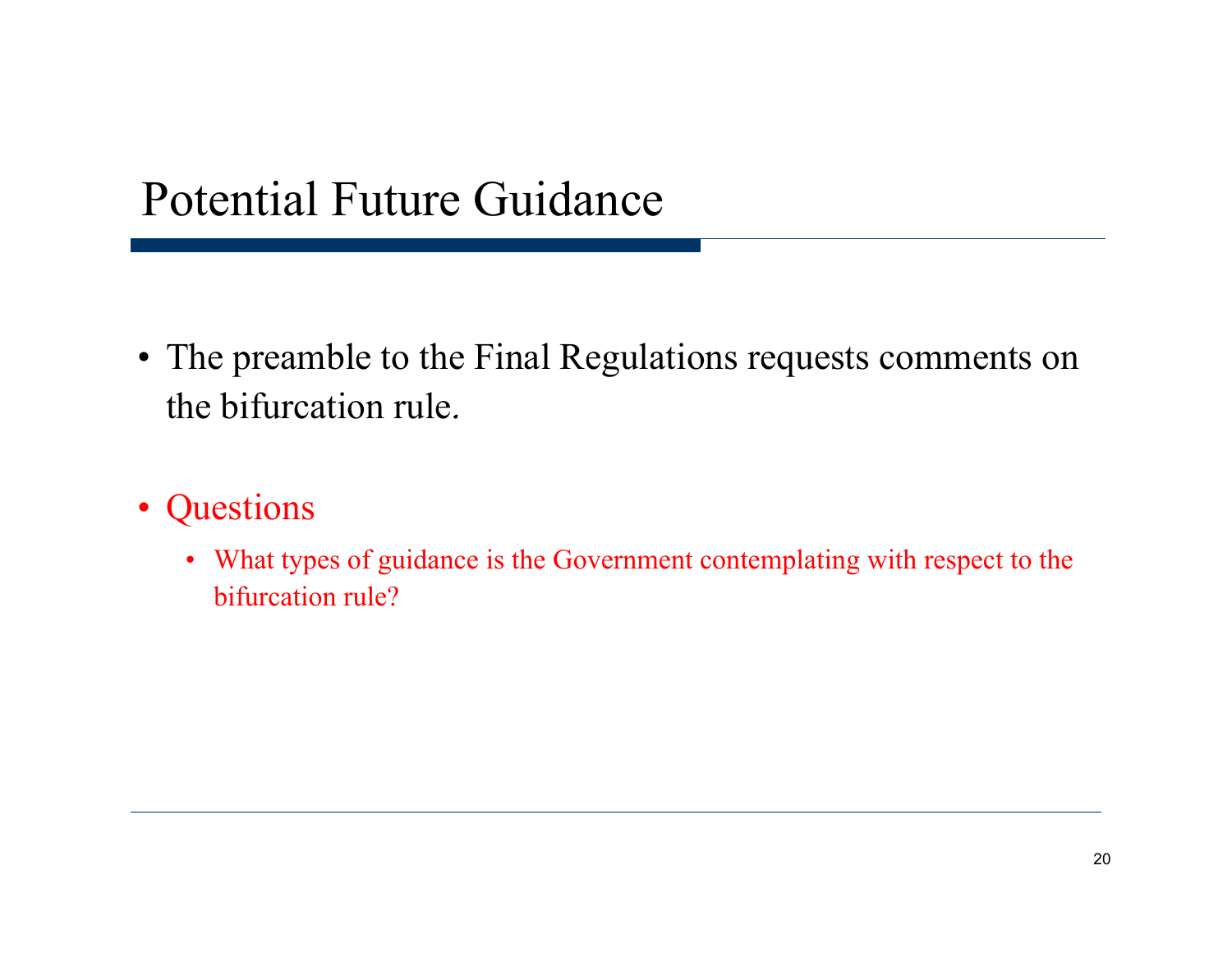# Potential Future Guidance

- The preamble to the Final Regulations requests comments on the bifurcation rule.

- Questions
  - What types of guidance is the Government contemplating with respect to the bifurcation rule?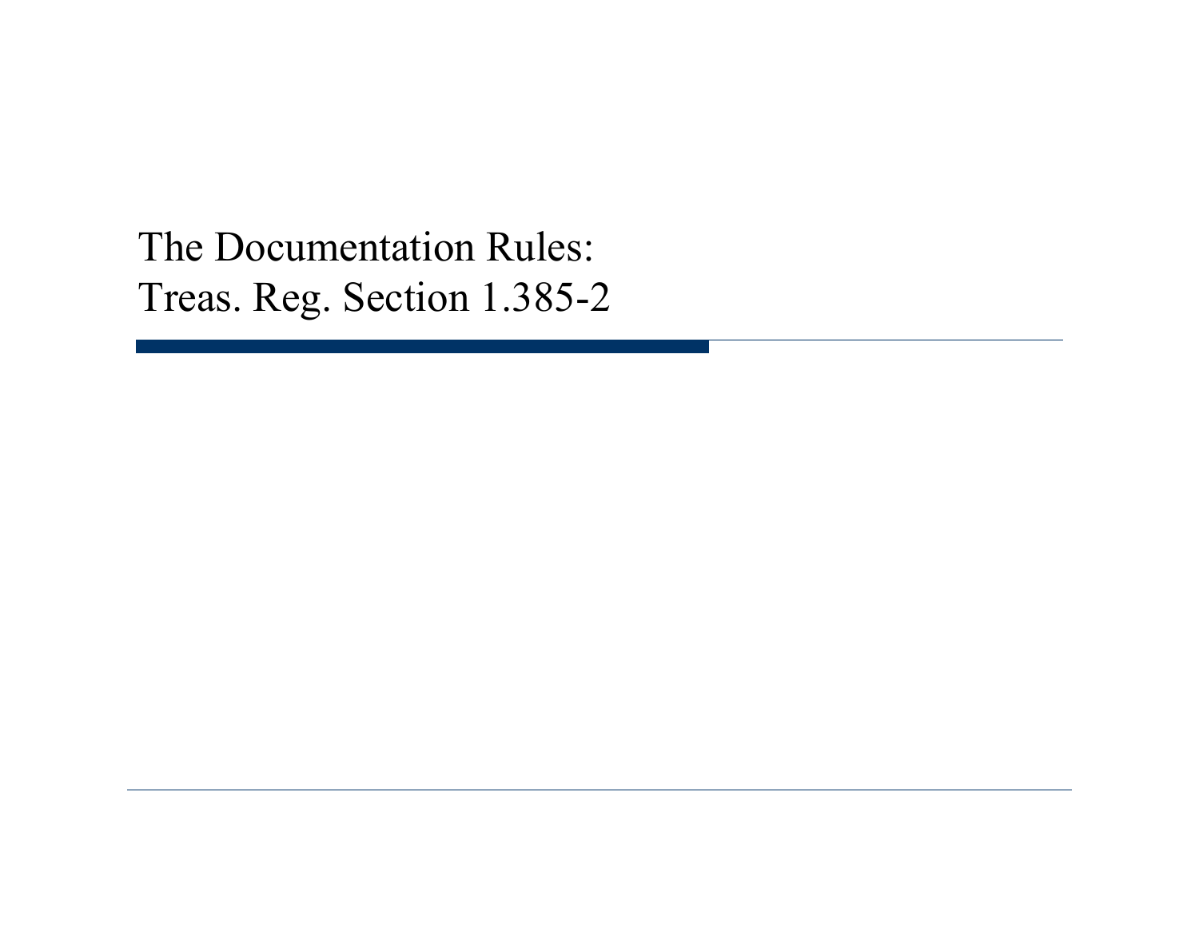# The Documentation Rules: Treas. Reg. Section 1.385-2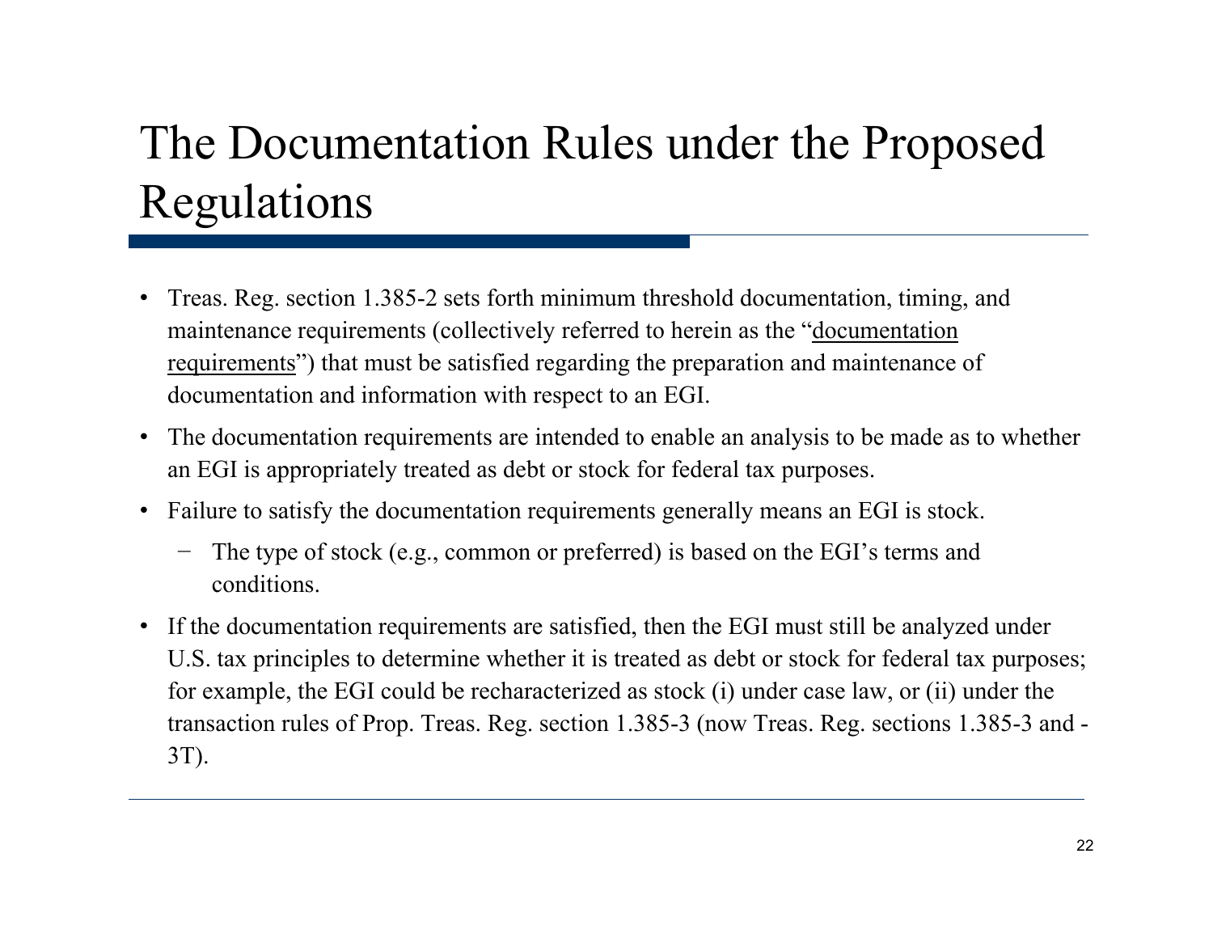# The Documentation Rules under the Proposed Regulations

- Treas. Reg. section 1.385-2 sets forth minimum threshold documentation, timing, and maintenance requirements (collectively referred to herein as the "documentation requirements") that must be satisfied regarding the preparation and maintenance of documentation and information with respect to an EGI.
- The documentation requirements are intended to enable an analysis to be made as to whether an EGI is appropriately treated as debt or stock for federal tax purposes.
- Failure to satisfy the documentation requirements generally means an EGI is stock.
  - The type of stock (e.g., common or preferred) is based on the EGI's terms and conditions.
- If the documentation requirements are satisfied, then the EGI must still be analyzed under U.S. tax principles to determine whether it is treated as debt or stock for federal tax purposes; for example, the EGI could be recharacterized as stock (i) under case law, or (ii) under the transaction rules of Prop. Treas. Reg. section 1.385-3 (now Treas. Reg. sections 1.385-3 and -3T).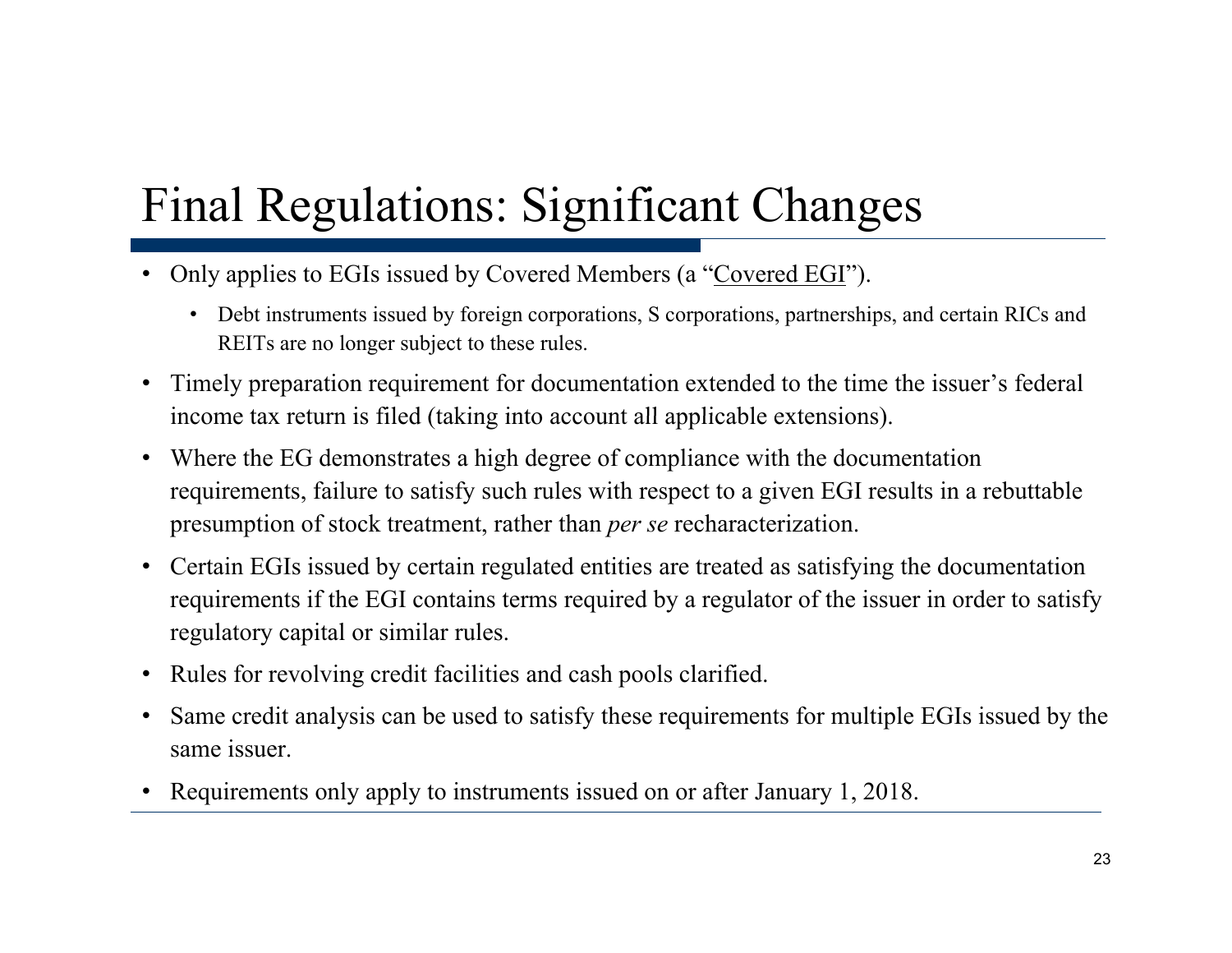# Final Regulations: Significant Changes

- Only applies to EGIs issued by Covered Members (a "Covered EGI").
  - Debt instruments issued by foreign corporations, S corporations, partnerships, and certain RICs and REITs are no longer subject to these rules.
- Timely preparation requirement for documentation extended to the time the issuer's federal income tax return is filed (taking into account all applicable extensions).
- Where the EG demonstrates a high degree of compliance with the documentation requirements, failure to satisfy such rules with respect to a given EGI results in a rebuttable presumption of stock treatment, rather than *per se* recharacterization.
- Certain EGIs issued by certain regulated entities are treated as satisfying the documentation requirements if the EGI contains terms required by a regulator of the issuer in order to satisfy regulatory capital or similar rules.
- Rules for revolving credit facilities and cash pools clarified.
- Same credit analysis can be used to satisfy these requirements for multiple EGIs issued by the same issuer.
- Requirements only apply to instruments issued on or after January 1, 2018.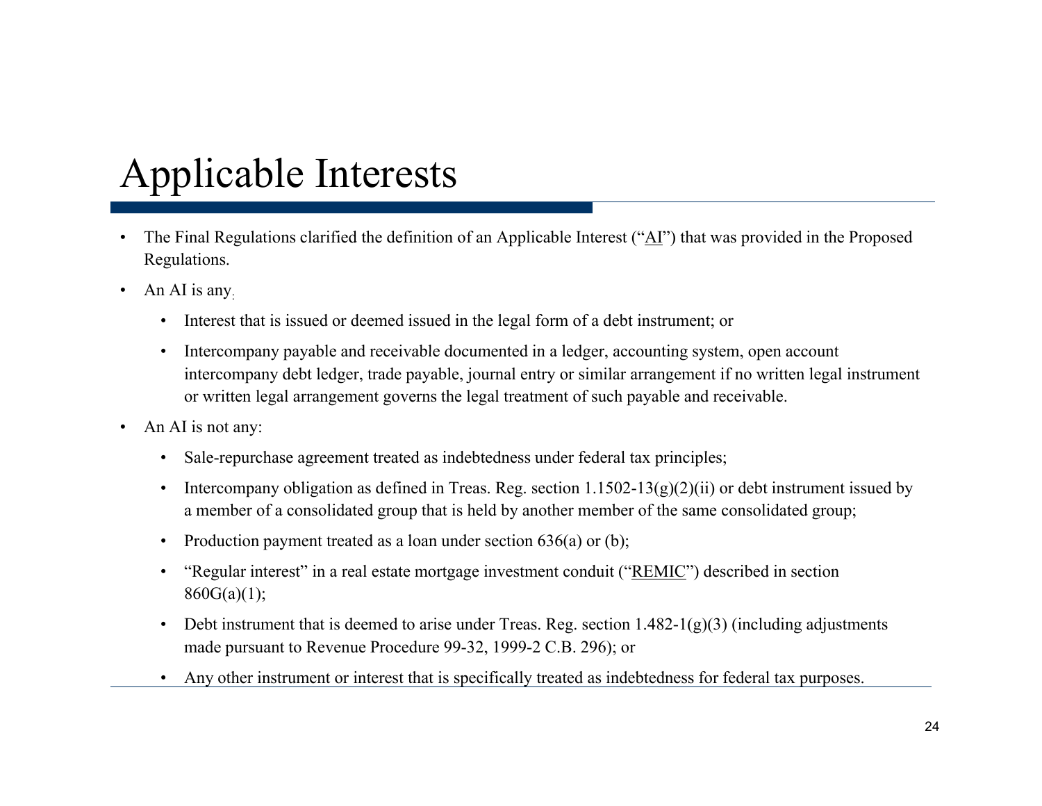# Applicable Interests

- The Final Regulations clarified the definition of an Applicable Interest ("AI") that was provided in the Proposed Regulations.
- An AI is any:
  - Interest that is issued or deemed issued in the legal form of a debt instrument; or
  - Intercompany payable and receivable documented in a ledger, accounting system, open account intercompany debt ledger, trade payable, journal entry or similar arrangement if no written legal instrument or written legal arrangement governs the legal treatment of such payable and receivable.
- An AI is not any:
  - Sale-repurchase agreement treated as indebtedness under federal tax principles;
  - Intercompany obligation as defined in Treas. Reg. section 1.1502-13(g)(2)(ii) or debt instrument issued by a member of a consolidated group that is held by another member of the same consolidated group;
  - Production payment treated as a loan under section 636(a) or (b);
  - "Regular interest" in a real estate mortgage investment conduit ("REMIC") described in section 860G(a)(1);
  - Debt instrument that is deemed to arise under Treas. Reg. section 1.482-1(g)(3) (including adjustments made pursuant to Revenue Procedure 99-32, 1999-2 C.B. 296); or
  - Any other instrument or interest that is specifically treated as indebtedness for federal tax purposes.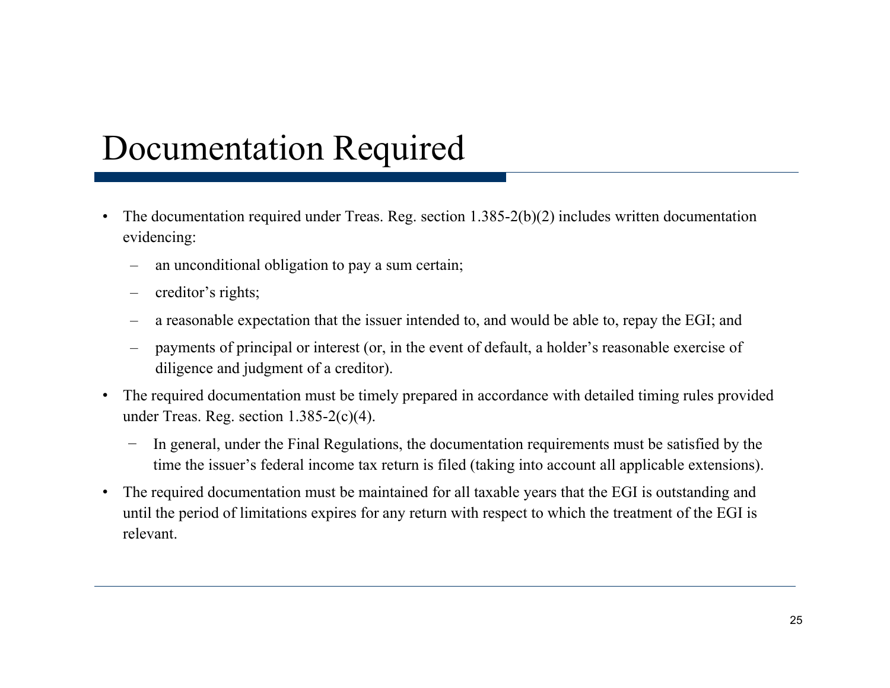# Documentation Required

- The documentation required under Treas. Reg. section 1.385-2(b)(2) includes written documentation evidencing:
  - an unconditional obligation to pay a sum certain;
  - creditor's rights;
  - a reasonable expectation that the issuer intended to, and would be able to, repay the EGI; and
  - payments of principal or interest (or, in the event of default, a holder's reasonable exercise of diligence and judgment of a creditor).
- The required documentation must be timely prepared in accordance with detailed timing rules provided under Treas. Reg. section 1.385-2(c)(4).
  - In general, under the Final Regulations, the documentation requirements must be satisfied by the time the issuer's federal income tax return is filed (taking into account all applicable extensions).
- The required documentation must be maintained for all taxable years that the EGI is outstanding and until the period of limitations expires for any return with respect to which the treatment of the EGI is relevant.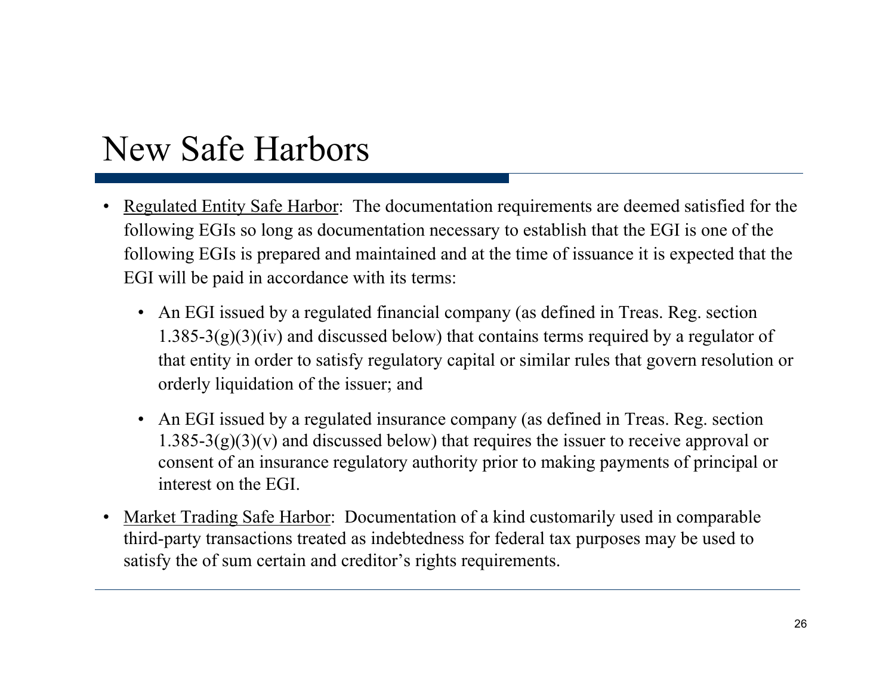# New Safe Harbors

- <u>Regulated Entity Safe Harbor</u>: The documentation requirements are deemed satisfied for the following EGIs so long as documentation necessary to establish that the EGI is one of the following EGIs is prepared and maintained and at the time of issuance it is expected that the EGI will be paid in accordance with its terms:
  - An EGI issued by a regulated financial company (as defined in Treas. Reg. section 1.385-3(g)(3)(iv) and discussed below) that contains terms required by a regulator of that entity in order to satisfy regulatory capital or similar rules that govern resolution or orderly liquidation of the issuer; and
  - An EGI issued by a regulated insurance company (as defined in Treas. Reg. section 1.385-3(g)(3)(v) and discussed below) that requires the issuer to receive approval or consent of an insurance regulatory authority prior to making payments of principal or interest on the EGI.
- <u>Market Trading Safe Harbor</u>: Documentation of a kind customarily used in comparable third-party transactions treated as indebtedness for federal tax purposes may be used to satisfy the of sum certain and creditor's rights requirements.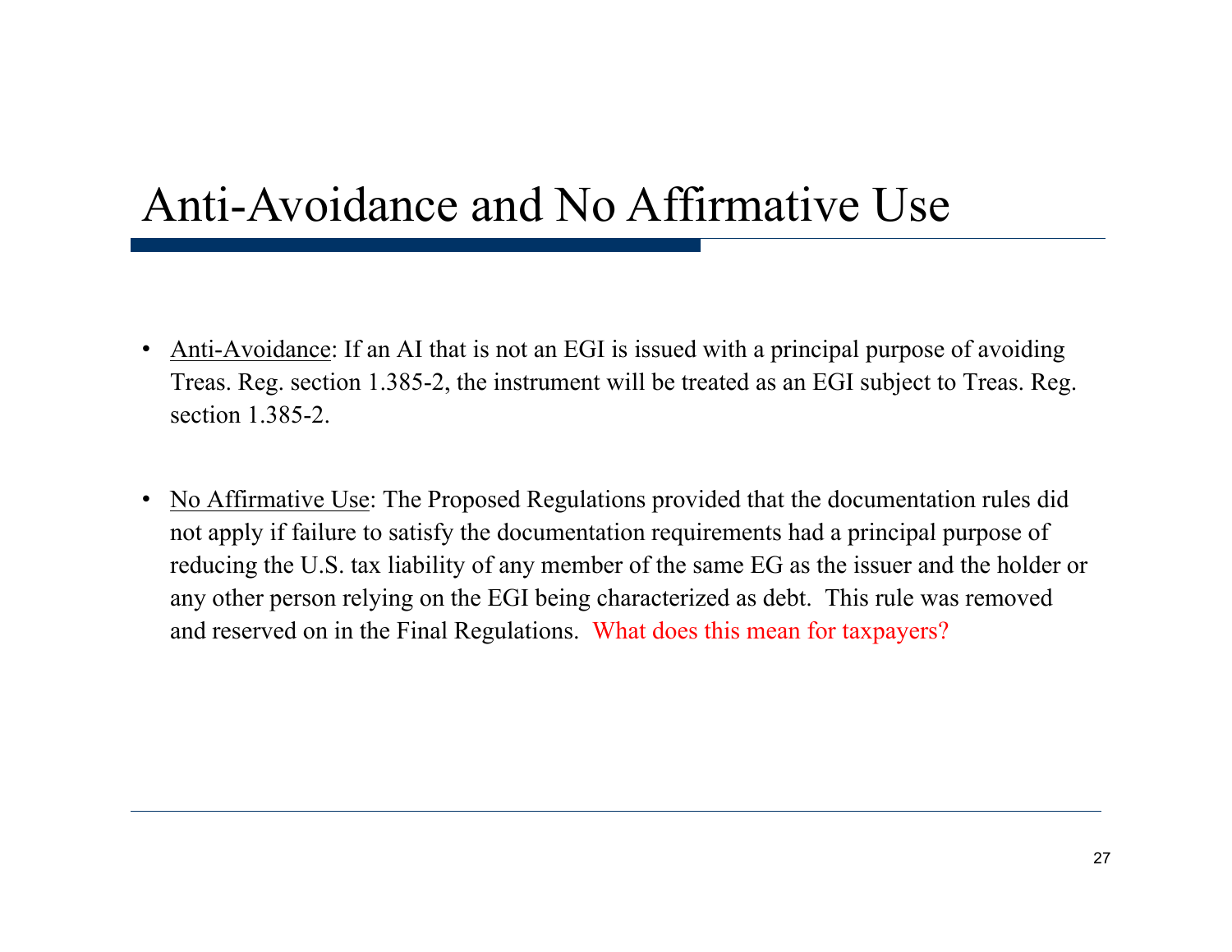# Anti-Avoidance and No Affirmative Use

- Anti-Avoidance: If an AI that is not an EGI is issued with a principal purpose of avoiding Treas. Reg. section 1.385-2, the instrument will be treated as an EGI subject to Treas. Reg. section 1.385-2.

- No Affirmative Use: The Proposed Regulations provided that the documentation rules did not apply if failure to satisfy the documentation requirements had a principal purpose of reducing the U.S. tax liability of any member of the same EG as the issuer and the holder or any other person relying on the EGI being characterized as debt. This rule was removed and reserved on in the Final Regulations. What does this mean for taxpayers?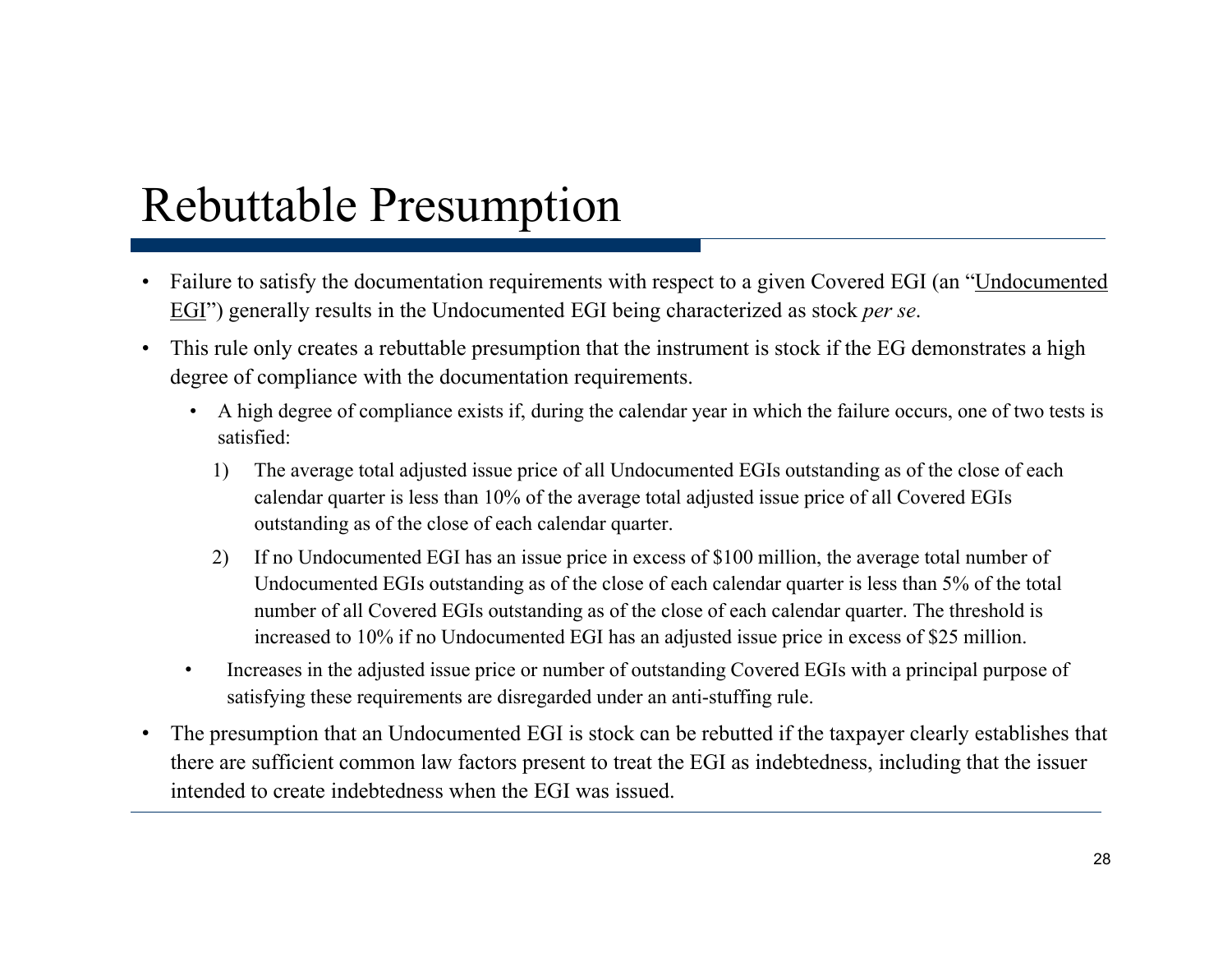# Rebuttable Presumption

- Failure to satisfy the documentation requirements with respect to a given Covered EGI (an "Undocumented EGI") generally results in the Undocumented EGI being characterized as stock *per se*.
- This rule only creates a rebuttable presumption that the instrument is stock if the EG demonstrates a high degree of compliance with the documentation requirements.
  - A high degree of compliance exists if, during the calendar year in which the failure occurs, one of two tests is satisfied:
    1) The average total adjusted issue price of all Undocumented EGIs outstanding as of the close of each calendar quarter is less than 10% of the average total adjusted issue price of all Covered EGIs outstanding as of the close of each calendar quarter.
    2) If no Undocumented EGI has an issue price in excess of $100 million, the average total number of Undocumented EGIs outstanding as of the close of each calendar quarter is less than 5% of the total number of all Covered EGIs outstanding as of the close of each calendar quarter. The threshold is increased to 10% if no Undocumented EGI has an adjusted issue price in excess of $25 million.
  - Increases in the adjusted issue price or number of outstanding Covered EGIs with a principal purpose of satisfying these requirements are disregarded under an anti-stuffing rule.
- The presumption that an Undocumented EGI is stock can be rebutted if the taxpayer clearly establishes that there are sufficient common law factors present to treat the EGI as indebtedness, including that the issuer intended to create indebtedness when the EGI was issued.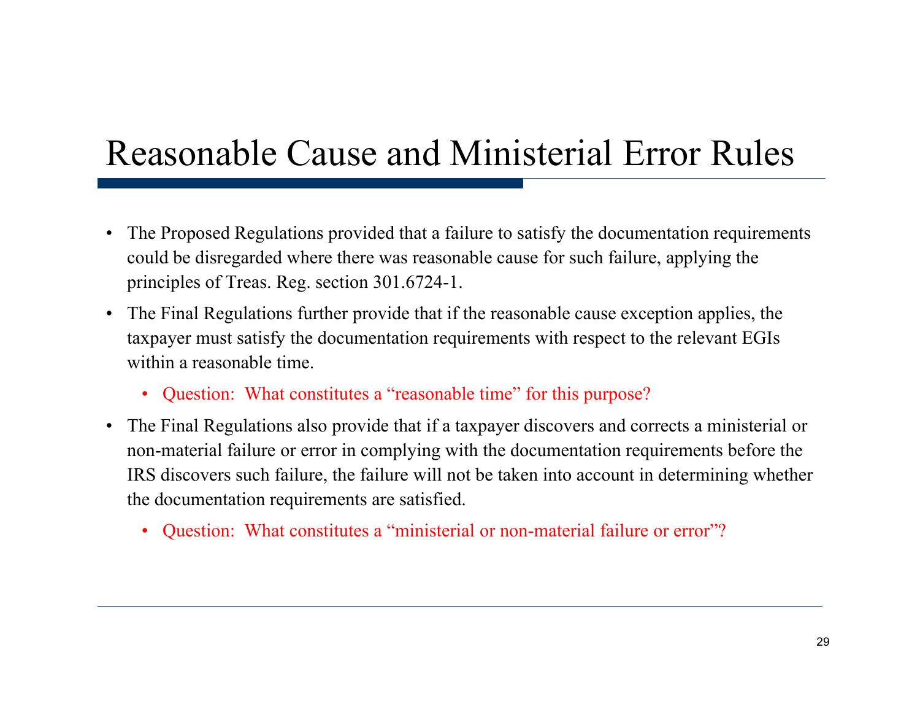# Reasonable Cause and Ministerial Error Rules

- The Proposed Regulations provided that a failure to satisfy the documentation requirements could be disregarded where there was reasonable cause for such failure, applying the principles of Treas. Reg. section 301.6724-1.
- The Final Regulations further provide that if the reasonable cause exception applies, the taxpayer must satisfy the documentation requirements with respect to the relevant EGIs within a reasonable time.
  - Question: What constitutes a "reasonable time" for this purpose?
- The Final Regulations also provide that if a taxpayer discovers and corrects a ministerial or non-material failure or error in complying with the documentation requirements before the IRS discovers such failure, the failure will not be taken into account in determining whether the documentation requirements are satisfied.
  - Question: What constitutes a "ministerial or non-material failure or error"?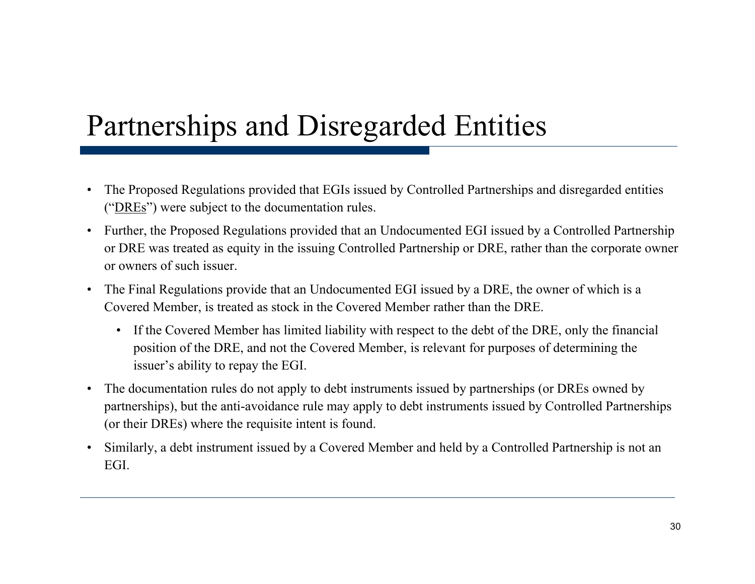# Partnerships and Disregarded Entities

- The Proposed Regulations provided that EGIs issued by Controlled Partnerships and disregarded entities ("DREs") were subject to the documentation rules.
- Further, the Proposed Regulations provided that an Undocumented EGI issued by a Controlled Partnership or DRE was treated as equity in the issuing Controlled Partnership or DRE, rather than the corporate owner or owners of such issuer.
- The Final Regulations provide that an Undocumented EGI issued by a DRE, the owner of which is a Covered Member, is treated as stock in the Covered Member rather than the DRE.
  - If the Covered Member has limited liability with respect to the debt of the DRE, only the financial position of the DRE, and not the Covered Member, is relevant for purposes of determining the issuer's ability to repay the EGI.
- The documentation rules do not apply to debt instruments issued by partnerships (or DREs owned by partnerships), but the anti-avoidance rule may apply to debt instruments issued by Controlled Partnerships (or their DREs) where the requisite intent is found.
- Similarly, a debt instrument issued by a Covered Member and held by a Controlled Partnership is not an EGI.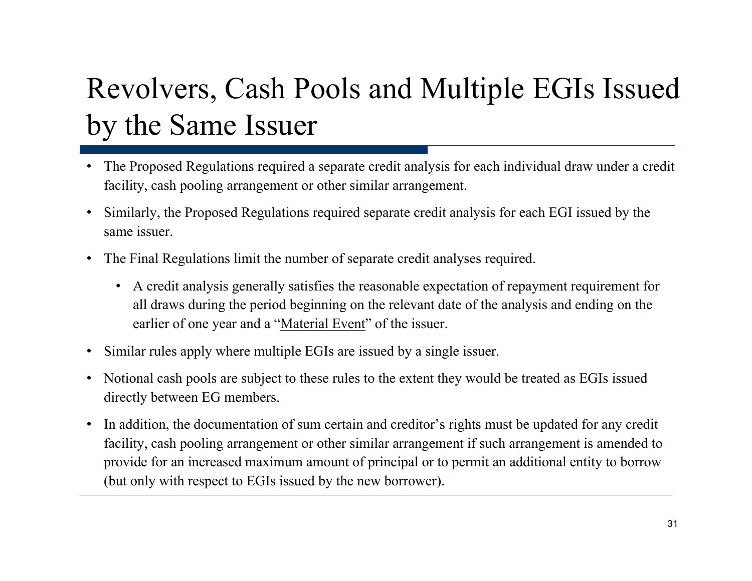# Revolvers, Cash Pools and Multiple EGIs Issued by the Same Issuer

- The Proposed Regulations required a separate credit analysis for each individual draw under a credit facility, cash pooling arrangement or other similar arrangement.
- Similarly, the Proposed Regulations required separate credit analysis for each EGI issued by the same issuer.
- The Final Regulations limit the number of separate credit analyses required.
  - A credit analysis generally satisfies the reasonable expectation of repayment requirement for all draws during the period beginning on the relevant date of the analysis and ending on the earlier of one year and a "<u>Material Event</u>" of the issuer.
- Similar rules apply where multiple EGIs are issued by a single issuer.
- Notional cash pools are subject to these rules to the extent they would be treated as EGIs issued directly between EG members.
- In addition, the documentation of sum certain and creditor's rights must be updated for any credit facility, cash pooling arrangement or other similar arrangement if such arrangement is amended to provide for an increased maximum amount of principal or to permit an additional entity to borrow (but only with respect to EGIs issued by the new borrower).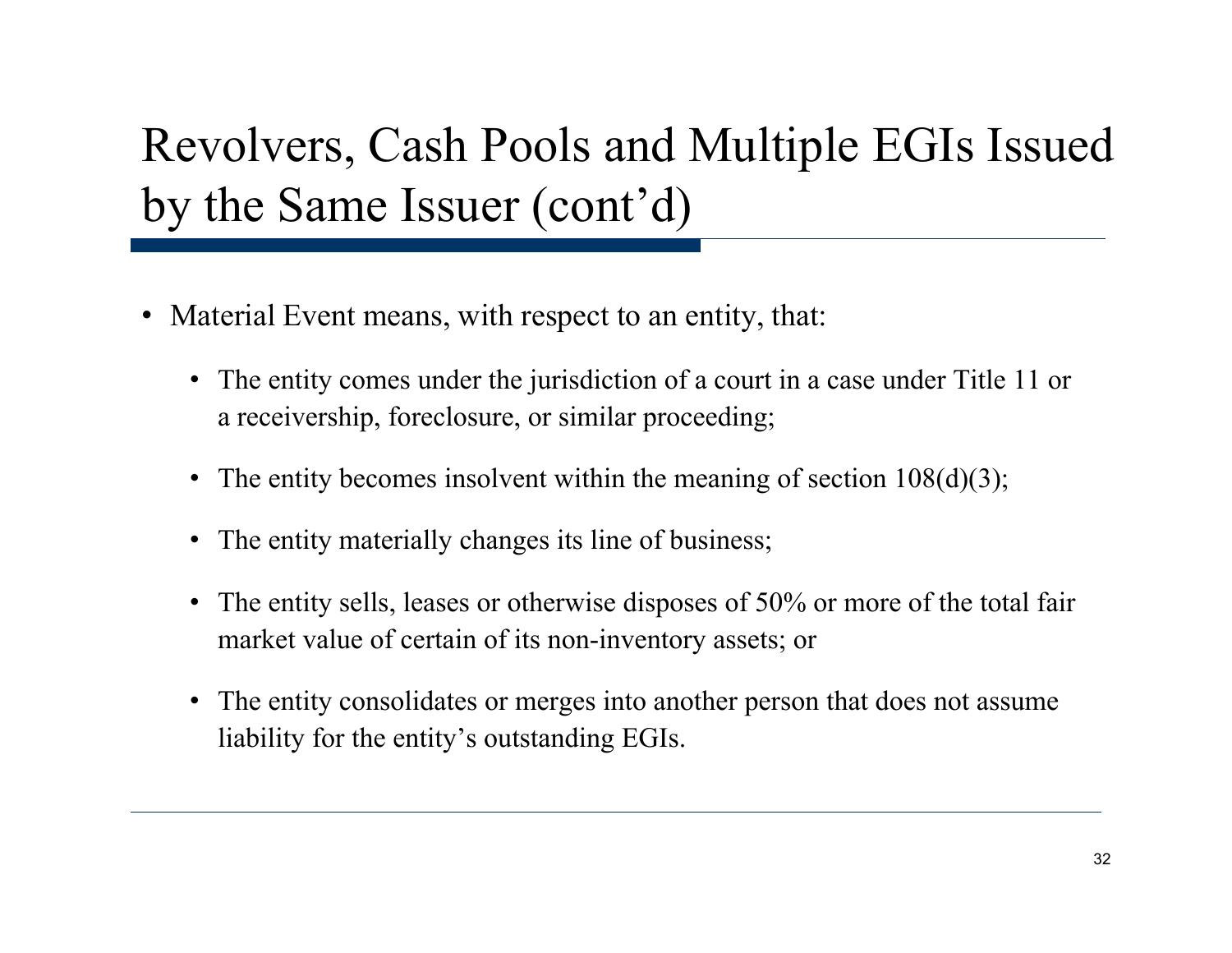# Revolvers, Cash Pools and Multiple EGIs Issued by the Same Issuer (cont'd)

- Material Event means, with respect to an entity, that:
  - The entity comes under the jurisdiction of a court in a case under Title 11 or a receivership, foreclosure, or similar proceeding;
  - The entity becomes insolvent within the meaning of section 108(d)(3);
  - The entity materially changes its line of business;
  - The entity sells, leases or otherwise disposes of 50% or more of the total fair market value of certain of its non-inventory assets; or
  - The entity consolidates or merges into another person that does not assume liability for the entity's outstanding EGIs.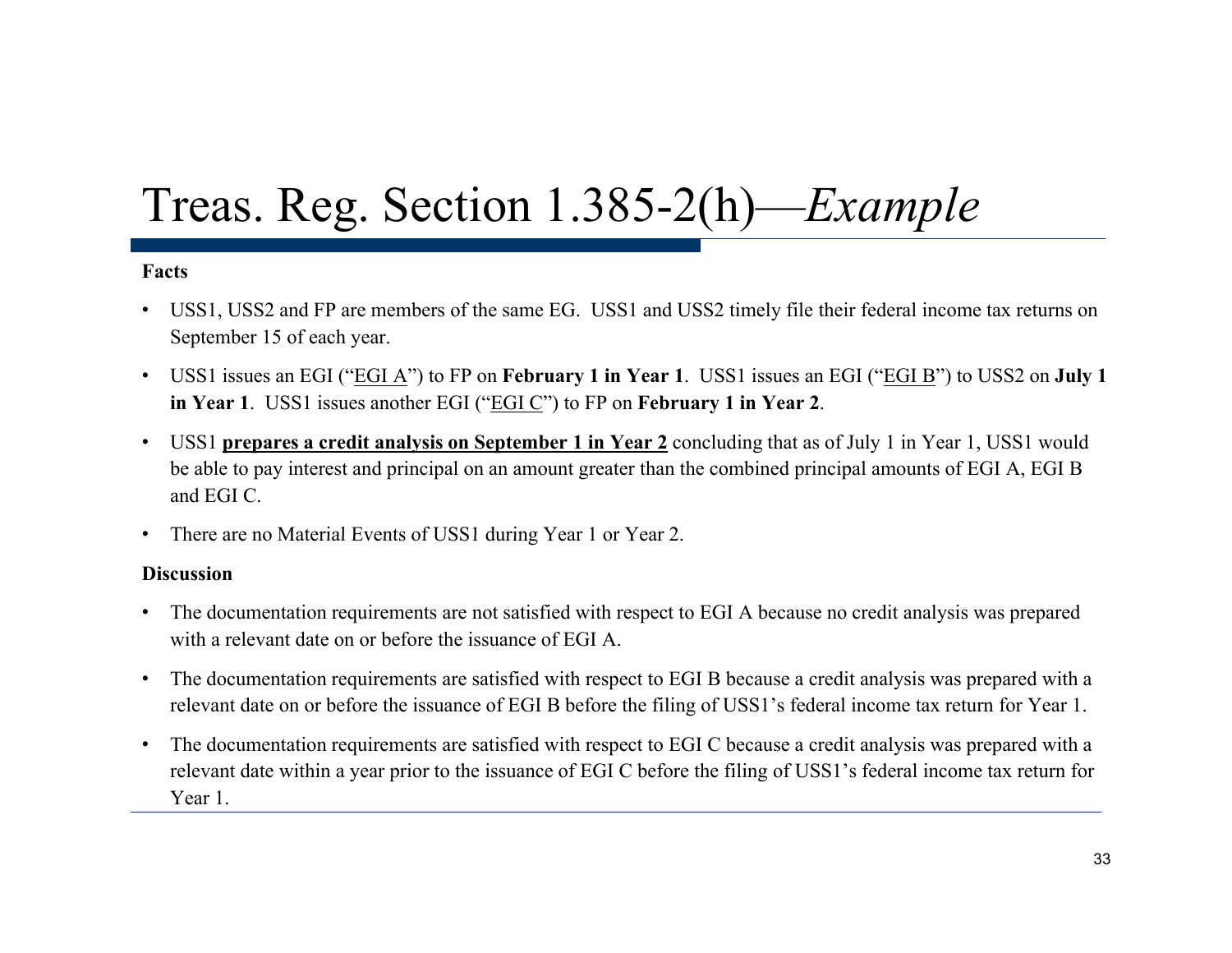# Treas. Reg. Section 1.385-2(h)—*Example*

**Facts**

- USS1, USS2 and FP are members of the same EG. USS1 and USS2 timely file their federal income tax returns on September 15 of each year.
- USS1 issues an EGI ("EGI A") to FP on **February 1 in Year 1**. USS1 issues an EGI ("EGI B") to USS2 on **July 1 in Year 1**. USS1 issues another EGI ("EGI C") to FP on **February 1 in Year 2**.
- USS1 **prepares a credit analysis on September 1 in Year 2** concluding that as of July 1 in Year 1, USS1 would be able to pay interest and principal on an amount greater than the combined principal amounts of EGI A, EGI B and EGI C.
- There are no Material Events of USS1 during Year 1 or Year 2.

**Discussion**

- The documentation requirements are not satisfied with respect to EGI A because no credit analysis was prepared with a relevant date on or before the issuance of EGI A.
- The documentation requirements are satisfied with respect to EGI B because a credit analysis was prepared with a relevant date on or before the issuance of EGI B before the filing of USS1's federal income tax return for Year 1.
- The documentation requirements are satisfied with respect to EGI C because a credit analysis was prepared with a relevant date within a year prior to the issuance of EGI C before the filing of USS1's federal income tax return for Year 1.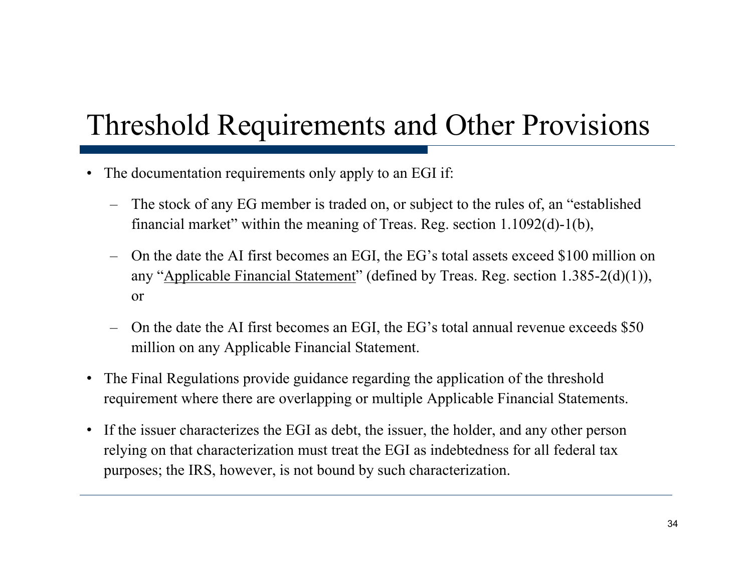# Threshold Requirements and Other Provisions

- The documentation requirements only apply to an EGI if:
  - The stock of any EG member is traded on, or subject to the rules of, an "established financial market" within the meaning of Treas. Reg. section 1.1092(d)-1(b),
  - On the date the AI first becomes an EGI, the EG's total assets exceed $100 million on any "Applicable Financial Statement" (defined by Treas. Reg. section 1.385-2(d)(1)), or
  - On the date the AI first becomes an EGI, the EG's total annual revenue exceeds $50 million on any Applicable Financial Statement.
- The Final Regulations provide guidance regarding the application of the threshold requirement where there are overlapping or multiple Applicable Financial Statements.
- If the issuer characterizes the EGI as debt, the issuer, the holder, and any other person relying on that characterization must treat the EGI as indebtedness for all federal tax purposes; the IRS, however, is not bound by such characterization.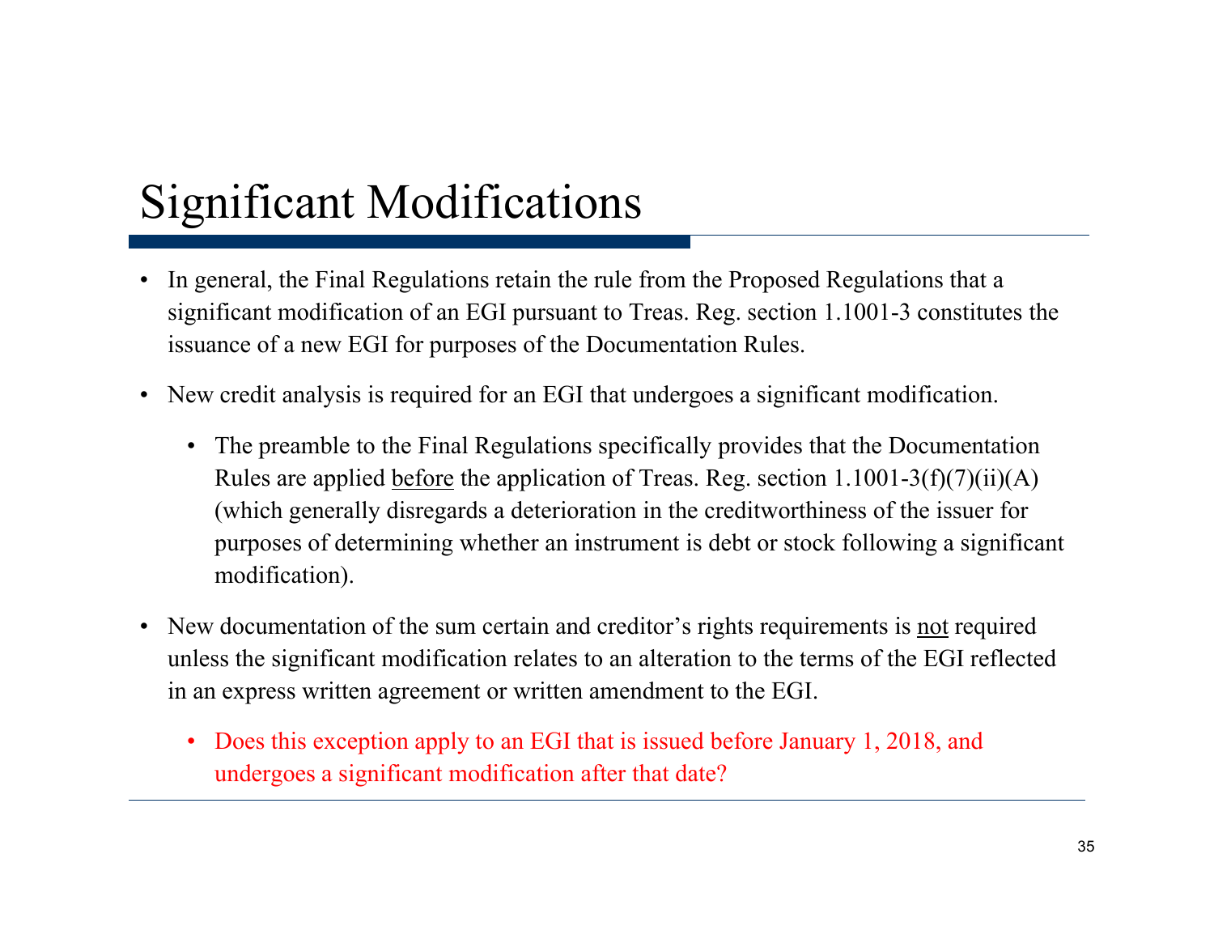# Significant Modifications

- In general, the Final Regulations retain the rule from the Proposed Regulations that a significant modification of an EGI pursuant to Treas. Reg. section 1.1001-3 constitutes the issuance of a new EGI for purposes of the Documentation Rules.
- New credit analysis is required for an EGI that undergoes a significant modification.
  - The preamble to the Final Regulations specifically provides that the Documentation Rules are applied <u>before</u> the application of Treas. Reg. section 1.1001-3(f)(7)(ii)(A) (which generally disregards a deterioration in the creditworthiness of the issuer for purposes of determining whether an instrument is debt or stock following a significant modification).
- New documentation of the sum certain and creditor's rights requirements is <u>not</u> required unless the significant modification relates to an alteration to the terms of the EGI reflected in an express written agreement or written amendment to the EGI.
  - Does this exception apply to an EGI that is issued before January 1, 2018, and undergoes a significant modification after that date?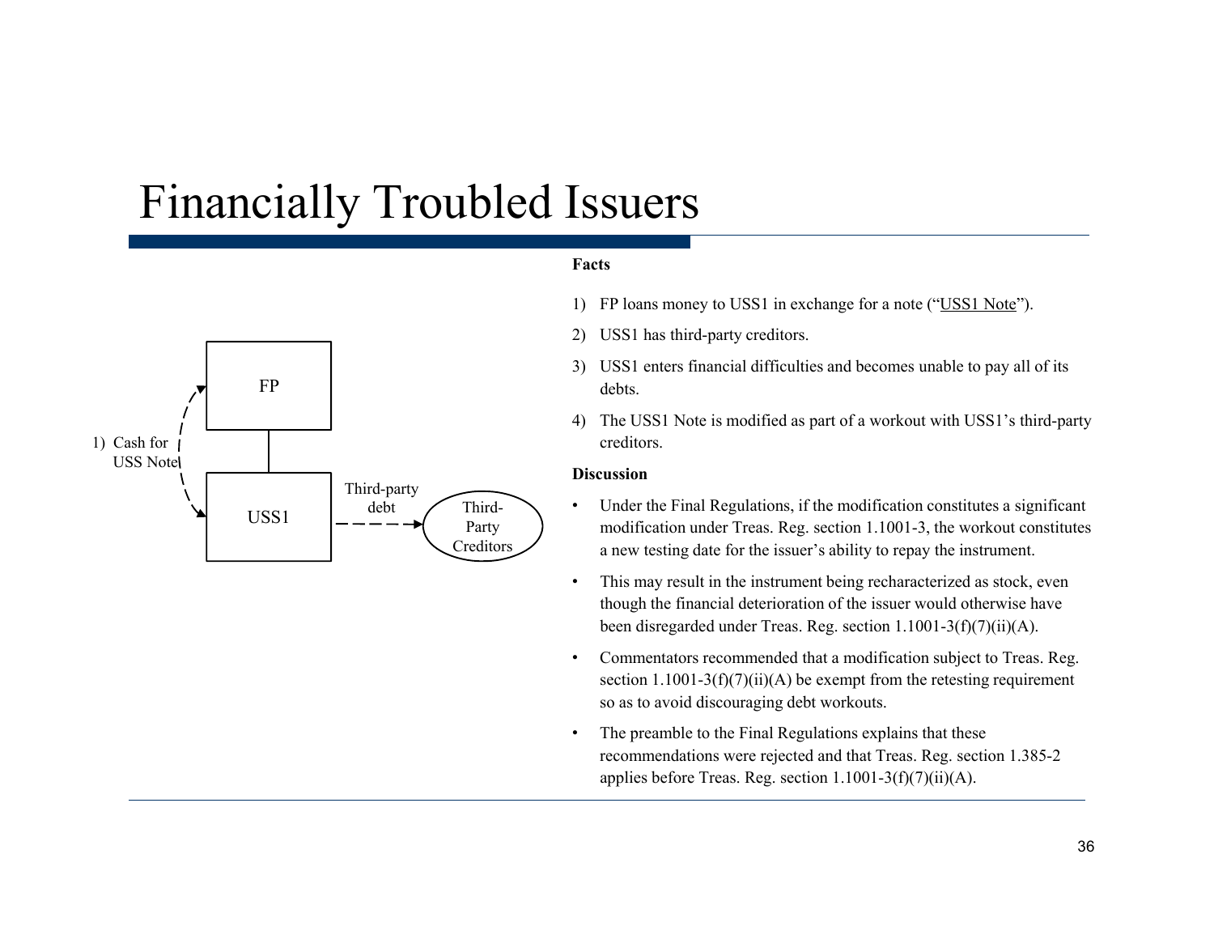# Financially Troubled Issuers

FP

1) Cash for USS Note

USS1

Third-party debt

Third-Party Creditors

**Facts**

1) FP loans money to USS1 in exchange for a note ("USS1 Note").
2) USS1 has third-party creditors.
3) USS1 enters financial difficulties and becomes unable to pay all of its debts.
4) The USS1 Note is modified as part of a workout with USS1's third-party creditors.

**Discussion**

- Under the Final Regulations, if the modification constitutes a significant modification under Treas. Reg. section 1.1001-3, the workout constitutes a new testing date for the issuer's ability to repay the instrument.
- This may result in the instrument being recharacterized as stock, even though the financial deterioration of the issuer would otherwise have been disregarded under Treas. Reg. section 1.1001-3(f)(7)(ii)(A).
- Commentators recommended that a modification subject to Treas. Reg. section 1.1001-3(f)(7)(ii)(A) be exempt from the retesting requirement so as to avoid discouraging debt workouts.
- The preamble to the Final Regulations explains that these recommendations were rejected and that Treas. Reg. section 1.385-2 applies before Treas. Reg. section 1.1001-3(f)(7)(ii)(A).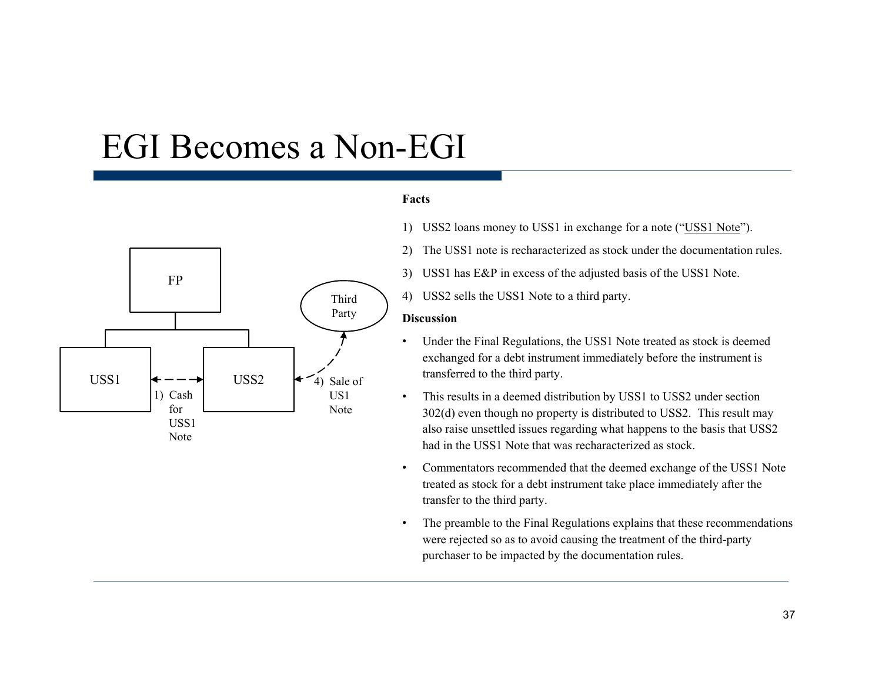# EGI Becomes a Non-EGI

FP

USS1

USS2

Third Party

1) Cash for USS1 Note

4) Sale of US1 Note

**Facts**

1) USS2 loans money to USS1 in exchange for a note ("USS1 Note").
2) The USS1 note is recharacterized as stock under the documentation rules.
3) USS1 has E&P in excess of the adjusted basis of the USS1 Note.
4) USS2 sells the USS1 Note to a third party.

**Discussion**

- Under the Final Regulations, the USS1 Note treated as stock is deemed exchanged for a debt instrument immediately before the instrument is transferred to the third party.
- This results in a deemed distribution by USS1 to USS2 under section 302(d) even though no property is distributed to USS2. This result may also raise unsettled issues regarding what happens to the basis that USS2 had in the USS1 Note that was recharacterized as stock.
- Commentators recommended that the deemed exchange of the USS1 Note treated as stock for a debt instrument take place immediately after the transfer to the third party.
- The preamble to the Final Regulations explains that these recommendations were rejected so as to avoid causing the treatment of the third-party purchaser to be impacted by the documentation rules.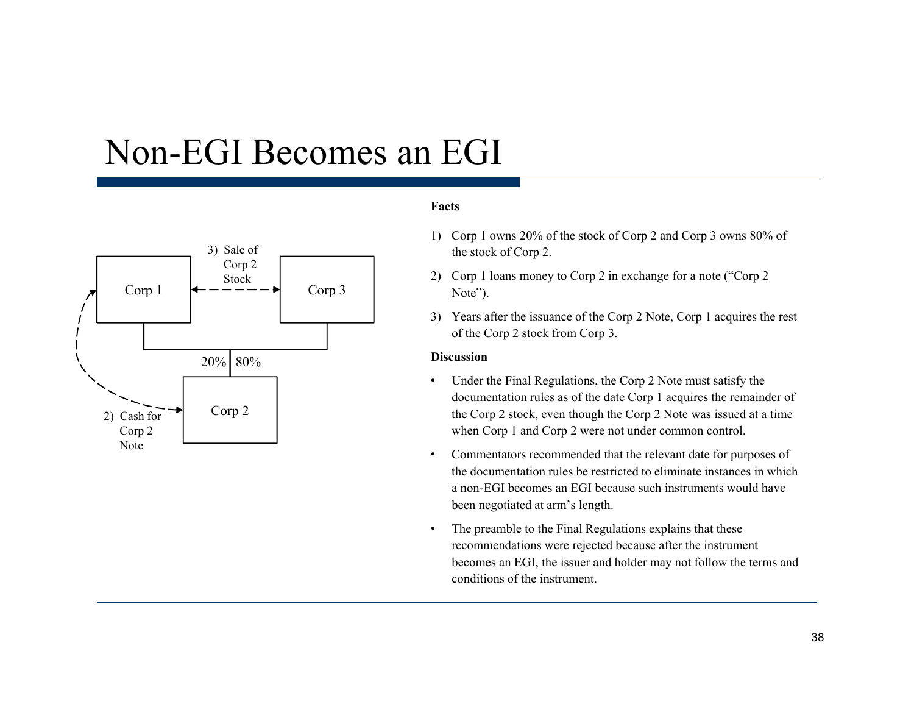# Non-EGI Becomes an EGI

Corp 1 — 3) Sale of Corp 2 Stock — Corp 3

20% | 80%

Corp 2

2) Cash for Corp 2 Note

**Facts**

1) Corp 1 owns 20% of the stock of Corp 2 and Corp 3 owns 80% of the stock of Corp 2.
2) Corp 1 loans money to Corp 2 in exchange for a note ("Corp 2 Note").
3) Years after the issuance of the Corp 2 Note, Corp 1 acquires the rest of the Corp 2 stock from Corp 3.

**Discussion**

- Under the Final Regulations, the Corp 2 Note must satisfy the documentation rules as of the date Corp 1 acquires the remainder of the Corp 2 stock, even though the Corp 2 Note was issued at a time when Corp 1 and Corp 2 were not under common control.
- Commentators recommended that the relevant date for purposes of the documentation rules be restricted to eliminate instances in which a non-EGI becomes an EGI because such instruments would have been negotiated at arm's length.
- The preamble to the Final Regulations explains that these recommendations were rejected because after the instrument becomes an EGI, the issuer and holder may not follow the terms and conditions of the instrument.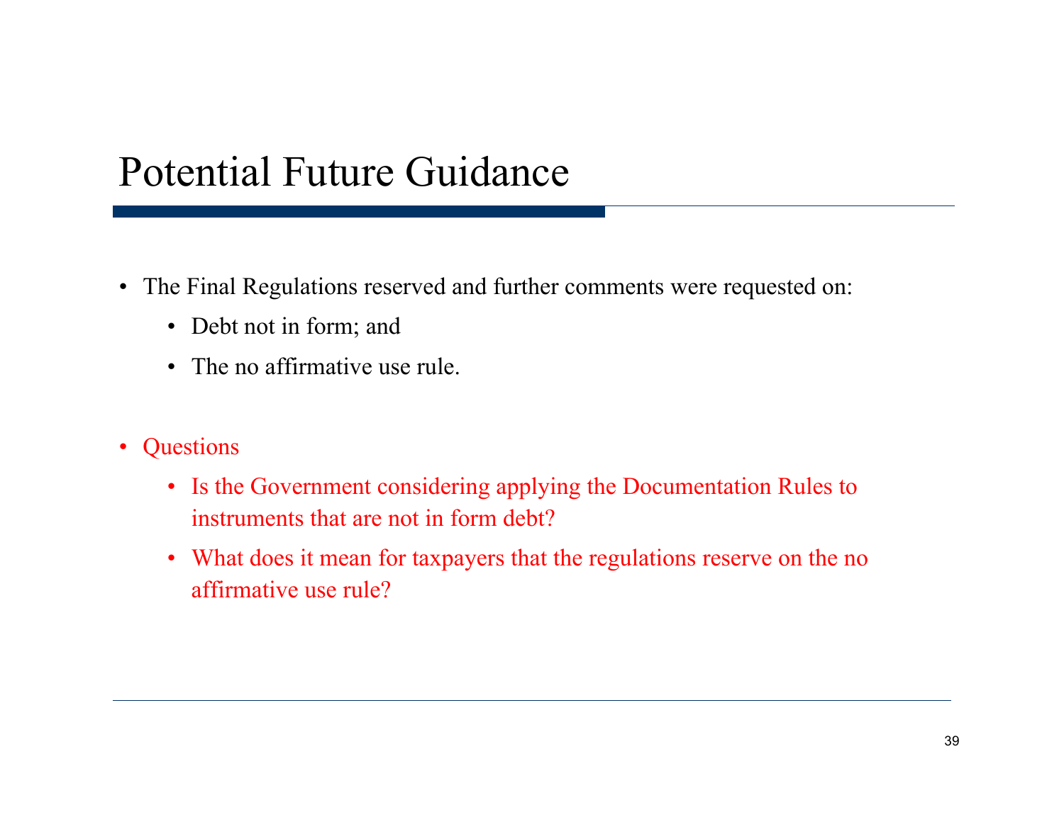# Potential Future Guidance

- The Final Regulations reserved and further comments were requested on:
  - Debt not in form; and
  - The no affirmative use rule.

- Questions
  - Is the Government considering applying the Documentation Rules to instruments that are not in form debt?
  - What does it mean for taxpayers that the regulations reserve on the no affirmative use rule?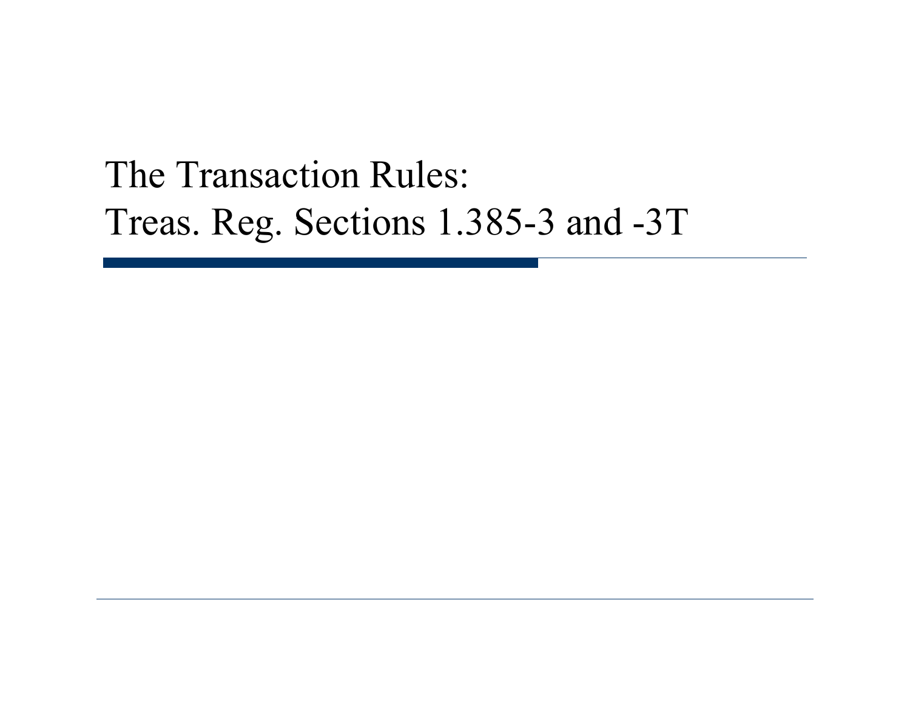# The Transaction Rules: Treas. Reg. Sections 1.385-3 and -3T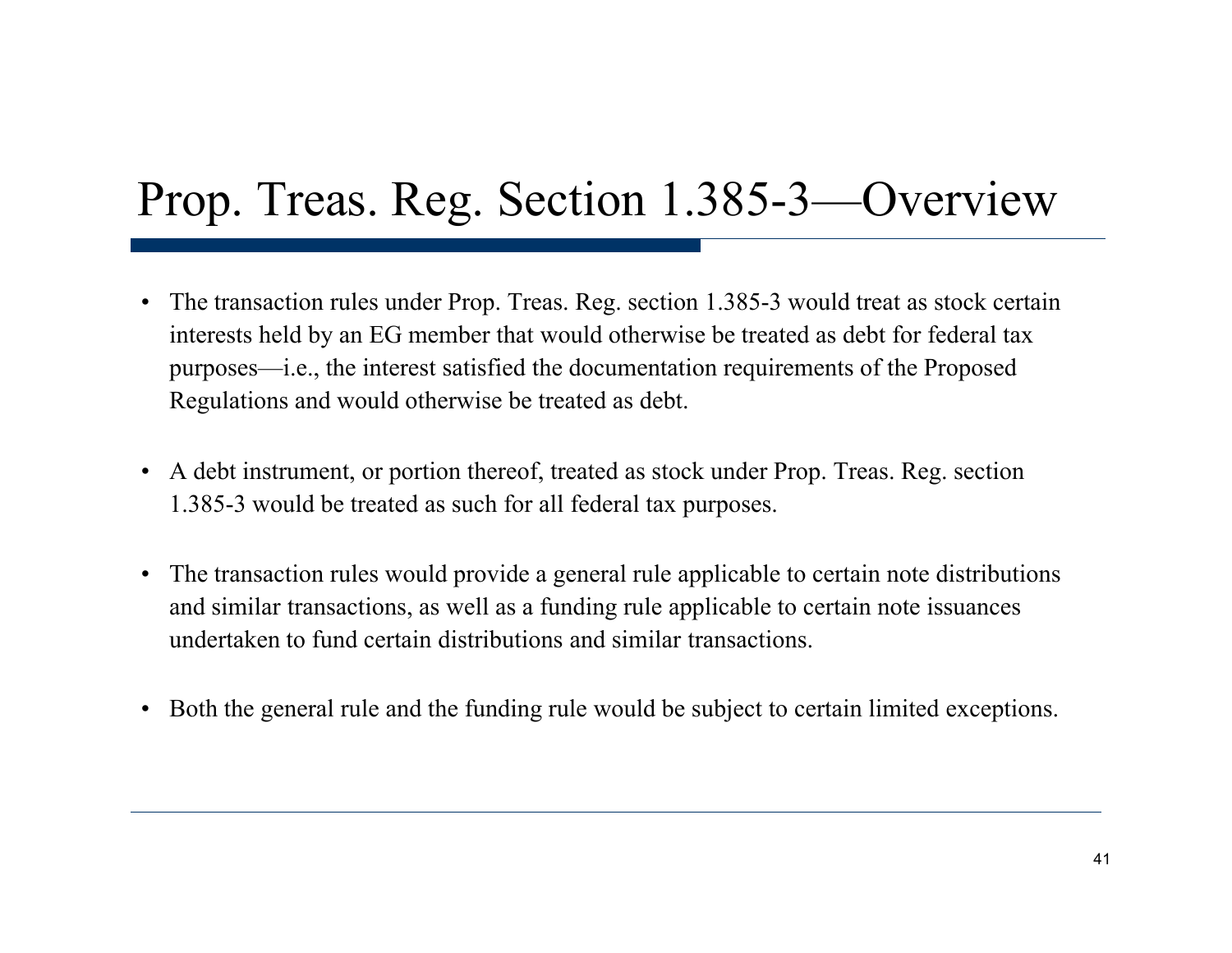# Prop. Treas. Reg. Section 1.385-3—Overview

- The transaction rules under Prop. Treas. Reg. section 1.385-3 would treat as stock certain interests held by an EG member that would otherwise be treated as debt for federal tax purposes—i.e., the interest satisfied the documentation requirements of the Proposed Regulations and would otherwise be treated as debt.

- A debt instrument, or portion thereof, treated as stock under Prop. Treas. Reg. section 1.385-3 would be treated as such for all federal tax purposes.

- The transaction rules would provide a general rule applicable to certain note distributions and similar transactions, as well as a funding rule applicable to certain note issuances undertaken to fund certain distributions and similar transactions.

- Both the general rule and the funding rule would be subject to certain limited exceptions.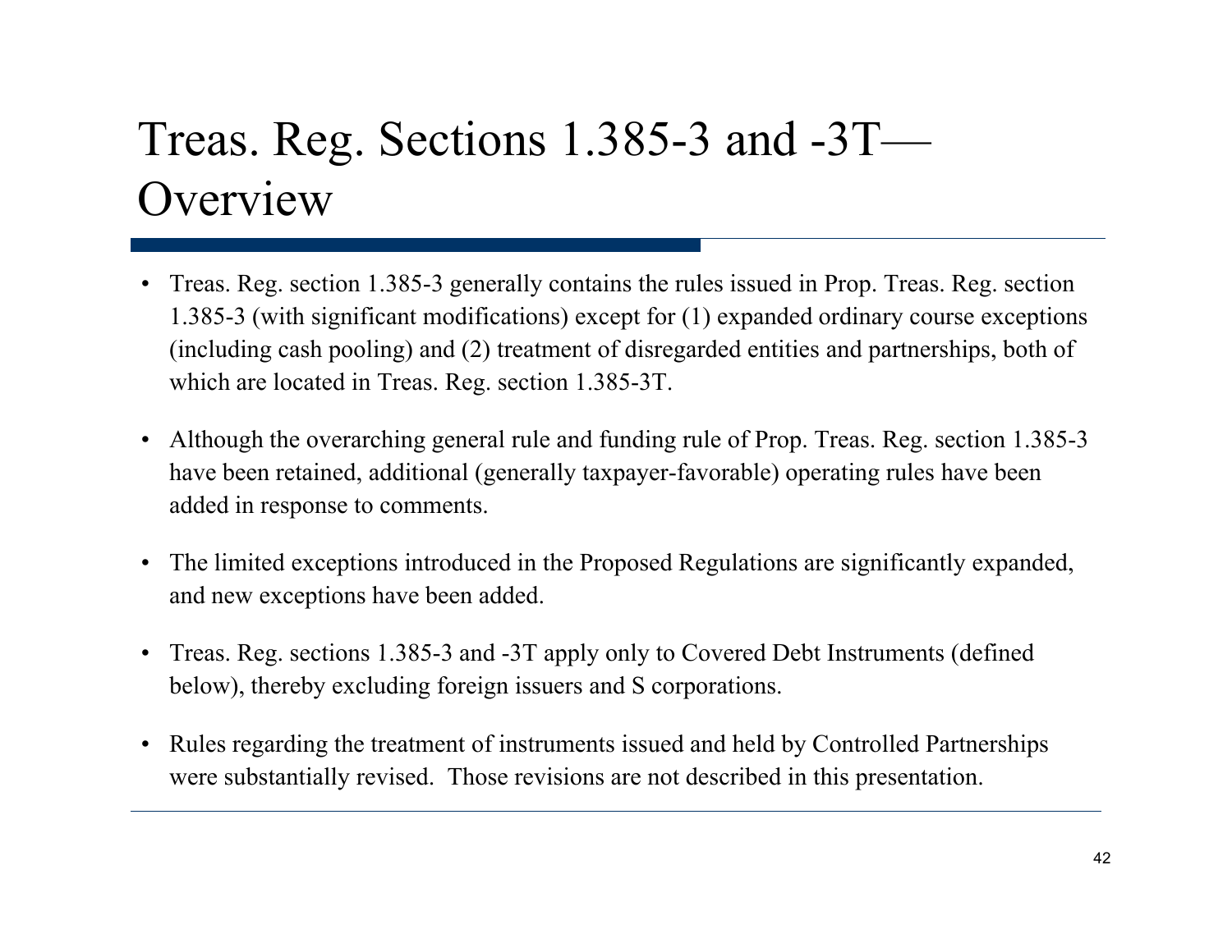# Treas. Reg. Sections 1.385-3 and -3T—Overview

- Treas. Reg. section 1.385-3 generally contains the rules issued in Prop. Treas. Reg. section 1.385-3 (with significant modifications) except for (1) expanded ordinary course exceptions (including cash pooling) and (2) treatment of disregarded entities and partnerships, both of which are located in Treas. Reg. section 1.385-3T.
- Although the overarching general rule and funding rule of Prop. Treas. Reg. section 1.385-3 have been retained, additional (generally taxpayer-favorable) operating rules have been added in response to comments.
- The limited exceptions introduced in the Proposed Regulations are significantly expanded, and new exceptions have been added.
- Treas. Reg. sections 1.385-3 and -3T apply only to Covered Debt Instruments (defined below), thereby excluding foreign issuers and S corporations.
- Rules regarding the treatment of instruments issued and held by Controlled Partnerships were substantially revised. Those revisions are not described in this presentation.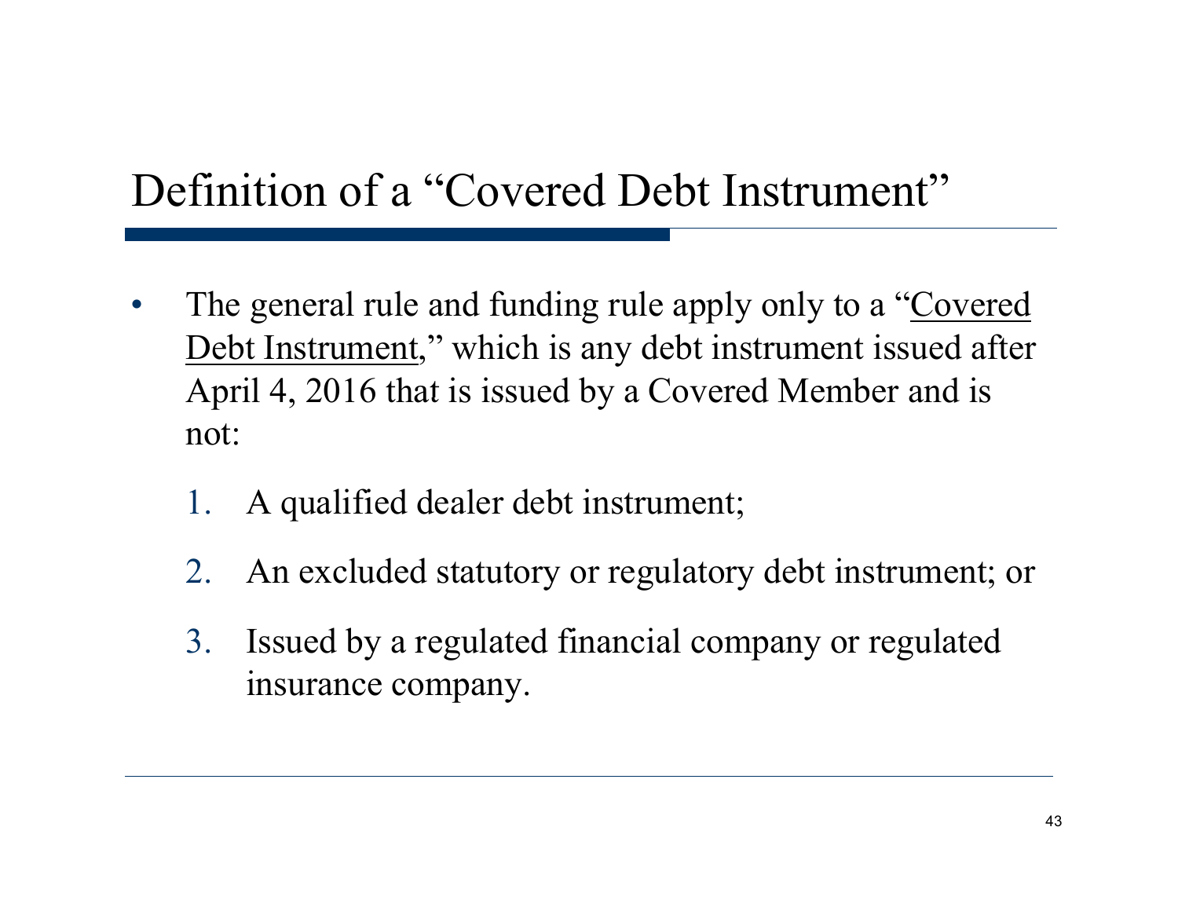# Definition of a "Covered Debt Instrument"

- The general rule and funding rule apply only to a "<u>Covered Debt Instrument</u>," which is any debt instrument issued after April 4, 2016 that is issued by a Covered Member and is not:

  1. A qualified dealer debt instrument;
  2. An excluded statutory or regulatory debt instrument; or
  3. Issued by a regulated financial company or regulated insurance company.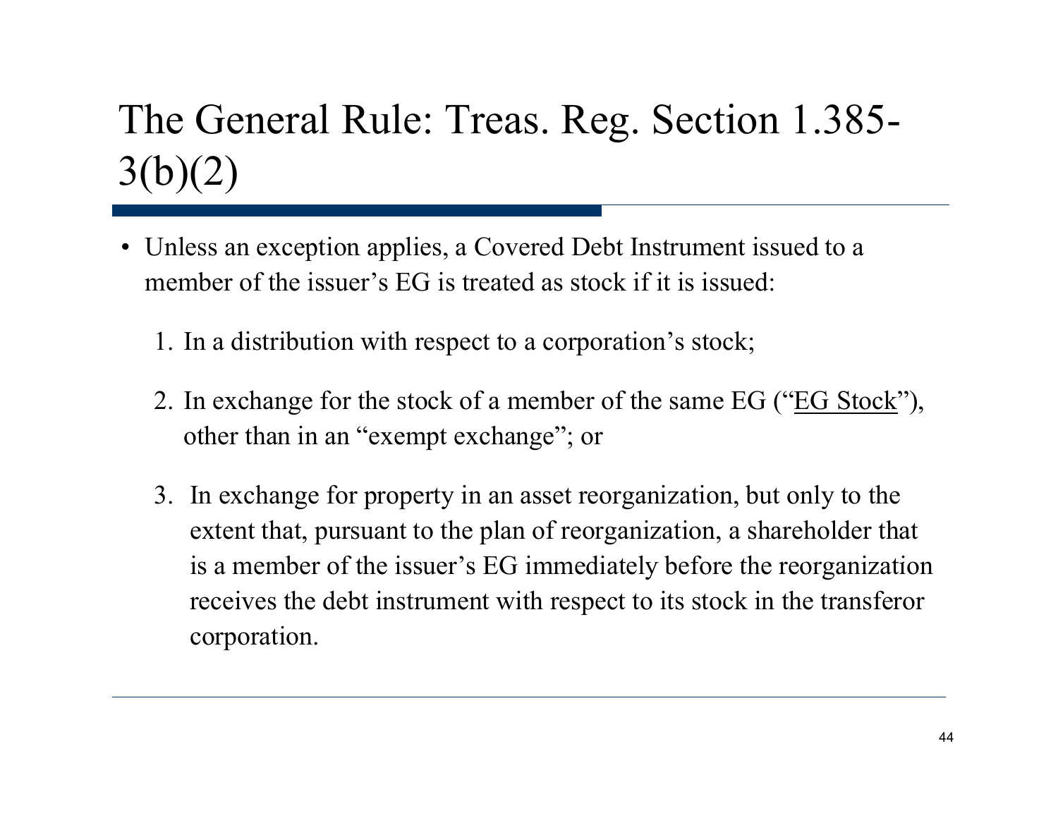# The General Rule: Treas. Reg. Section 1.385-3(b)(2)

- Unless an exception applies, a Covered Debt Instrument issued to a member of the issuer's EG is treated as stock if it is issued:

  1. In a distribution with respect to a corporation's stock;
  2. In exchange for the stock of a member of the same EG ("EG Stock"), other than in an "exempt exchange"; or
  3. In exchange for property in an asset reorganization, but only to the extent that, pursuant to the plan of reorganization, a shareholder that is a member of the issuer's EG immediately before the reorganization receives the debt instrument with respect to its stock in the transferor corporation.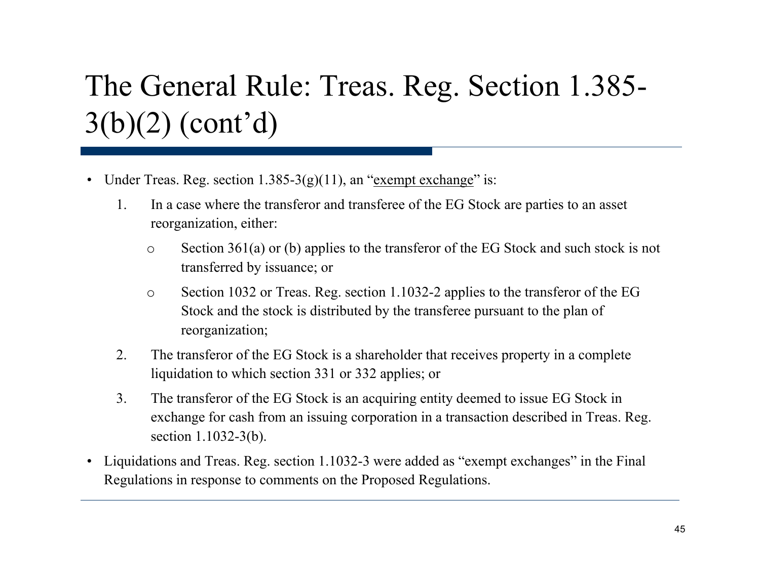# The General Rule: Treas. Reg. Section 1.385-3(b)(2) (cont'd)

- Under Treas. Reg. section 1.385-3(g)(11), an "<u>exempt exchange</u>" is:
  1. In a case where the transferor and transferee of the EG Stock are parties to an asset reorganization, either:
     - Section 361(a) or (b) applies to the transferor of the EG Stock and such stock is not transferred by issuance; or
     - Section 1032 or Treas. Reg. section 1.1032-2 applies to the transferor of the EG Stock and the stock is distributed by the transferee pursuant to the plan of reorganization;
  2. The transferor of the EG Stock is a shareholder that receives property in a complete liquidation to which section 331 or 332 applies; or
  3. The transferor of the EG Stock is an acquiring entity deemed to issue EG Stock in exchange for cash from an issuing corporation in a transaction described in Treas. Reg. section 1.1032-3(b).
- Liquidations and Treas. Reg. section 1.1032-3 were added as "exempt exchanges" in the Final Regulations in response to comments on the Proposed Regulations.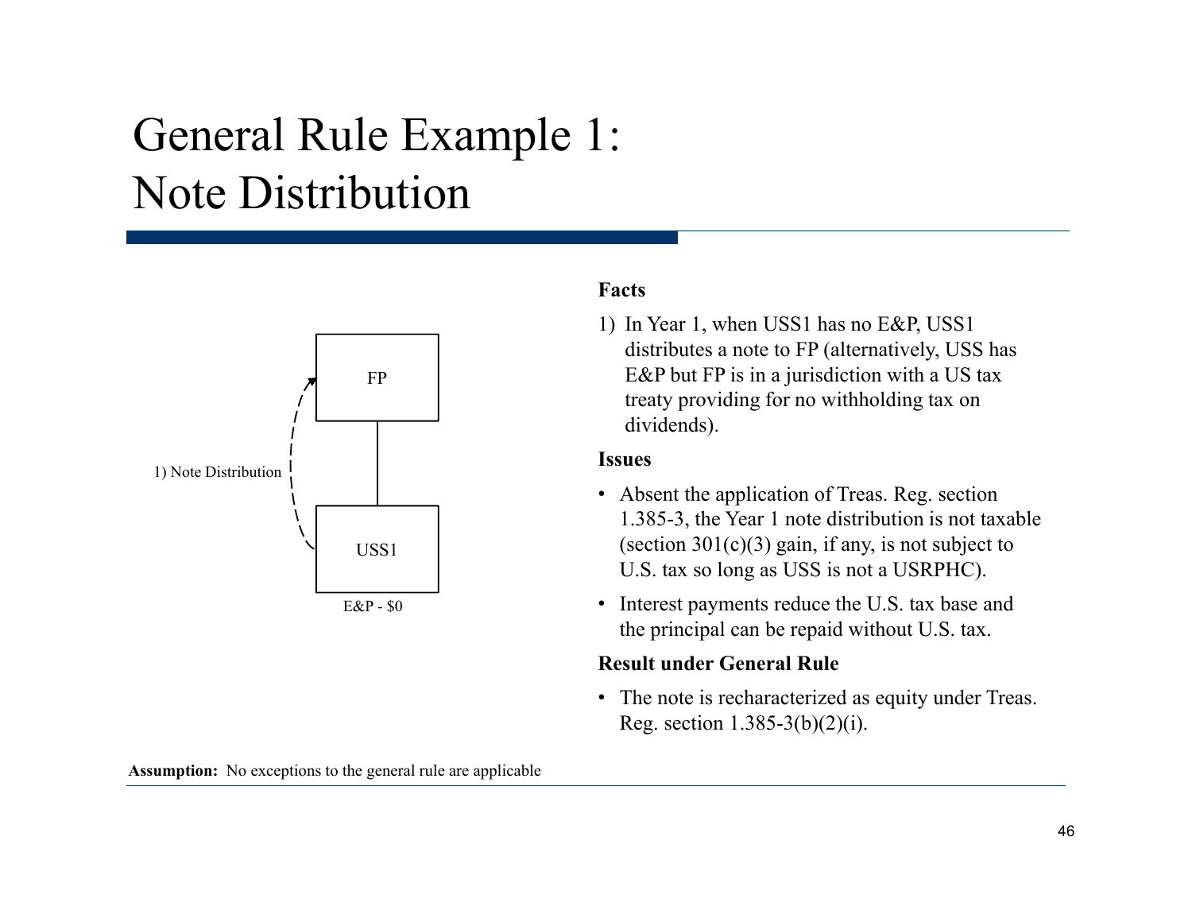# General Rule Example 1: Note Distribution

FP

1) Note Distribution

USS1

E&P - $0

**Facts**

1) In Year 1, when USS1 has no E&P, USS1 distributes a note to FP (alternatively, USS has E&P but FP is in a jurisdiction with a US tax treaty providing for no withholding tax on dividends).

**Issues**

- Absent the application of Treas. Reg. section 1.385-3, the Year 1 note distribution is not taxable (section 301(c)(3) gain, if any, is not subject to U.S. tax so long as USS is not a USRPHC).
- Interest payments reduce the U.S. tax base and the principal can be repaid without U.S. tax.

**Result under General Rule**

- The note is recharacterized as equity under Treas. Reg. section 1.385-3(b)(2)(i).

**Assumption:** No exceptions to the general rule are applicable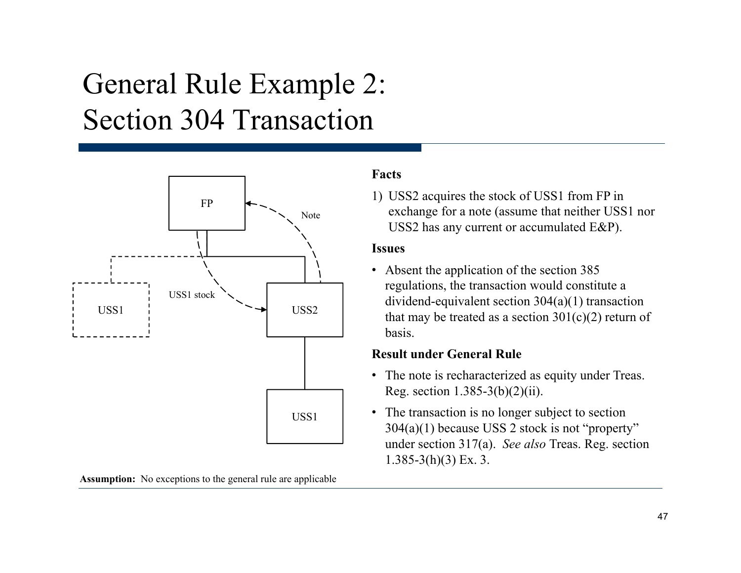# General Rule Example 2: Section 304 Transaction

FP

Note

USS1 stock

USS1

USS2

USS1

**Assumption:** No exceptions to the general rule are applicable

**Facts**

1) USS2 acquires the stock of USS1 from FP in exchange for a note (assume that neither USS1 nor USS2 has any current or accumulated E&P).

**Issues**

- Absent the application of the section 385 regulations, the transaction would constitute a dividend-equivalent section 304(a)(1) transaction that may be treated as a section 301(c)(2) return of basis.

**Result under General Rule**

- The note is recharacterized as equity under Treas. Reg. section 1.385-3(b)(2)(ii).
- The transaction is no longer subject to section 304(a)(1) because USS 2 stock is not "property" under section 317(a). *See also* Treas. Reg. section 1.385-3(h)(3) Ex. 3.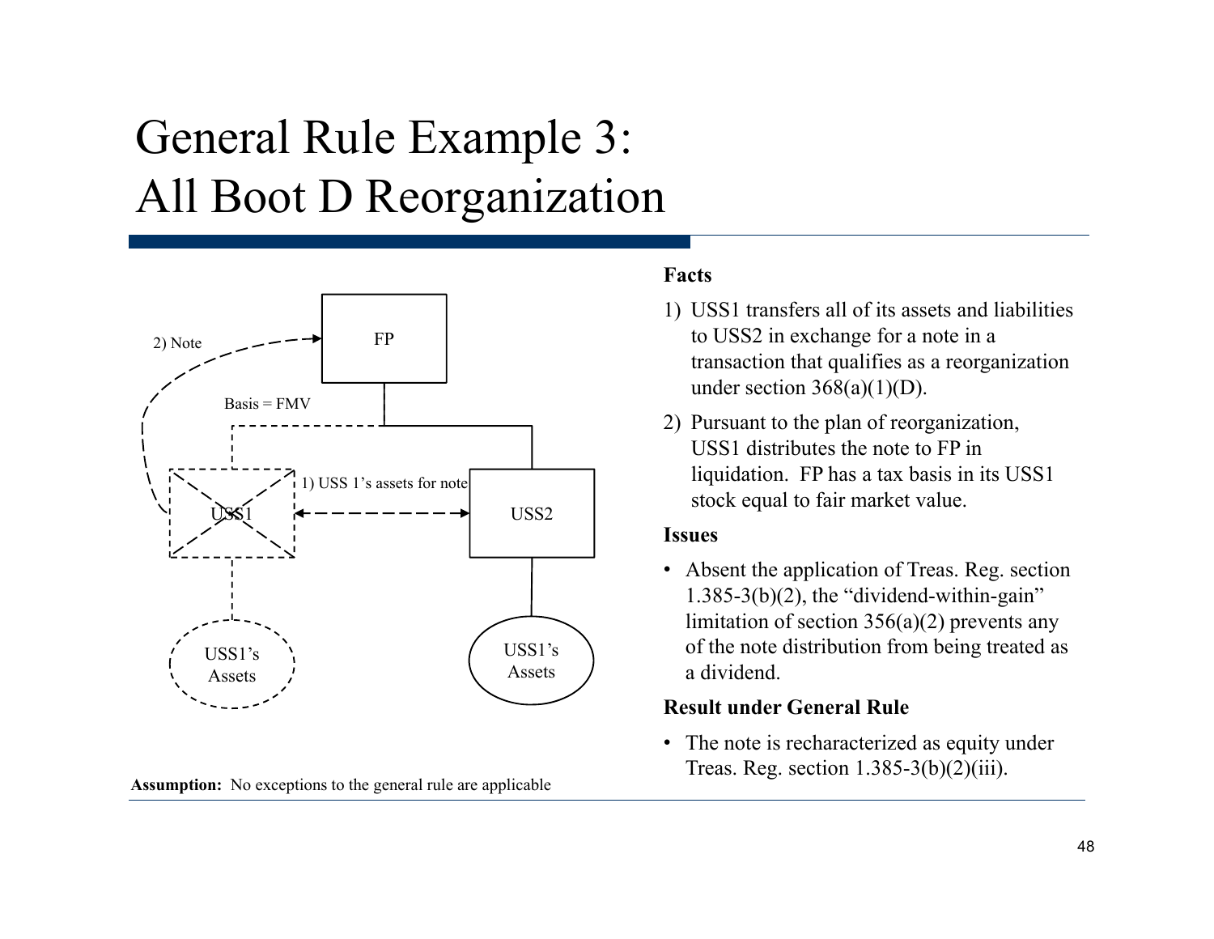# General Rule Example 3: All Boot D Reorganization

2) Note

FP

Basis = FMV

1) USS 1's assets for note

USS1

USS2

USS1's Assets

USS1's Assets

**Assumption:** No exceptions to the general rule are applicable

**Facts**

1) USS1 transfers all of its assets and liabilities to USS2 in exchange for a note in a transaction that qualifies as a reorganization under section 368(a)(1)(D).
2) Pursuant to the plan of reorganization, USS1 distributes the note to FP in liquidation. FP has a tax basis in its USS1 stock equal to fair market value.

**Issues**

- Absent the application of Treas. Reg. section 1.385-3(b)(2), the "dividend-within-gain" limitation of section 356(a)(2) prevents any of the note distribution from being treated as a dividend.

**Result under General Rule**

- The note is recharacterized as equity under Treas. Reg. section 1.385-3(b)(2)(iii).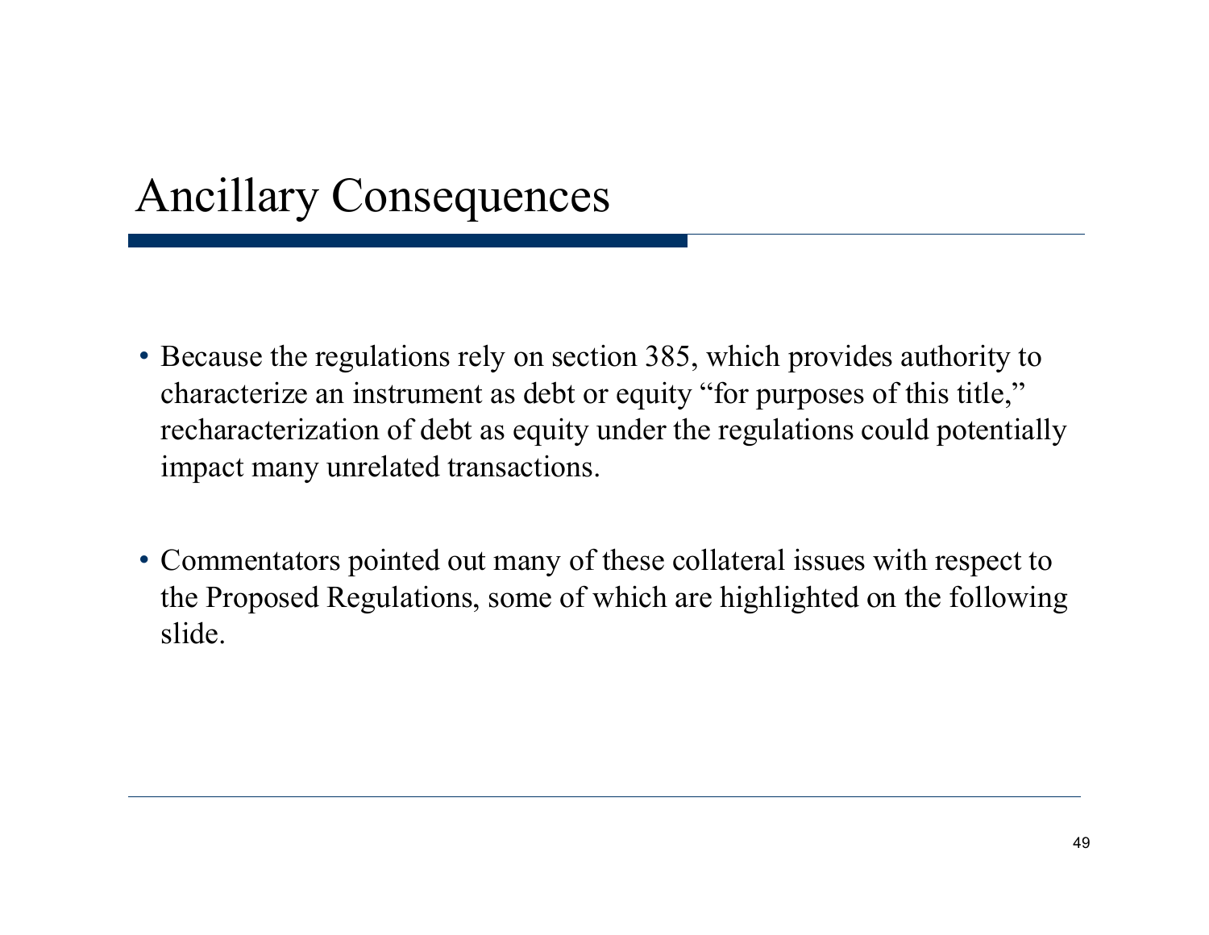# Ancillary Consequences

- Because the regulations rely on section 385, which provides authority to characterize an instrument as debt or equity "for purposes of this title," recharacterization of debt as equity under the regulations could potentially impact many unrelated transactions.

- Commentators pointed out many of these collateral issues with respect to the Proposed Regulations, some of which are highlighted on the following slide.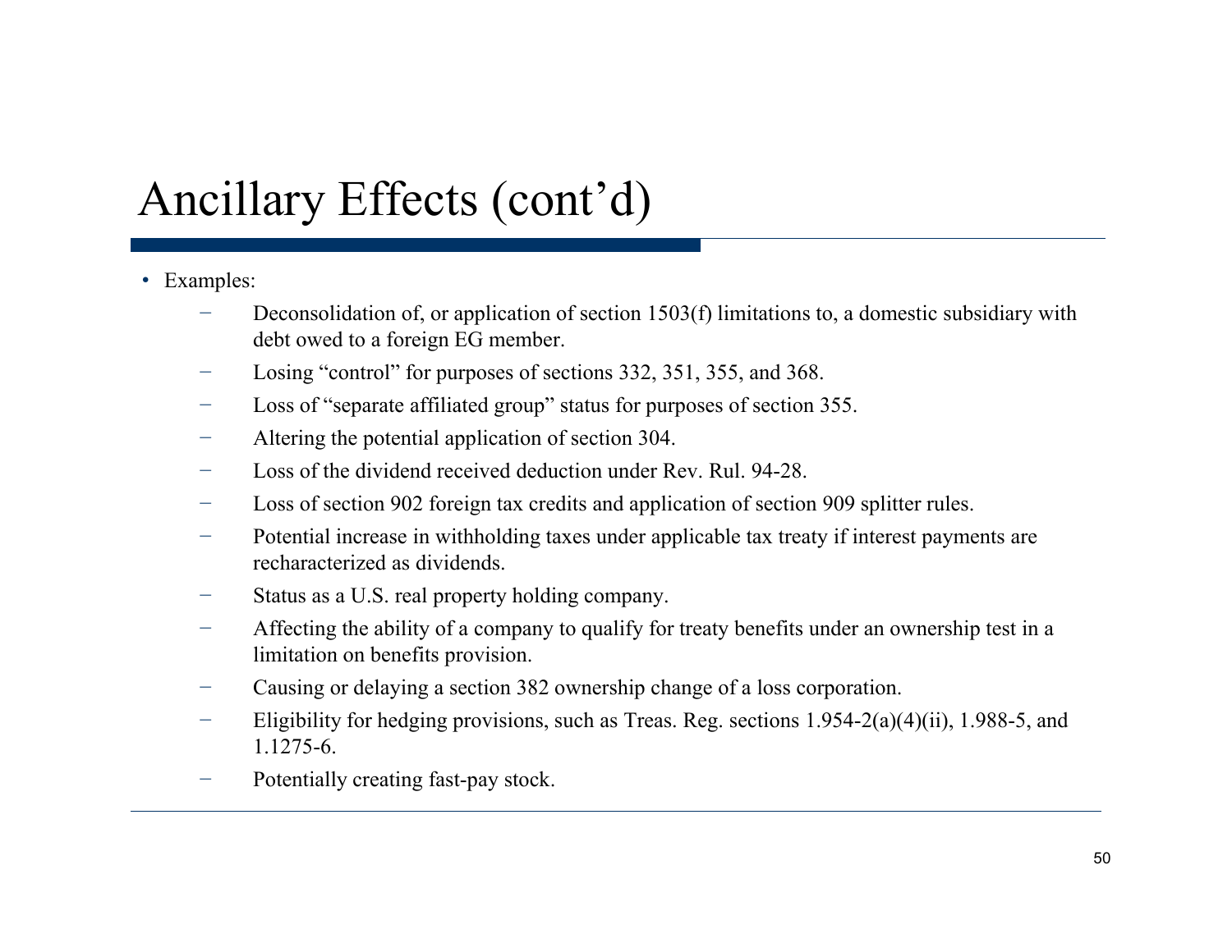# Ancillary Effects (cont'd)

- Examples:
  - Deconsolidation of, or application of section 1503(f) limitations to, a domestic subsidiary with debt owed to a foreign EG member.
  - Losing "control" for purposes of sections 332, 351, 355, and 368.
  - Loss of "separate affiliated group" status for purposes of section 355.
  - Altering the potential application of section 304.
  - Loss of the dividend received deduction under Rev. Rul. 94-28.
  - Loss of section 902 foreign tax credits and application of section 909 splitter rules.
  - Potential increase in withholding taxes under applicable tax treaty if interest payments are recharacterized as dividends.
  - Status as a U.S. real property holding company.
  - Affecting the ability of a company to qualify for treaty benefits under an ownership test in a limitation on benefits provision.
  - Causing or delaying a section 382 ownership change of a loss corporation.
  - Eligibility for hedging provisions, such as Treas. Reg. sections 1.954-2(a)(4)(ii), 1.988-5, and 1.1275-6.
  - Potentially creating fast-pay stock.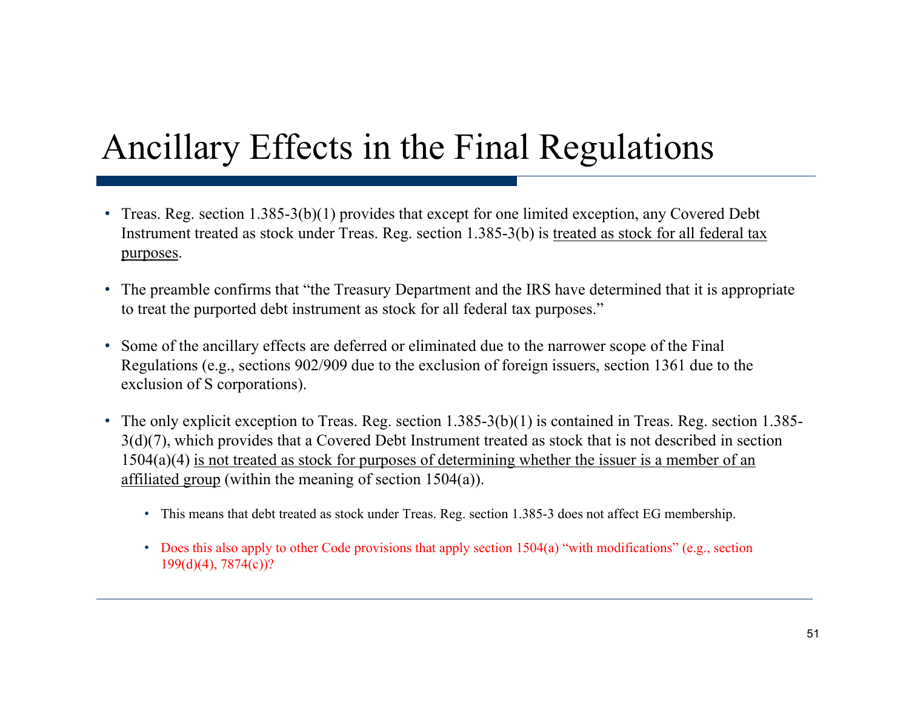# Ancillary Effects in the Final Regulations

- Treas. Reg. section 1.385-3(b)(1) provides that except for one limited exception, any Covered Debt Instrument treated as stock under Treas. Reg. section 1.385-3(b) is <u>treated as stock for all federal tax purposes</u>.
- The preamble confirms that "the Treasury Department and the IRS have determined that it is appropriate to treat the purported debt instrument as stock for all federal tax purposes."
- Some of the ancillary effects are deferred or eliminated due to the narrower scope of the Final Regulations (e.g., sections 902/909 due to the exclusion of foreign issuers, section 1361 due to the exclusion of S corporations).
- The only explicit exception to Treas. Reg. section 1.385-3(b)(1) is contained in Treas. Reg. section 1.385-3(d)(7), which provides that a Covered Debt Instrument treated as stock that is not described in section 1504(a)(4) <u>is not treated as stock for purposes of determining whether the issuer is a member of an affiliated group</u> (within the meaning of section 1504(a)).
  - This means that debt treated as stock under Treas. Reg. section 1.385-3 does not affect EG membership.
  - Does this also apply to other Code provisions that apply section 1504(a) "with modifications" (e.g., section 199(d)(4), 7874(c))?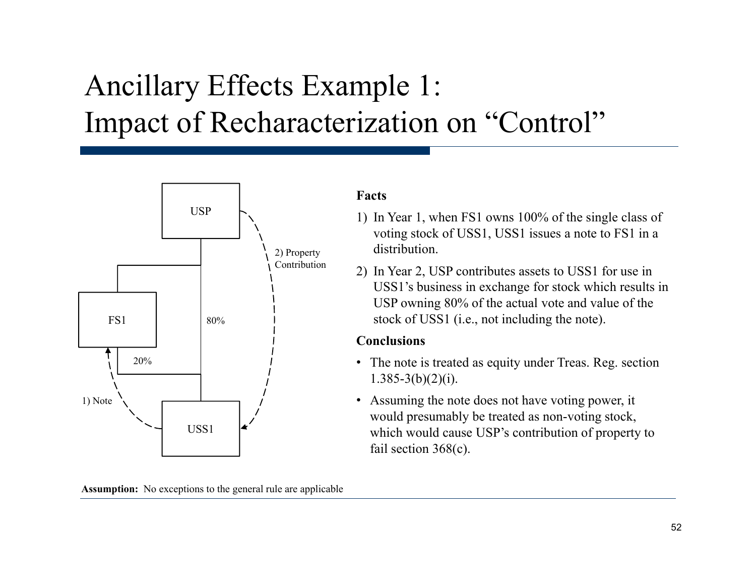# Ancillary Effects Example 1:
# Impact of Recharacterization on "Control"

USP

2) Property Contribution

FS1

80%

20%

1) Note

USS1

**Facts**

1) In Year 1, when FS1 owns 100% of the single class of voting stock of USS1, USS1 issues a note to FS1 in a distribution.
2) In Year 2, USP contributes assets to USS1 for use in USS1's business in exchange for stock which results in USP owning 80% of the actual vote and value of the stock of USS1 (i.e., not including the note).

**Conclusions**

- The note is treated as equity under Treas. Reg. section 1.385-3(b)(2)(i).
- Assuming the note does not have voting power, it would presumably be treated as non-voting stock, which would cause USP's contribution of property to fail section 368(c).

**Assumption:** No exceptions to the general rule are applicable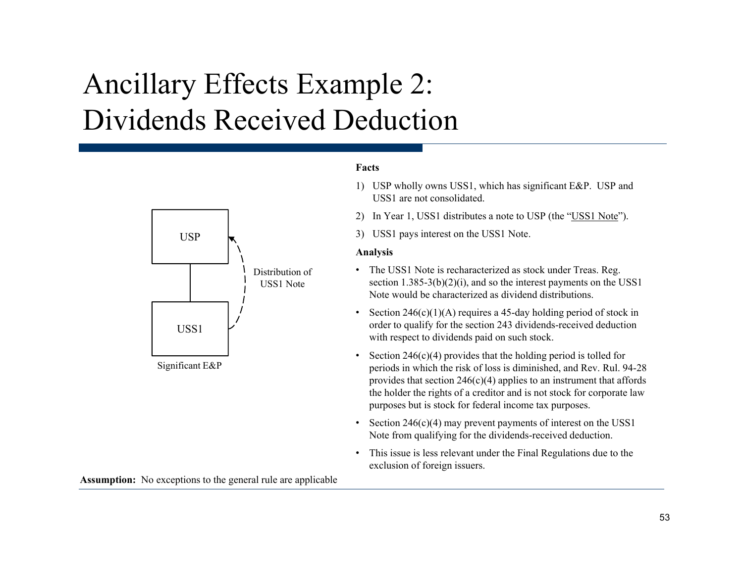# Ancillary Effects Example 2: Dividends Received Deduction

USP

USS1

Distribution of USS1 Note

Significant E&P

**Facts**

1) USP wholly owns USS1, which has significant E&P. USP and USS1 are not consolidated.
2) In Year 1, USS1 distributes a note to USP (the "USS1 Note").
3) USS1 pays interest on the USS1 Note.

**Analysis**

- The USS1 Note is recharacterized as stock under Treas. Reg. section 1.385-3(b)(2)(i), and so the interest payments on the USS1 Note would be characterized as dividend distributions.
- Section 246(c)(1)(A) requires a 45-day holding period of stock in order to qualify for the section 243 dividends-received deduction with respect to dividends paid on such stock.
- Section 246(c)(4) provides that the holding period is tolled for periods in which the risk of loss is diminished, and Rev. Rul. 94-28 provides that section 246(c)(4) applies to an instrument that affords the holder the rights of a creditor and is not stock for corporate law purposes but is stock for federal income tax purposes.
- Section 246(c)(4) may prevent payments of interest on the USS1 Note from qualifying for the dividends-received deduction.
- This issue is less relevant under the Final Regulations due to the exclusion of foreign issuers.

**Assumption:** No exceptions to the general rule are applicable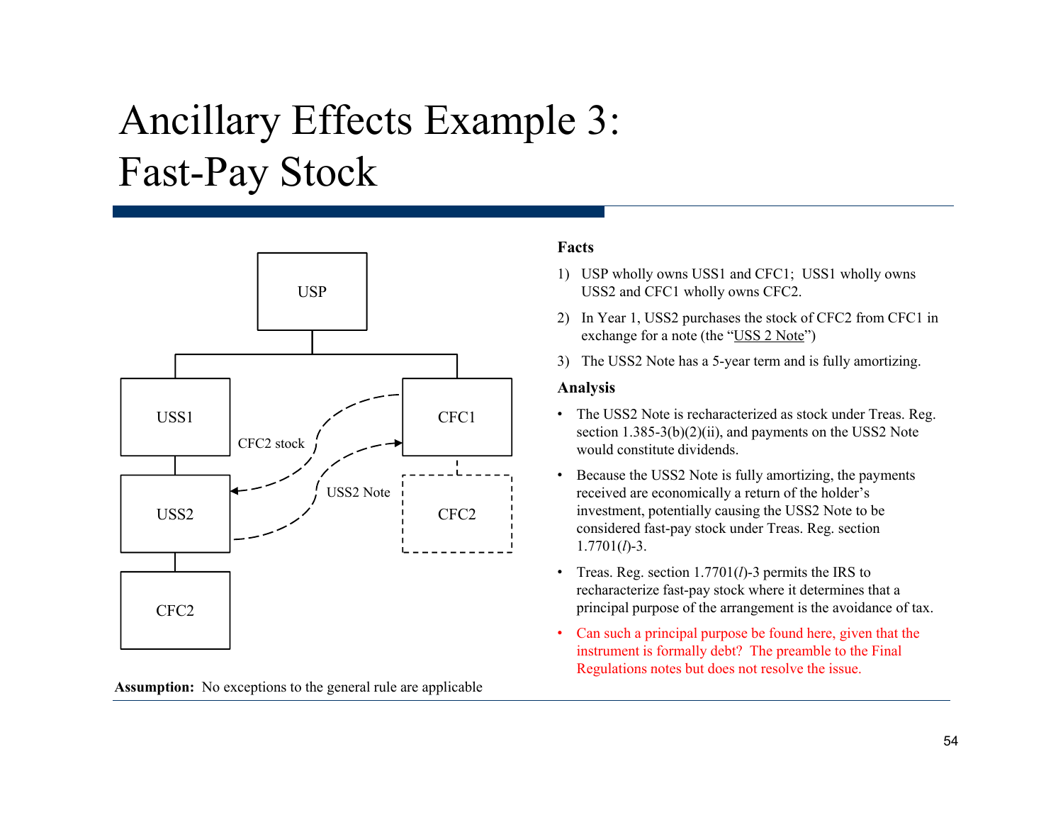# Ancillary Effects Example 3: Fast-Pay Stock

USP

USS1 | CFC1

USS2 | CFC2

CFC2

CFC2 stock

USS2 Note

**Assumption:** No exceptions to the general rule are applicable

**Facts**

1) USP wholly owns USS1 and CFC1; USS1 wholly owns USS2 and CFC1 wholly owns CFC2.
2) In Year 1, USS2 purchases the stock of CFC2 from CFC1 in exchange for a note (the "USS 2 Note")
3) The USS2 Note has a 5-year term and is fully amortizing.

**Analysis**

- The USS2 Note is recharacterized as stock under Treas. Reg. section 1.385-3(b)(2)(ii), and payments on the USS2 Note would constitute dividends.
- Because the USS2 Note is fully amortizing, the payments received are economically a return of the holder's investment, potentially causing the USS2 Note to be considered fast-pay stock under Treas. Reg. section 1.7701(*l*)-3.
- Treas. Reg. section 1.7701(*l*)-3 permits the IRS to recharacterize fast-pay stock where it determines that a principal purpose of the arrangement is the avoidance of tax.
- Can such a principal purpose be found here, given that the instrument is formally debt? The preamble to the Final Regulations notes but does not resolve the issue.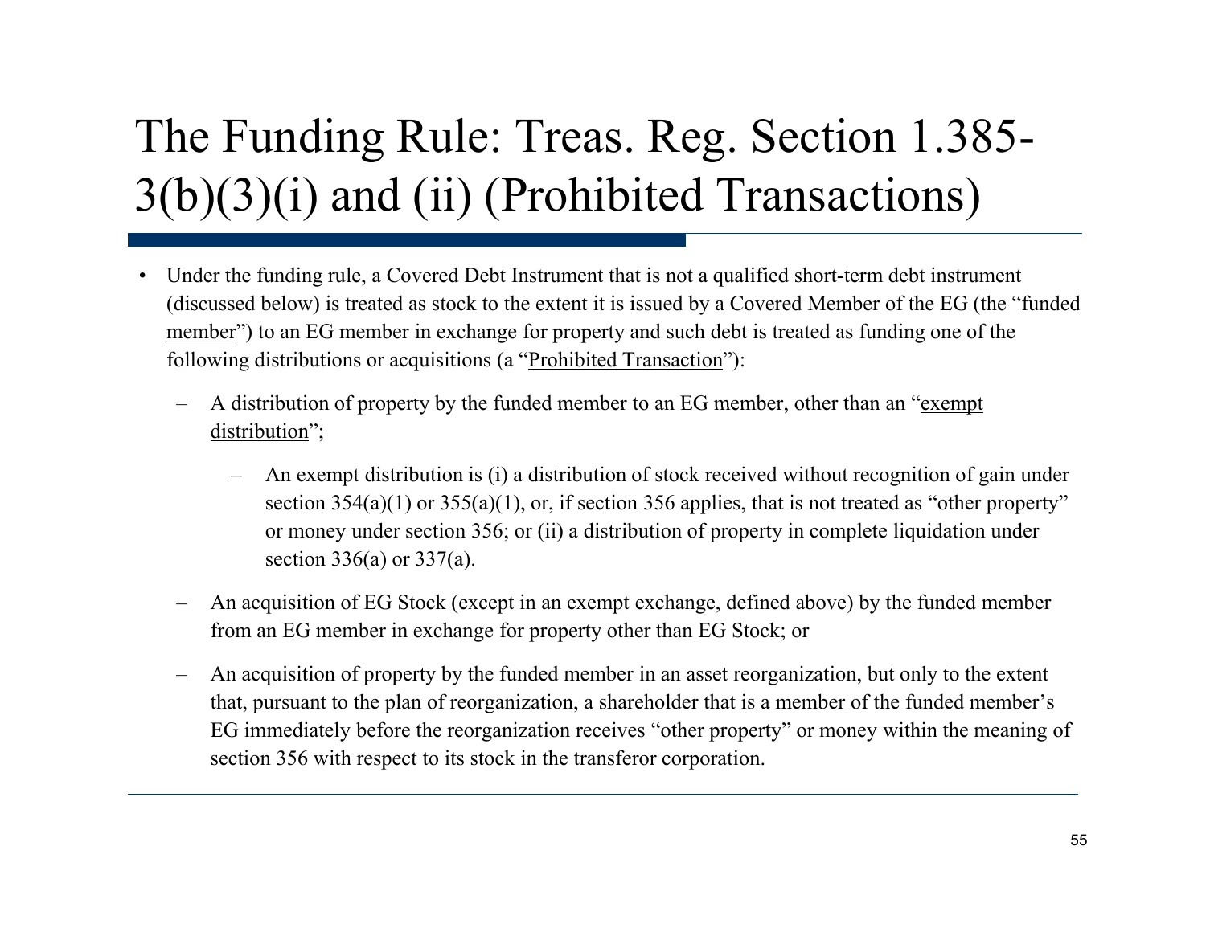# The Funding Rule: Treas. Reg. Section 1.385-3(b)(3)(i) and (ii) (Prohibited Transactions)

- Under the funding rule, a Covered Debt Instrument that is not a qualified short-term debt instrument (discussed below) is treated as stock to the extent it is issued by a Covered Member of the EG (the "funded member") to an EG member in exchange for property and such debt is treated as funding one of the following distributions or acquisitions (a "Prohibited Transaction"):
  - A distribution of property by the funded member to an EG member, other than an "exempt distribution";
    - An exempt distribution is (i) a distribution of stock received without recognition of gain under section 354(a)(1) or 355(a)(1), or, if section 356 applies, that is not treated as "other property" or money under section 356; or (ii) a distribution of property in complete liquidation under section 336(a) or 337(a).
  - An acquisition of EG Stock (except in an exempt exchange, defined above) by the funded member from an EG member in exchange for property other than EG Stock; or
  - An acquisition of property by the funded member in an asset reorganization, but only to the extent that, pursuant to the plan of reorganization, a shareholder that is a member of the funded member's EG immediately before the reorganization receives "other property" or money within the meaning of section 356 with respect to its stock in the transferor corporation.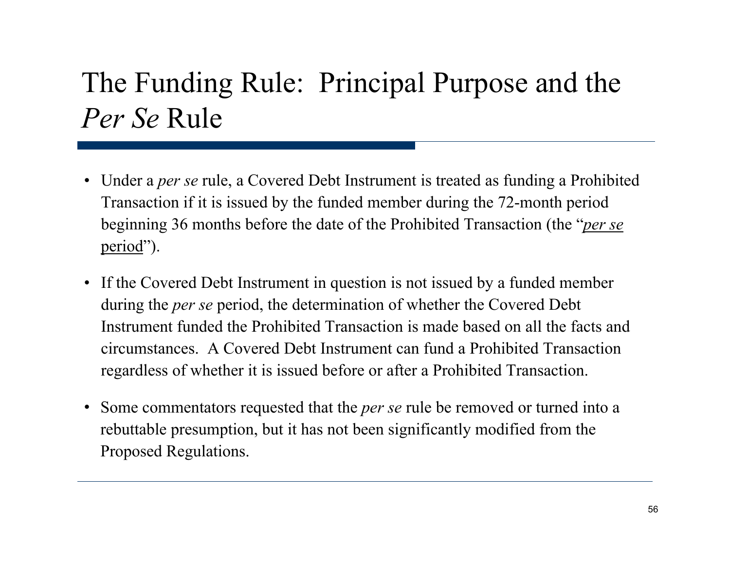# The Funding Rule: Principal Purpose and the *Per Se* Rule

- Under a *per se* rule, a Covered Debt Instrument is treated as funding a Prohibited Transaction if it is issued by the funded member during the 72-month period beginning 36 months before the date of the Prohibited Transaction (the "*per se* period").

- If the Covered Debt Instrument in question is not issued by a funded member during the *per se* period, the determination of whether the Covered Debt Instrument funded the Prohibited Transaction is made based on all the facts and circumstances. A Covered Debt Instrument can fund a Prohibited Transaction regardless of whether it is issued before or after a Prohibited Transaction.

- Some commentators requested that the *per se* rule be removed or turned into a rebuttable presumption, but it has not been significantly modified from the Proposed Regulations.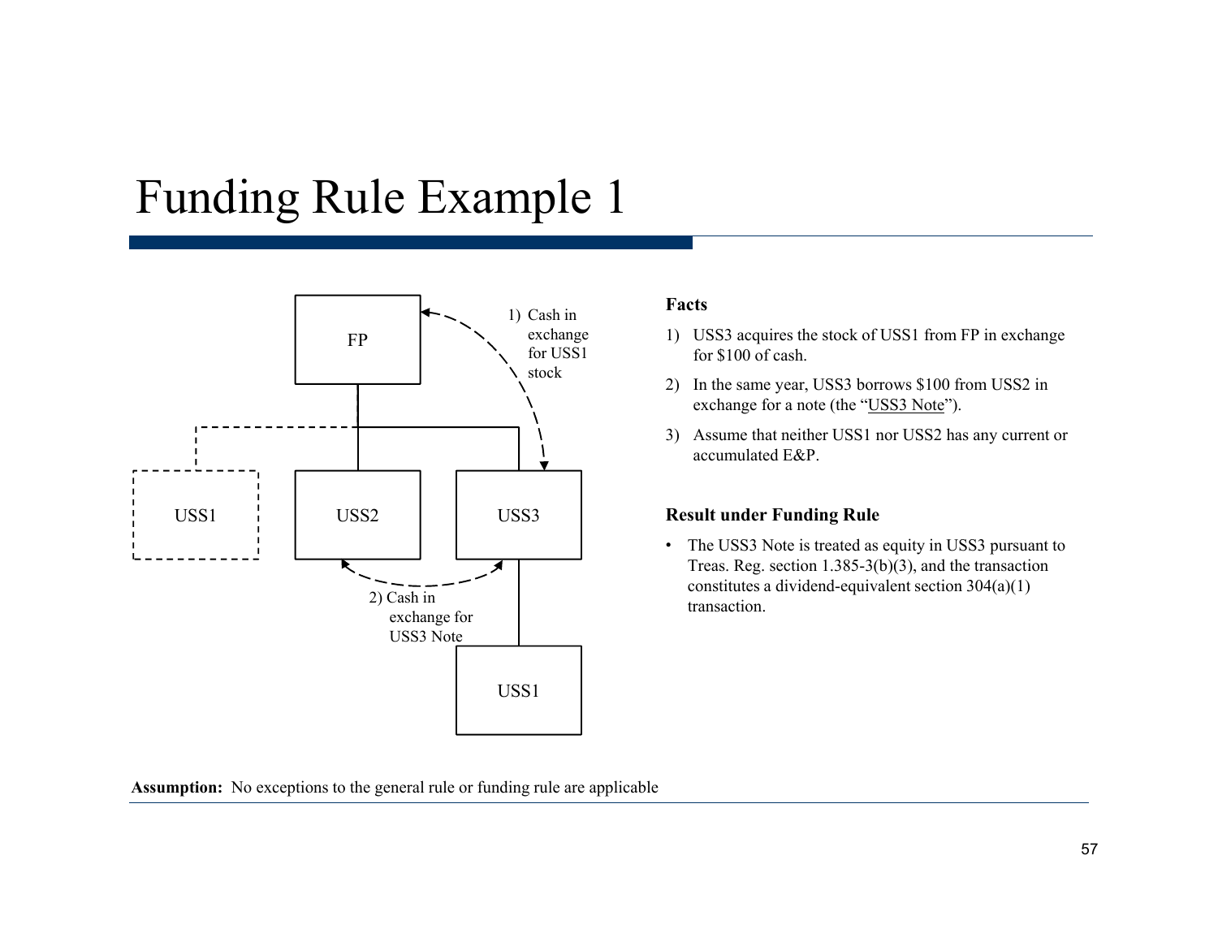# Funding Rule Example 1

FP

1) Cash in exchange for USS1 stock

USS1

USS2

USS3

2) Cash in exchange for USS3 Note

USS1

**Facts**

1) USS3 acquires the stock of USS1 from FP in exchange for $100 of cash.
2) In the same year, USS3 borrows $100 from USS2 in exchange for a note (the "USS3 Note").
3) Assume that neither USS1 nor USS2 has any current or accumulated E&P.

**Result under Funding Rule**

- The USS3 Note is treated as equity in USS3 pursuant to Treas. Reg. section 1.385-3(b)(3), and the transaction constitutes a dividend-equivalent section 304(a)(1) transaction.

**Assumption:** No exceptions to the general rule or funding rule are applicable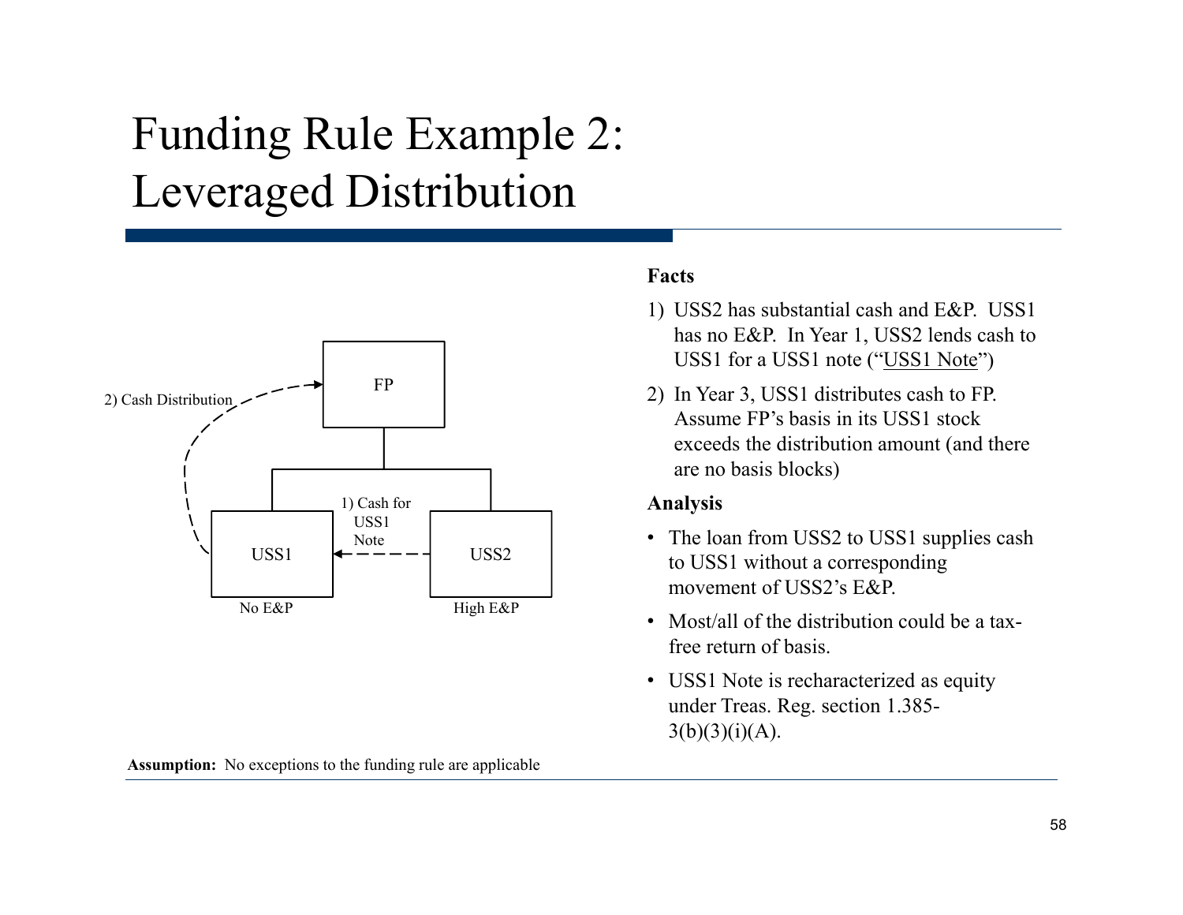# Funding Rule Example 2: Leveraged Distribution

FP

2) Cash Distribution

1) Cash for USS1 Note

USS1

USS2

No E&P

High E&P

**Facts**

1) USS2 has substantial cash and E&P. USS1 has no E&P. In Year 1, USS2 lends cash to USS1 for a USS1 note ("USS1 Note")
2) In Year 3, USS1 distributes cash to FP. Assume FP's basis in its USS1 stock exceeds the distribution amount (and there are no basis blocks)

**Analysis**

- The loan from USS2 to USS1 supplies cash to USS1 without a corresponding movement of USS2's E&P.
- Most/all of the distribution could be a tax-free return of basis.
- USS1 Note is recharacterized as equity under Treas. Reg. section 1.385-3(b)(3)(i)(A).

**Assumption:** No exceptions to the funding rule are applicable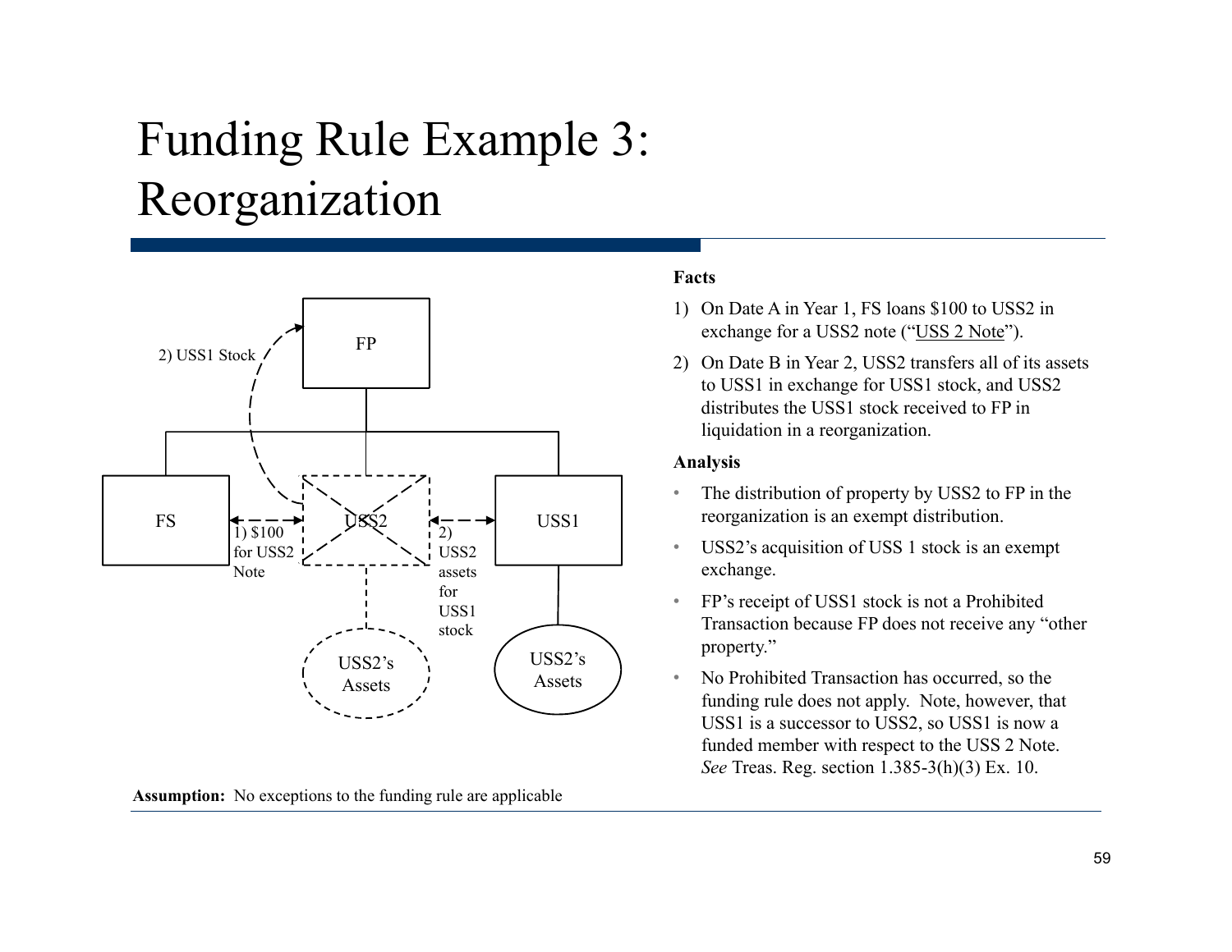# Funding Rule Example 3: Reorganization

2) USS1 Stock

FP

FS

USS2

USS1

1) $100 for USS2 Note

2) USS2 assets for USS1 stock

USS2's Assets

USS2's Assets

**Facts**

1) On Date A in Year 1, FS loans $100 to USS2 in exchange for a USS2 note ("USS 2 Note").
2) On Date B in Year 2, USS2 transfers all of its assets to USS1 in exchange for USS1 stock, and USS2 distributes the USS1 stock received to FP in liquidation in a reorganization.

**Analysis**

- The distribution of property by USS2 to FP in the reorganization is an exempt distribution.
- USS2's acquisition of USS 1 stock is an exempt exchange.
- FP's receipt of USS1 stock is not a Prohibited Transaction because FP does not receive any "other property."
- No Prohibited Transaction has occurred, so the funding rule does not apply. Note, however, that USS1 is a successor to USS2, so USS1 is now a funded member with respect to the USS 2 Note. *See* Treas. Reg. section 1.385-3(h)(3) Ex. 10.

**Assumption:** No exceptions to the funding rule are applicable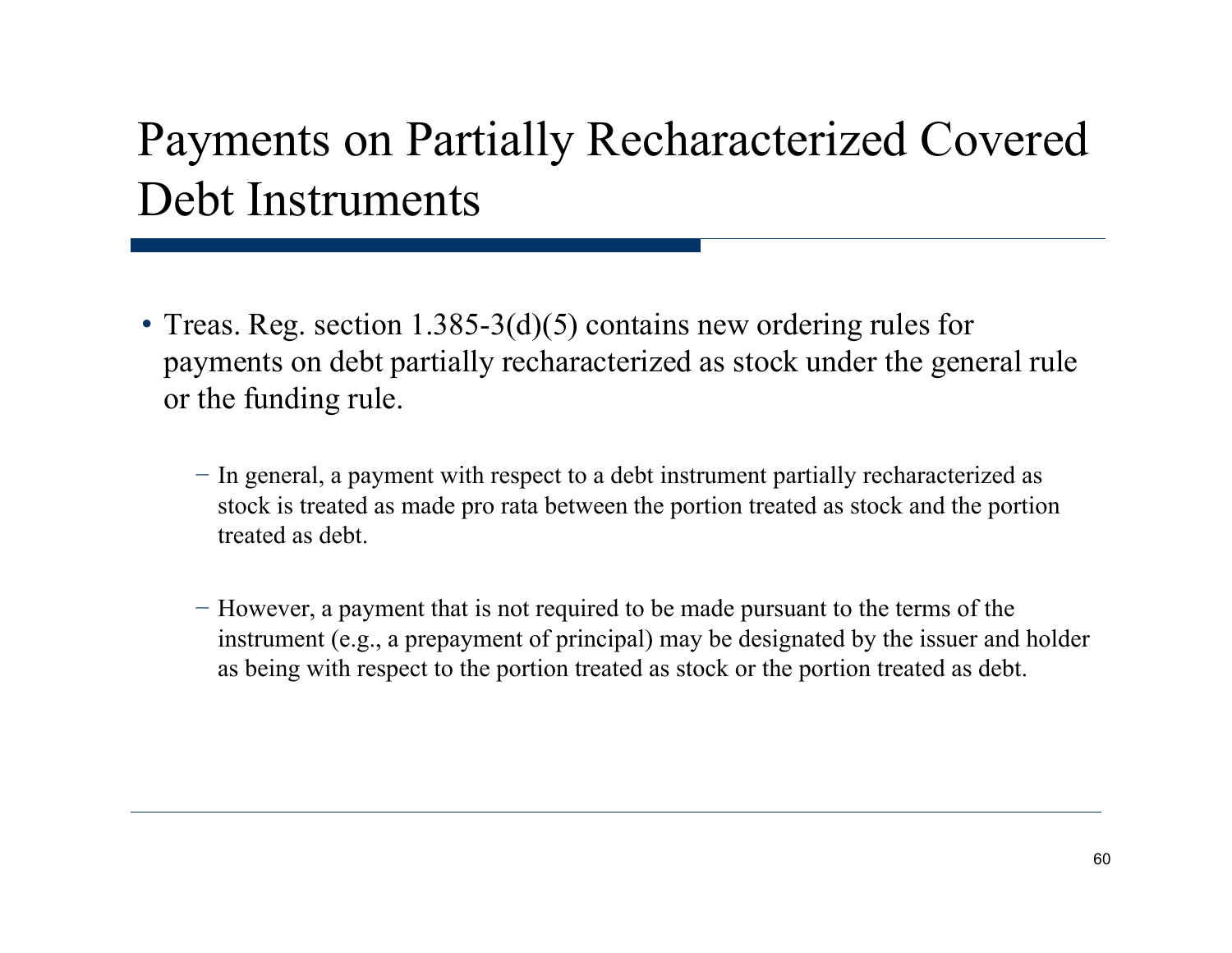# Payments on Partially Recharacterized Covered Debt Instruments

- Treas. Reg. section 1.385-3(d)(5) contains new ordering rules for payments on debt partially recharacterized as stock under the general rule or the funding rule.
  - In general, a payment with respect to a debt instrument partially recharacterized as stock is treated as made pro rata between the portion treated as stock and the portion treated as debt.
  - However, a payment that is not required to be made pursuant to the terms of the instrument (e.g., a prepayment of principal) may be designated by the issuer and holder as being with respect to the portion treated as stock or the portion treated as debt.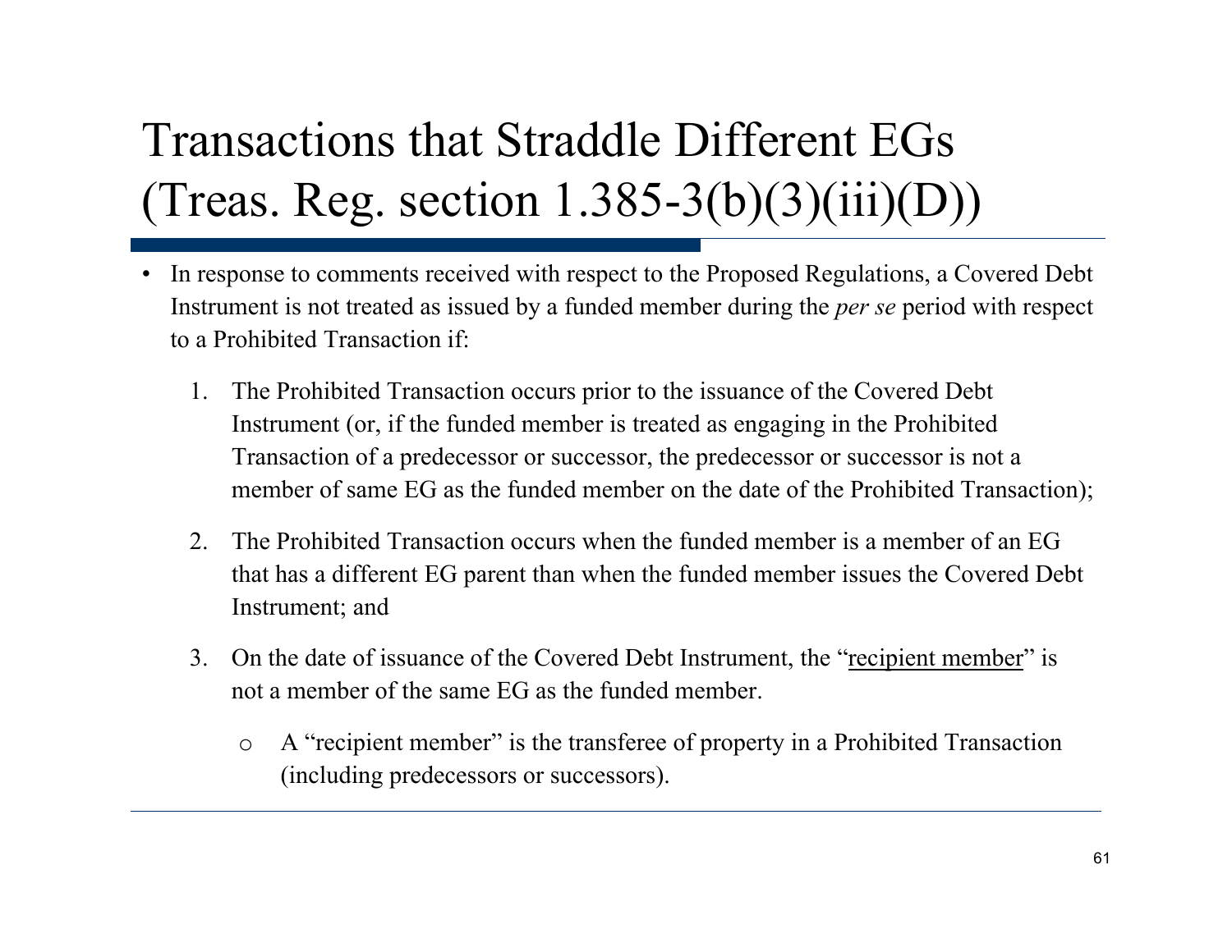# Transactions that Straddle Different EGs (Treas. Reg. section 1.385-3(b)(3)(iii)(D))

- In response to comments received with respect to the Proposed Regulations, a Covered Debt Instrument is not treated as issued by a funded member during the *per se* period with respect to a Prohibited Transaction if:

  1. The Prohibited Transaction occurs prior to the issuance of the Covered Debt Instrument (or, if the funded member is treated as engaging in the Prohibited Transaction of a predecessor or successor, the predecessor or successor is not a member of same EG as the funded member on the date of the Prohibited Transaction);

  2. The Prohibited Transaction occurs when the funded member is a member of an EG that has a different EG parent than when the funded member issues the Covered Debt Instrument; and

  3. On the date of issuance of the Covered Debt Instrument, the "recipient member" is not a member of the same EG as the funded member.

     - A "recipient member" is the transferee of property in a Prohibited Transaction (including predecessors or successors).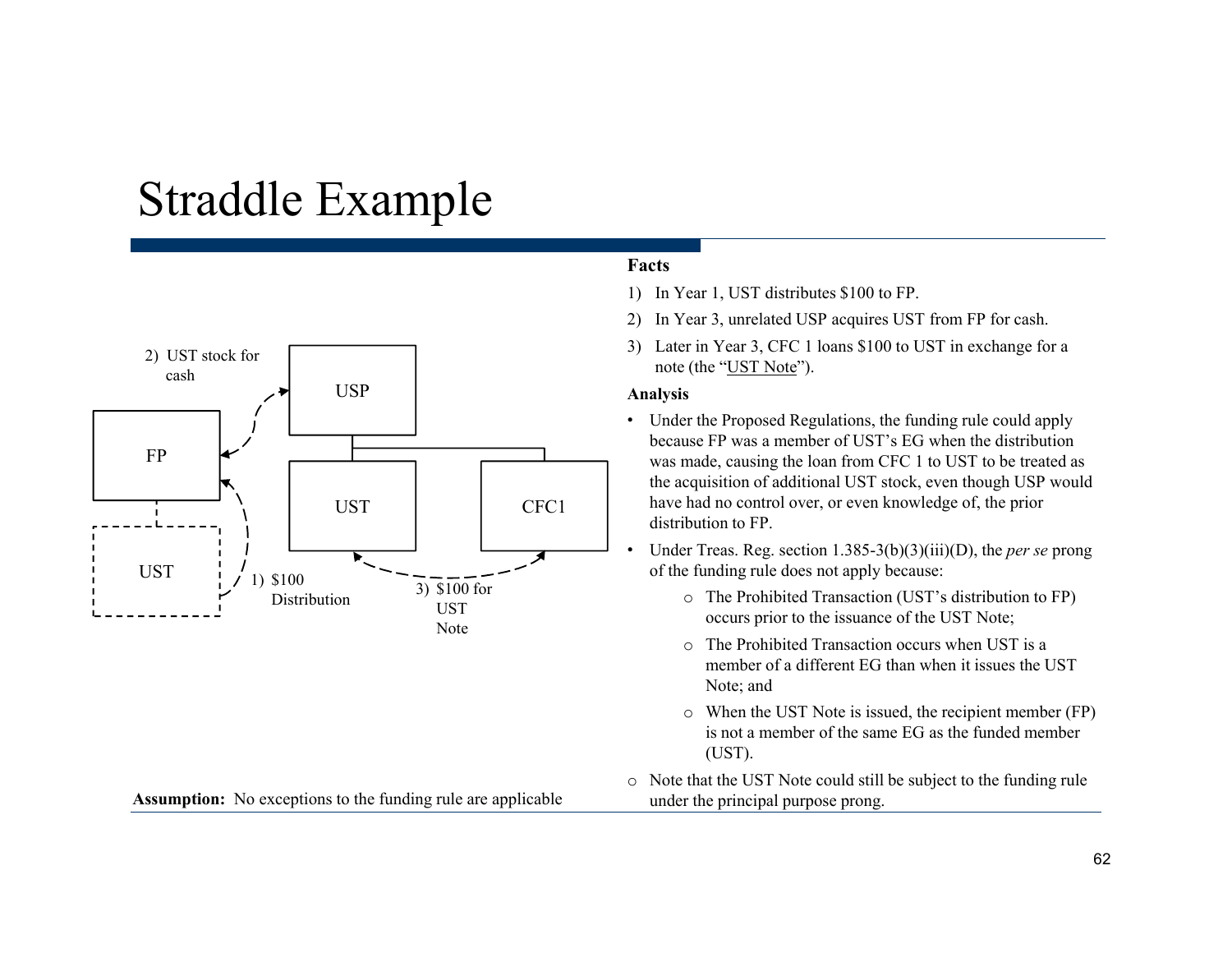# Straddle Example

2) UST stock for cash

USP

FP

UST

CFC1

UST

1) $100 Distribution

3) $100 for UST Note

**Assumption:** No exceptions to the funding rule are applicable

**Facts**

1) In Year 1, UST distributes $100 to FP.
2) In Year 3, unrelated USP acquires UST from FP for cash.
3) Later in Year 3, CFC 1 loans $100 to UST in exchange for a note (the "UST Note").

**Analysis**

- Under the Proposed Regulations, the funding rule could apply because FP was a member of UST's EG when the distribution was made, causing the loan from CFC 1 to UST to be treated as the acquisition of additional UST stock, even though USP would have had no control over, or even knowledge of, the prior distribution to FP.
- Under Treas. Reg. section 1.385-3(b)(3)(iii)(D), the *per se* prong of the funding rule does not apply because:
  - The Prohibited Transaction (UST's distribution to FP) occurs prior to the issuance of the UST Note;
  - The Prohibited Transaction occurs when UST is a member of a different EG than when it issues the UST Note; and
  - When the UST Note is issued, the recipient member (FP) is not a member of the same EG as the funded member (UST).
- Note that the UST Note could still be subject to the funding rule under the principal purpose prong.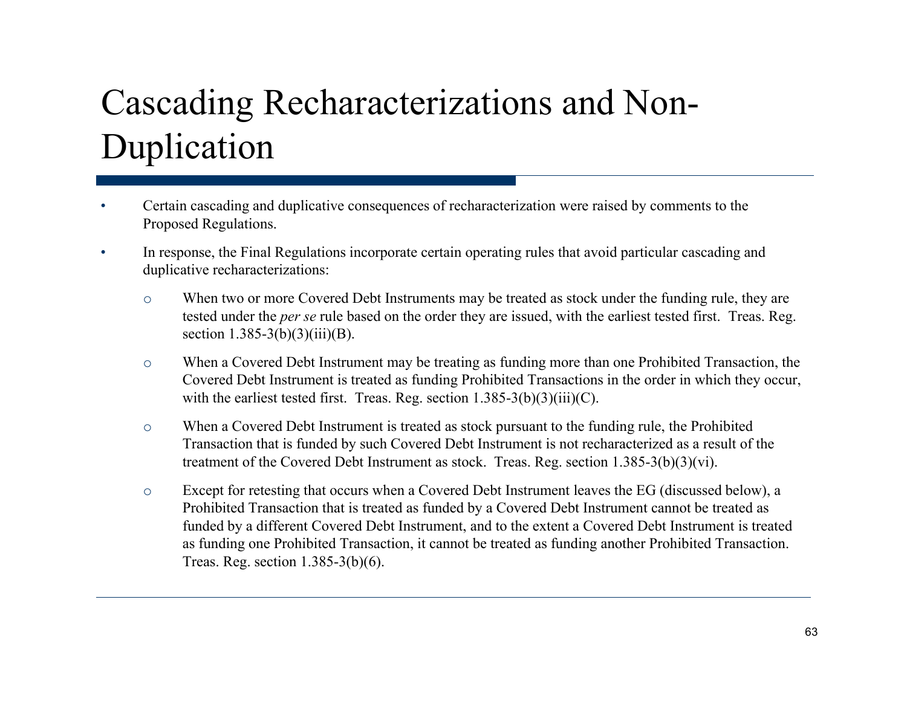# Cascading Recharacterizations and Non-Duplication

- Certain cascading and duplicative consequences of recharacterization were raised by comments to the Proposed Regulations.
- In response, the Final Regulations incorporate certain operating rules that avoid particular cascading and duplicative recharacterizations:
  - When two or more Covered Debt Instruments may be treated as stock under the funding rule, they are tested under the *per se* rule based on the order they are issued, with the earliest tested first. Treas. Reg. section 1.385-3(b)(3)(iii)(B).
  - When a Covered Debt Instrument may be treating as funding more than one Prohibited Transaction, the Covered Debt Instrument is treated as funding Prohibited Transactions in the order in which they occur, with the earliest tested first. Treas. Reg. section 1.385-3(b)(3)(iii)(C).
  - When a Covered Debt Instrument is treated as stock pursuant to the funding rule, the Prohibited Transaction that is funded by such Covered Debt Instrument is not recharacterized as a result of the treatment of the Covered Debt Instrument as stock. Treas. Reg. section 1.385-3(b)(3)(vi).
  - Except for retesting that occurs when a Covered Debt Instrument leaves the EG (discussed below), a Prohibited Transaction that is treated as funded by a Covered Debt Instrument cannot be treated as funded by a different Covered Debt Instrument, and to the extent a Covered Debt Instrument is treated as funding one Prohibited Transaction, it cannot be treated as funding another Prohibited Transaction. Treas. Reg. section 1.385-3(b)(6).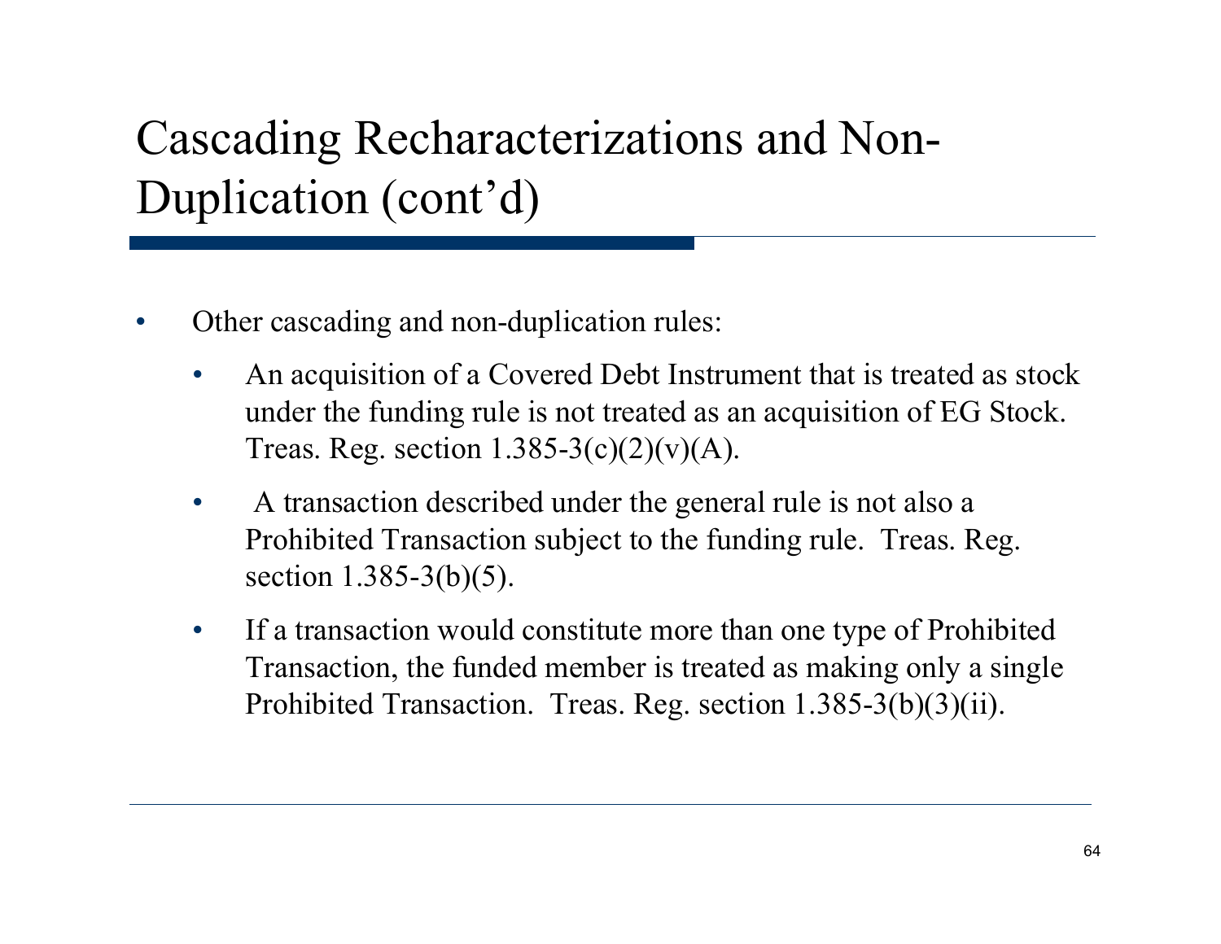# Cascading Recharacterizations and Non-Duplication (cont'd)

- Other cascading and non-duplication rules:
  - An acquisition of a Covered Debt Instrument that is treated as stock under the funding rule is not treated as an acquisition of EG Stock. Treas. Reg. section 1.385-3(c)(2)(v)(A).
  - A transaction described under the general rule is not also a Prohibited Transaction subject to the funding rule. Treas. Reg. section 1.385-3(b)(5).
  - If a transaction would constitute more than one type of Prohibited Transaction, the funded member is treated as making only a single Prohibited Transaction. Treas. Reg. section 1.385-3(b)(3)(ii).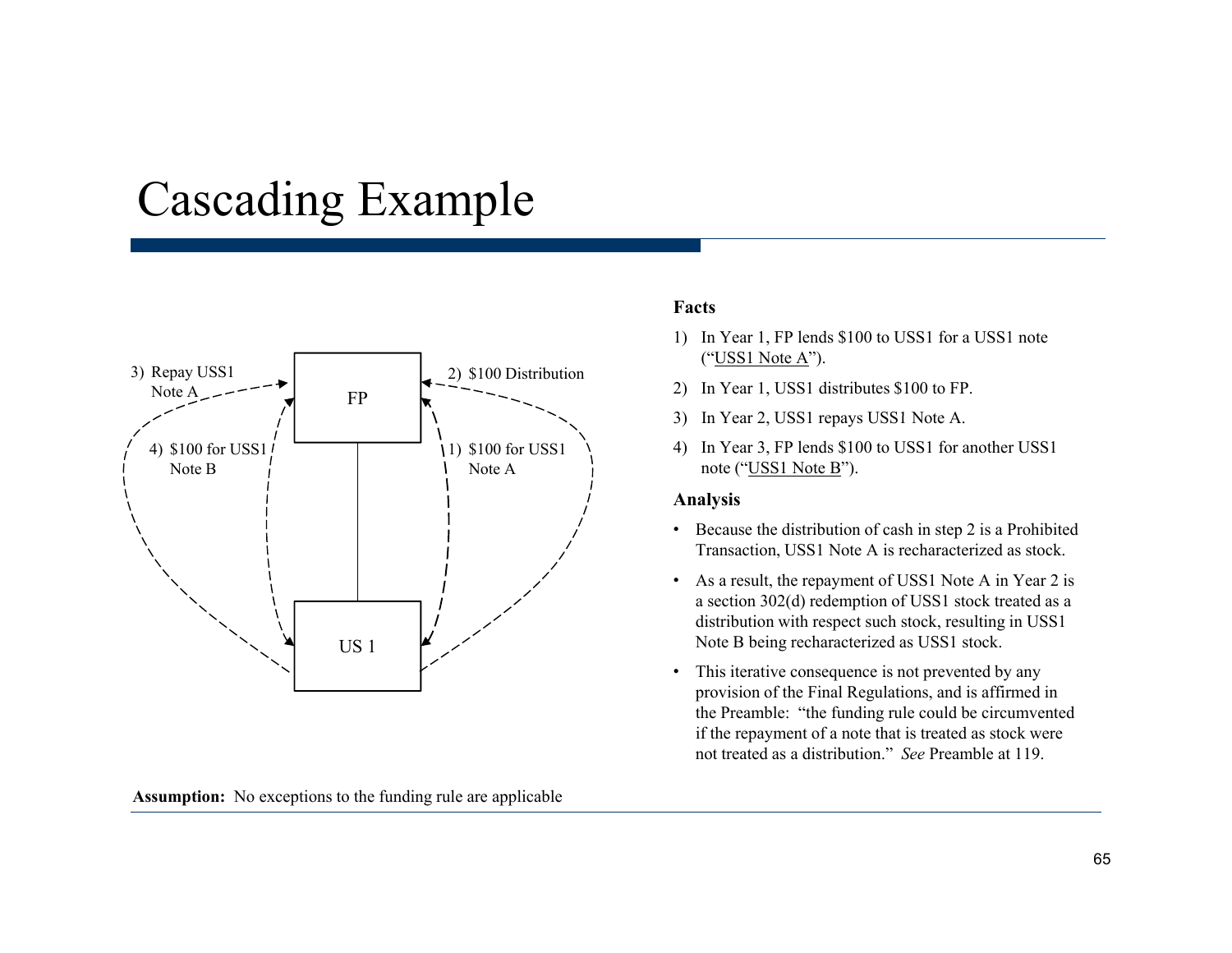# Cascading Example

3) Repay USS1 Note A

2) $100 Distribution

FP

4) $100 for USS1 Note B

1) $100 for USS1 Note A

US 1

**Facts**

1) In Year 1, FP lends $100 to USS1 for a USS1 note ("USS1 Note A").
2) In Year 1, USS1 distributes $100 to FP.
3) In Year 2, USS1 repays USS1 Note A.
4) In Year 3, FP lends $100 to USS1 for another USS1 note ("USS1 Note B").

**Analysis**

- Because the distribution of cash in step 2 is a Prohibited Transaction, USS1 Note A is recharacterized as stock.
- As a result, the repayment of USS1 Note A in Year 2 is a section 302(d) redemption of USS1 stock treated as a distribution with respect such stock, resulting in USS1 Note B being recharacterized as USS1 stock.
- This iterative consequence is not prevented by any provision of the Final Regulations, and is affirmed in the Preamble: "the funding rule could be circumvented if the repayment of a note that is treated as stock were not treated as a distribution." *See* Preamble at 119.

**Assumption:** No exceptions to the funding rule are applicable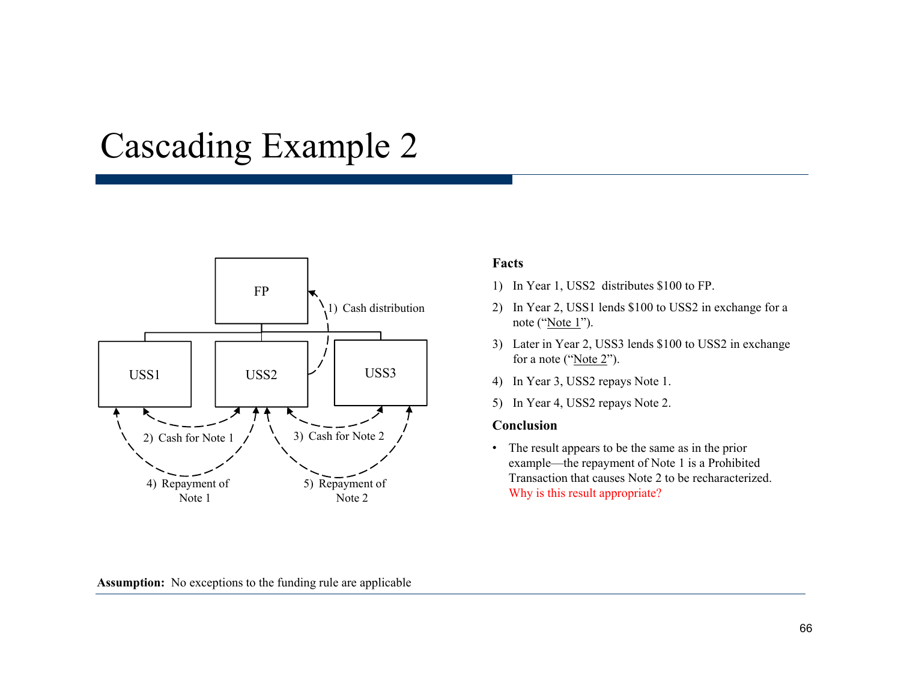# Cascading Example 2

FP

1) Cash distribution

USS1

USS2

USS3

2) Cash for Note 1

3) Cash for Note 2

4) Repayment of Note 1

5) Repayment of Note 2

**Facts**

1) In Year 1, USS2 distributes $100 to FP.
2) In Year 2, USS1 lends $100 to USS2 in exchange for a note ("Note 1").
3) Later in Year 2, USS3 lends $100 to USS2 in exchange for a note ("Note 2").
4) In Year 3, USS2 repays Note 1.
5) In Year 4, USS2 repays Note 2.

**Conclusion**

- The result appears to be the same as in the prior example—the repayment of Note 1 is a Prohibited Transaction that causes Note 2 to be recharacterized. Why is this result appropriate?

**Assumption:** No exceptions to the funding rule are applicable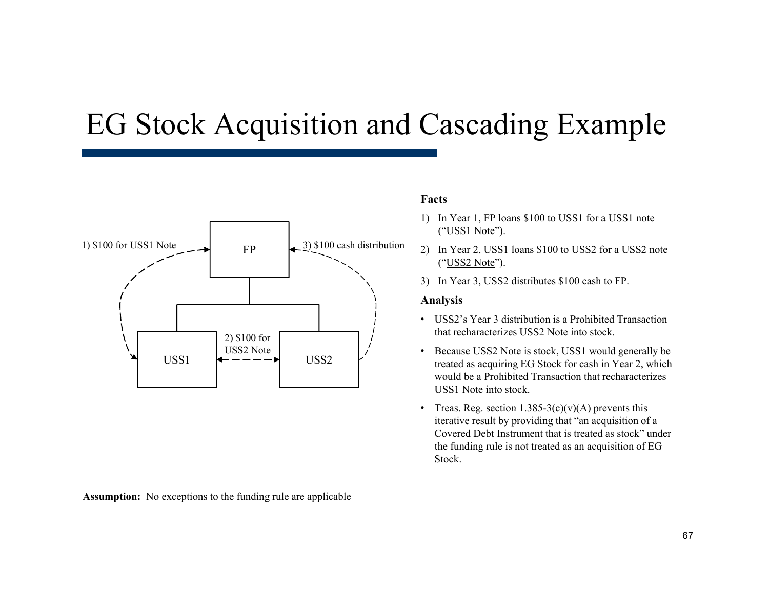# EG Stock Acquisition and Cascading Example

1) $100 for USS1 Note

FP

3) $100 cash distribution

USS1

2) $100 for USS2 Note

USS2

**Facts**

1) In Year 1, FP loans $100 to USS1 for a USS1 note ("USS1 Note").
2) In Year 2, USS1 loans $100 to USS2 for a USS2 note ("USS2 Note").
3) In Year 3, USS2 distributes $100 cash to FP.

**Analysis**

- USS2's Year 3 distribution is a Prohibited Transaction that recharacterizes USS2 Note into stock.
- Because USS2 Note is stock, USS1 would generally be treated as acquiring EG Stock for cash in Year 2, which would be a Prohibited Transaction that recharacterizes USS1 Note into stock.
- Treas. Reg. section 1.385-3(c)(v)(A) prevents this iterative result by providing that "an acquisition of a Covered Debt Instrument that is treated as stock" under the funding rule is not treated as an acquisition of EG Stock.

**Assumption:** No exceptions to the funding rule are applicable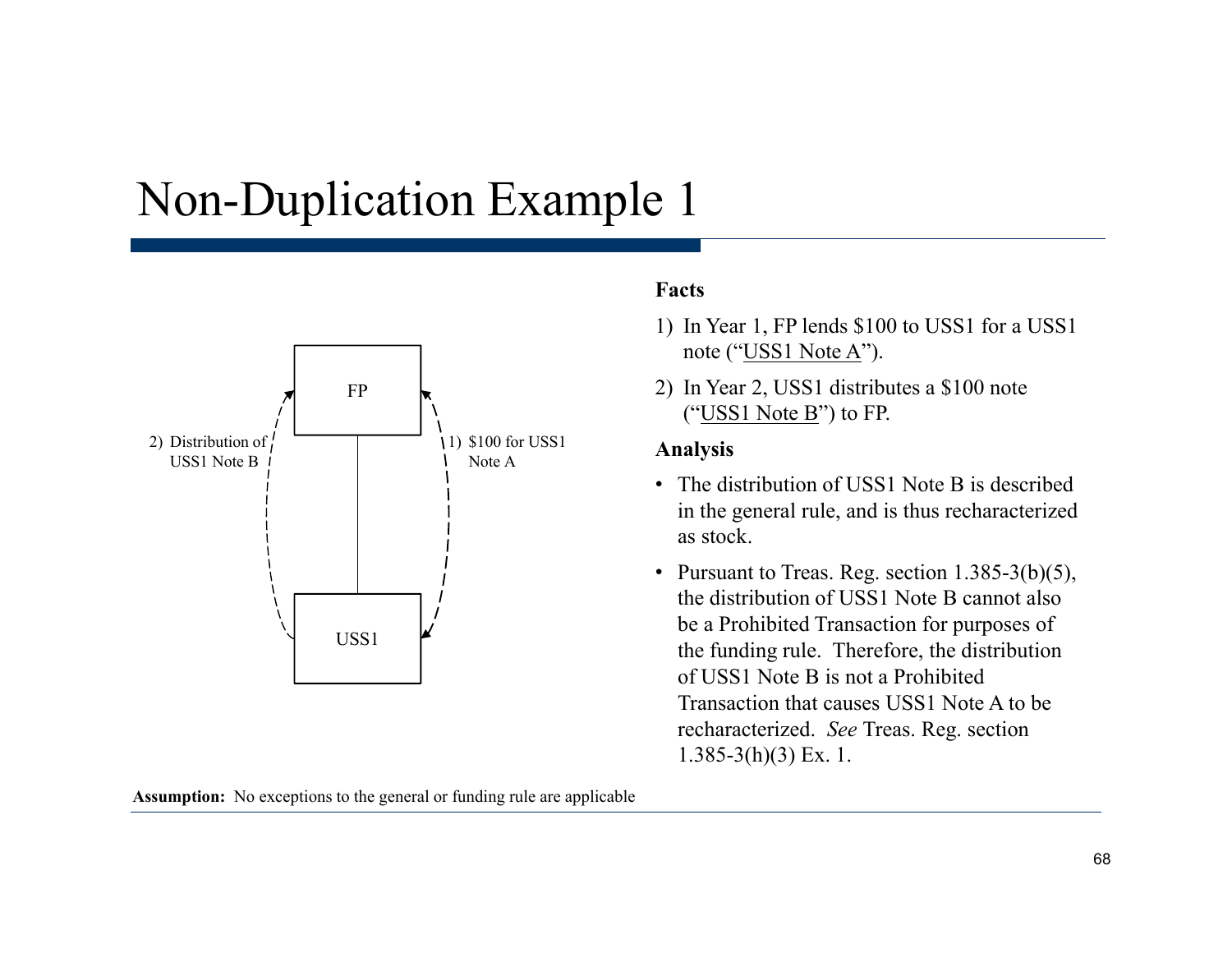# Non-Duplication Example 1

FP

USS1

2) Distribution of USS1 Note B

1) $100 for USS1 Note A

**Facts**

1) In Year 1, FP lends $100 to USS1 for a USS1 note ("USS1 Note A").
2) In Year 2, USS1 distributes a $100 note ("USS1 Note B") to FP.

**Analysis**

- The distribution of USS1 Note B is described in the general rule, and is thus recharacterized as stock.
- Pursuant to Treas. Reg. section 1.385-3(b)(5), the distribution of USS1 Note B cannot also be a Prohibited Transaction for purposes of the funding rule. Therefore, the distribution of USS1 Note B is not a Prohibited Transaction that causes USS1 Note A to be recharacterized. *See* Treas. Reg. section 1.385-3(h)(3) Ex. 1.

**Assumption:** No exceptions to the general or funding rule are applicable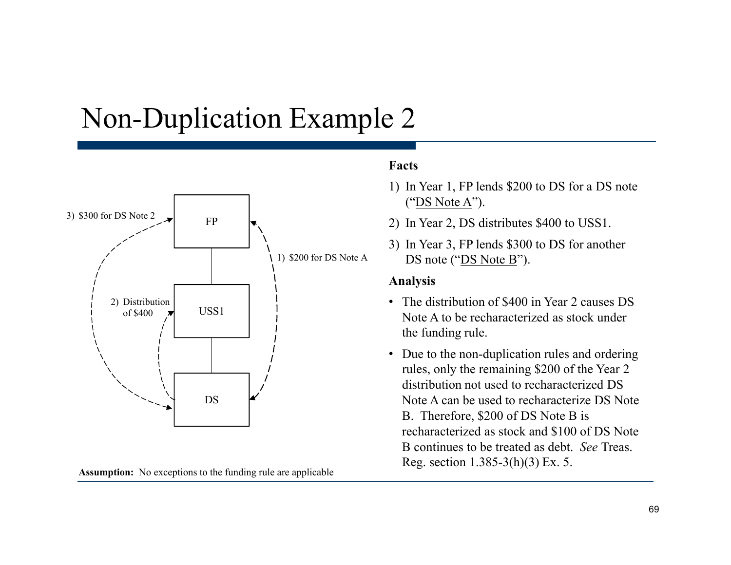# Non-Duplication Example 2

3) $300 for DS Note 2

FP

1) $200 for DS Note A

2) Distribution of $400

USS1

DS

**Assumption:** No exceptions to the funding rule are applicable

**Facts**

1) In Year 1, FP lends $200 to DS for a DS note ("DS Note A").
2) In Year 2, DS distributes $400 to USS1.
3) In Year 3, FP lends $300 to DS for another DS note ("DS Note B").

**Analysis**

- The distribution of $400 in Year 2 causes DS Note A to be recharacterized as stock under the funding rule.
- Due to the non-duplication rules and ordering rules, only the remaining $200 of the Year 2 distribution not used to recharacterized DS Note A can be used to recharacterize DS Note B. Therefore, $200 of DS Note B is recharacterized as stock and $100 of DS Note B continues to be treated as debt. *See* Treas. Reg. section 1.385-3(h)(3) Ex. 5.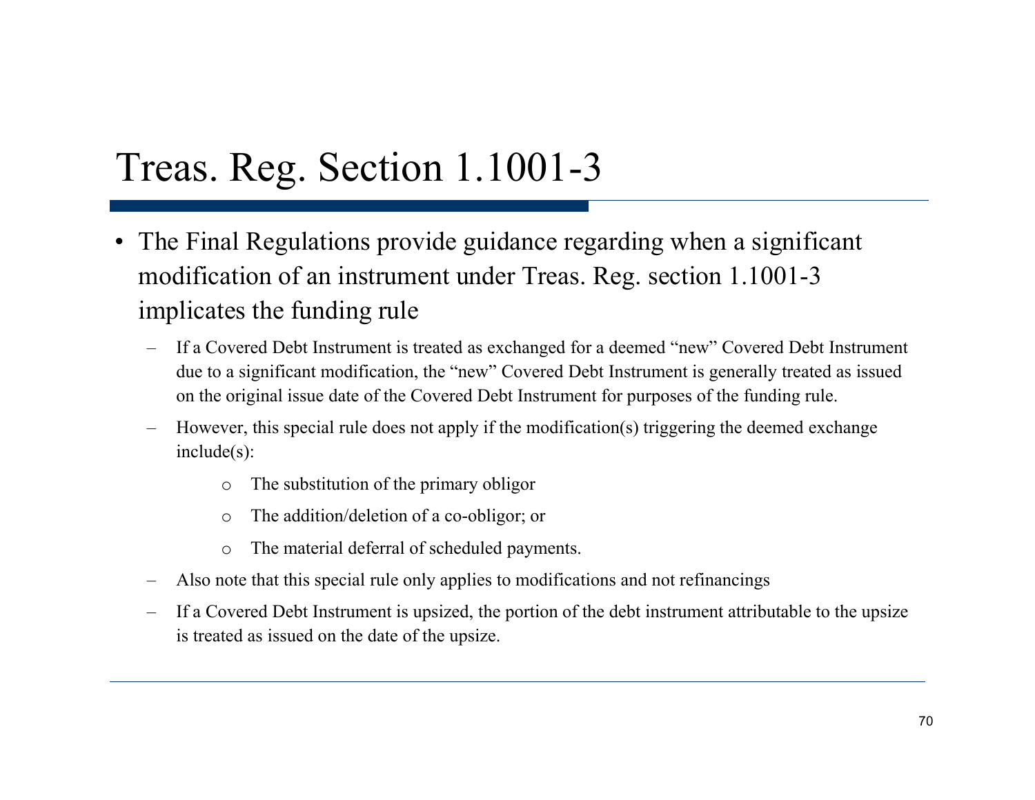# Treas. Reg. Section 1.1001-3

- The Final Regulations provide guidance regarding when a significant modification of an instrument under Treas. Reg. section 1.1001-3 implicates the funding rule
  - If a Covered Debt Instrument is treated as exchanged for a deemed "new" Covered Debt Instrument due to a significant modification, the "new" Covered Debt Instrument is generally treated as issued on the original issue date of the Covered Debt Instrument for purposes of the funding rule.
  - However, this special rule does not apply if the modification(s) triggering the deemed exchange include(s):
    - The substitution of the primary obligor
    - The addition/deletion of a co-obligor; or
    - The material deferral of scheduled payments.
  - Also note that this special rule only applies to modifications and not refinancings
  - If a Covered Debt Instrument is upsized, the portion of the debt instrument attributable to the upsize is treated as issued on the date of the upsize.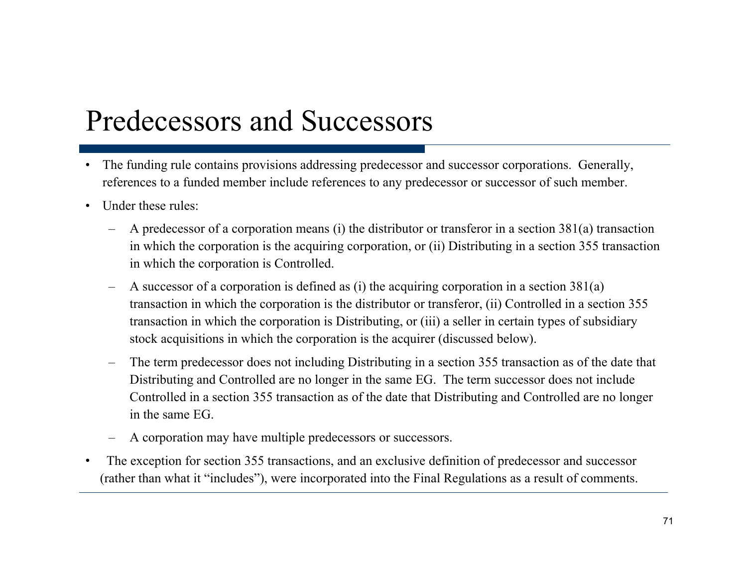# Predecessors and Successors

- The funding rule contains provisions addressing predecessor and successor corporations. Generally, references to a funded member include references to any predecessor or successor of such member.
- Under these rules:
  - A predecessor of a corporation means (i) the distributor or transferor in a section 381(a) transaction in which the corporation is the acquiring corporation, or (ii) Distributing in a section 355 transaction in which the corporation is Controlled.
  - A successor of a corporation is defined as (i) the acquiring corporation in a section 381(a) transaction in which the corporation is the distributor or transferor, (ii) Controlled in a section 355 transaction in which the corporation is Distributing, or (iii) a seller in certain types of subsidiary stock acquisitions in which the corporation is the acquirer (discussed below).
  - The term predecessor does not including Distributing in a section 355 transaction as of the date that Distributing and Controlled are no longer in the same EG. The term successor does not include Controlled in a section 355 transaction as of the date that Distributing and Controlled are no longer in the same EG.
  - A corporation may have multiple predecessors or successors.
- The exception for section 355 transactions, and an exclusive definition of predecessor and successor (rather than what it "includes"), were incorporated into the Final Regulations as a result of comments.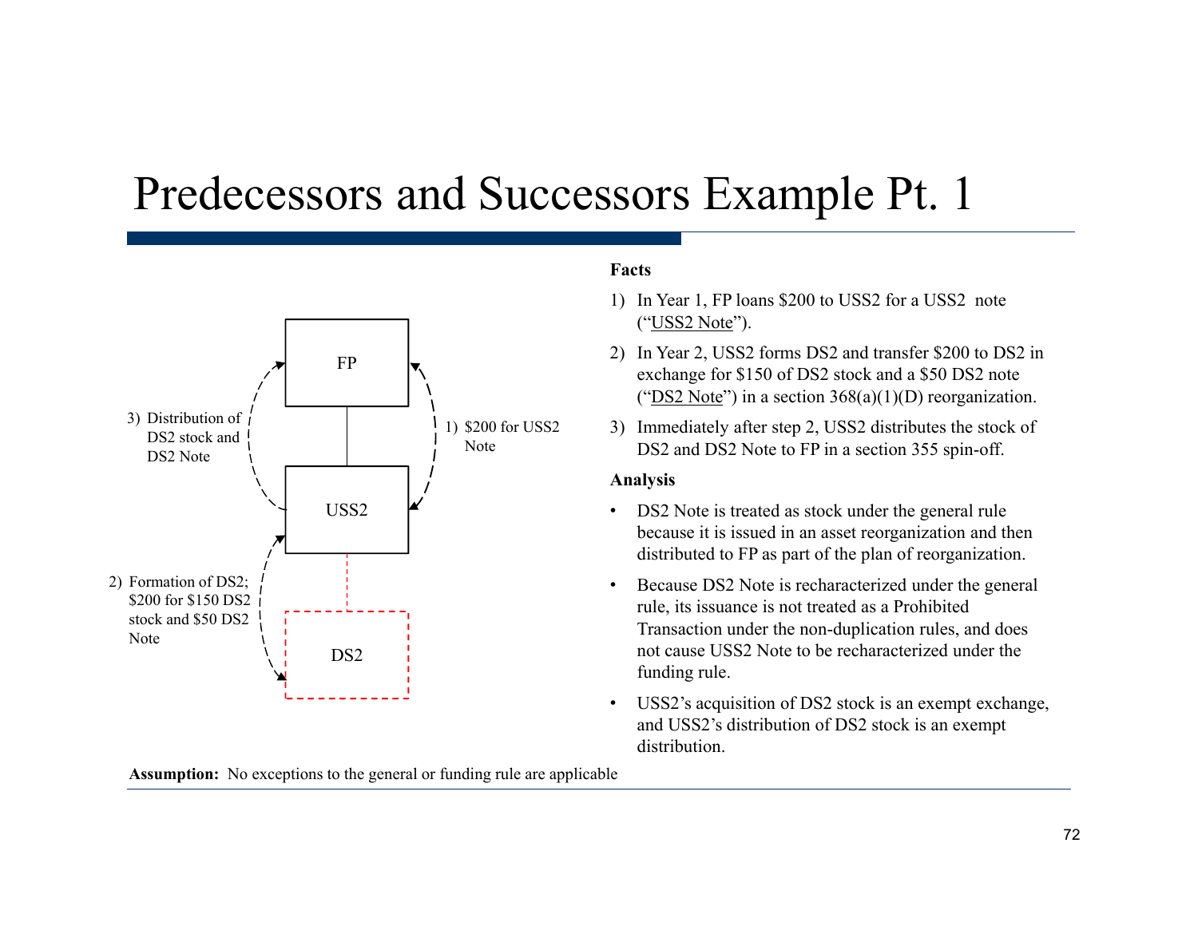# Predecessors and Successors Example Pt. 1

FP

USS2

DS2

3) Distribution of DS2 stock and DS2 Note

1) $200 for USS2 Note

2) Formation of DS2; $200 for $150 DS2 stock and $50 DS2 Note

**Facts**

1) In Year 1, FP loans $200 to USS2 for a USS2 note ("USS2 Note").
2) In Year 2, USS2 forms DS2 and transfer $200 to DS2 in exchange for $150 of DS2 stock and a $50 DS2 note ("DS2 Note") in a section 368(a)(1)(D) reorganization.
3) Immediately after step 2, USS2 distributes the stock of DS2 and DS2 Note to FP in a section 355 spin-off.

**Analysis**

- DS2 Note is treated as stock under the general rule because it is issued in an asset reorganization and then distributed to FP as part of the plan of reorganization.
- Because DS2 Note is recharacterized under the general rule, its issuance is not treated as a Prohibited Transaction under the non-duplication rules, and does not cause USS2 Note to be recharacterized under the funding rule.
- USS2's acquisition of DS2 stock is an exempt exchange, and USS2's distribution of DS2 stock is an exempt distribution.

**Assumption:** No exceptions to the general or funding rule are applicable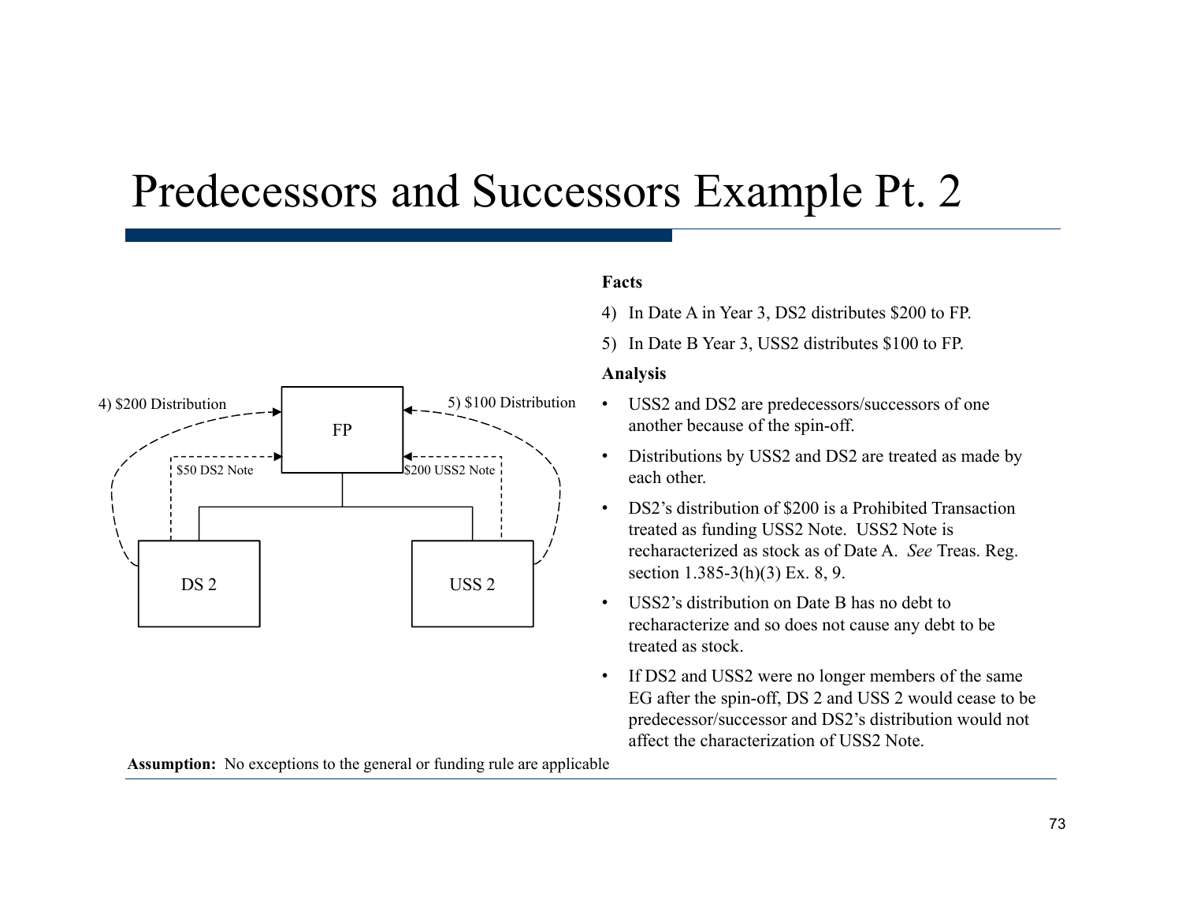# Predecessors and Successors Example Pt. 2

4) $200 Distribution

5) $100 Distribution

FP

$50 DS2 Note

$200 USS2 Note

DS 2

USS 2

**Facts**

4) In Date A in Year 3, DS2 distributes $200 to FP.

5) In Date B Year 3, USS2 distributes $100 to FP.

**Analysis**

- USS2 and DS2 are predecessors/successors of one another because of the spin-off.
- Distributions by USS2 and DS2 are treated as made by each other.
- DS2's distribution of $200 is a Prohibited Transaction treated as funding USS2 Note. USS2 Note is recharacterized as stock as of Date A. *See* Treas. Reg. section 1.385-3(h)(3) Ex. 8, 9.
- USS2's distribution on Date B has no debt to recharacterize and so does not cause any debt to be treated as stock.
- If DS2 and USS2 were no longer members of the same EG after the spin-off, DS 2 and USS 2 would cease to be predecessor/successor and DS2's distribution would not affect the characterization of USS2 Note.

**Assumption:** No exceptions to the general or funding rule are applicable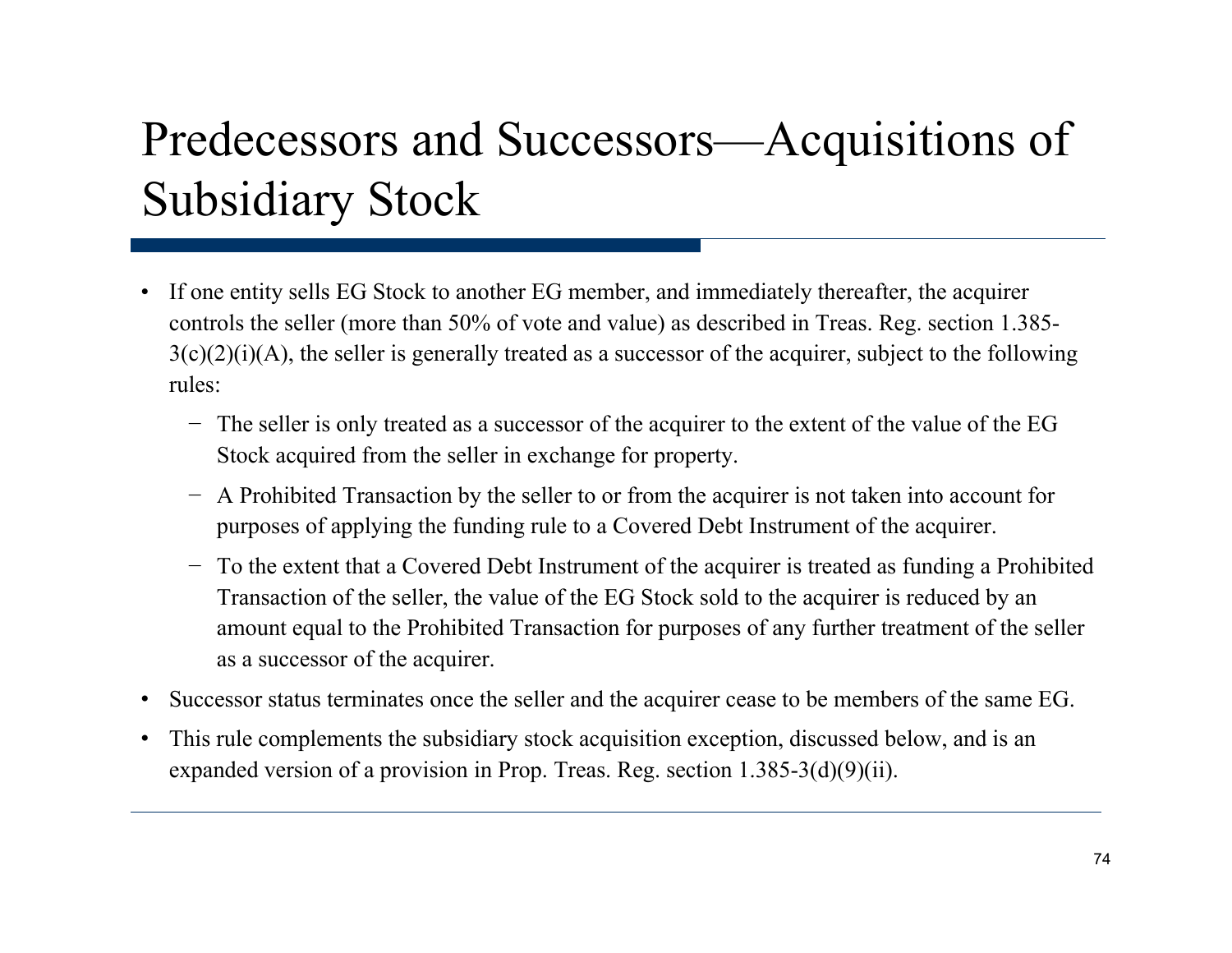# Predecessors and Successors—Acquisitions of Subsidiary Stock

- If one entity sells EG Stock to another EG member, and immediately thereafter, the acquirer controls the seller (more than 50% of vote and value) as described in Treas. Reg. section 1.385-3(c)(2)(i)(A), the seller is generally treated as a successor of the acquirer, subject to the following rules:
  - The seller is only treated as a successor of the acquirer to the extent of the value of the EG Stock acquired from the seller in exchange for property.
  - A Prohibited Transaction by the seller to or from the acquirer is not taken into account for purposes of applying the funding rule to a Covered Debt Instrument of the acquirer.
  - To the extent that a Covered Debt Instrument of the acquirer is treated as funding a Prohibited Transaction of the seller, the value of the EG Stock sold to the acquirer is reduced by an amount equal to the Prohibited Transaction for purposes of any further treatment of the seller as a successor of the acquirer.
- Successor status terminates once the seller and the acquirer cease to be members of the same EG.
- This rule complements the subsidiary stock acquisition exception, discussed below, and is an expanded version of a provision in Prop. Treas. Reg. section 1.385-3(d)(9)(ii).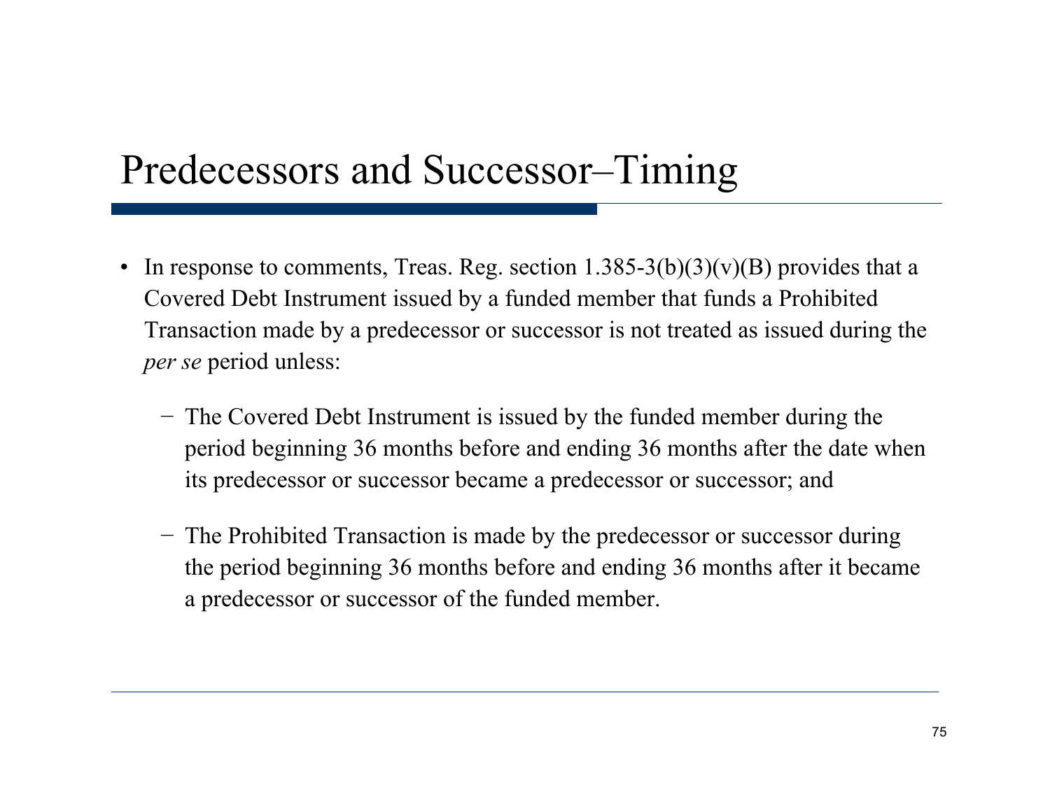# Predecessors and Successor–Timing

- In response to comments, Treas. Reg. section 1.385-3(b)(3)(v)(B) provides that a Covered Debt Instrument issued by a funded member that funds a Prohibited Transaction made by a predecessor or successor is not treated as issued during the *per se* period unless:
  - The Covered Debt Instrument is issued by the funded member during the period beginning 36 months before and ending 36 months after the date when its predecessor or successor became a predecessor or successor; and
  - The Prohibited Transaction is made by the predecessor or successor during the period beginning 36 months before and ending 36 months after it became a predecessor or successor of the funded member.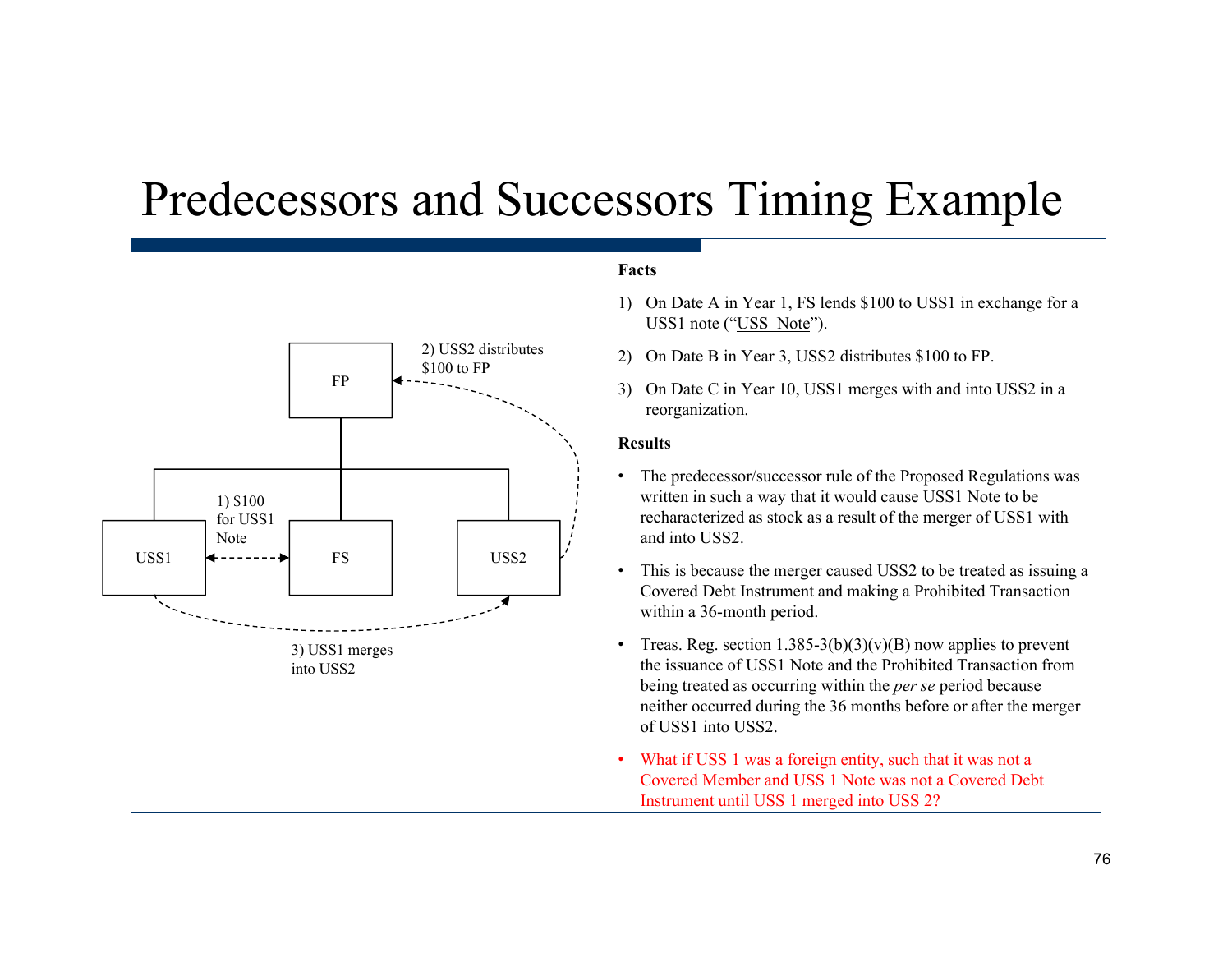# Predecessors and Successors Timing Example

FP

2) USS2 distributes $100 to FP

1) $100 for USS1 Note

USS1 FS USS2

3) USS1 merges into USS2

**Facts**

1) On Date A in Year 1, FS lends $100 to USS1 in exchange for a USS1 note ("USS Note").
2) On Date B in Year 3, USS2 distributes $100 to FP.
3) On Date C in Year 10, USS1 merges with and into USS2 in a reorganization.

**Results**

- The predecessor/successor rule of the Proposed Regulations was written in such a way that it would cause USS1 Note to be recharacterized as stock as a result of the merger of USS1 with and into USS2.
- This is because the merger caused USS2 to be treated as issuing a Covered Debt Instrument and making a Prohibited Transaction within a 36-month period.
- Treas. Reg. section 1.385-3(b)(3)(v)(B) now applies to prevent the issuance of USS1 Note and the Prohibited Transaction from being treated as occurring within the *per se* period because neither occurred during the 36 months before or after the merger of USS1 into USS2.
- What if USS 1 was a foreign entity, such that it was not a Covered Member and USS 1 Note was not a Covered Debt Instrument until USS 1 merged into USS 2?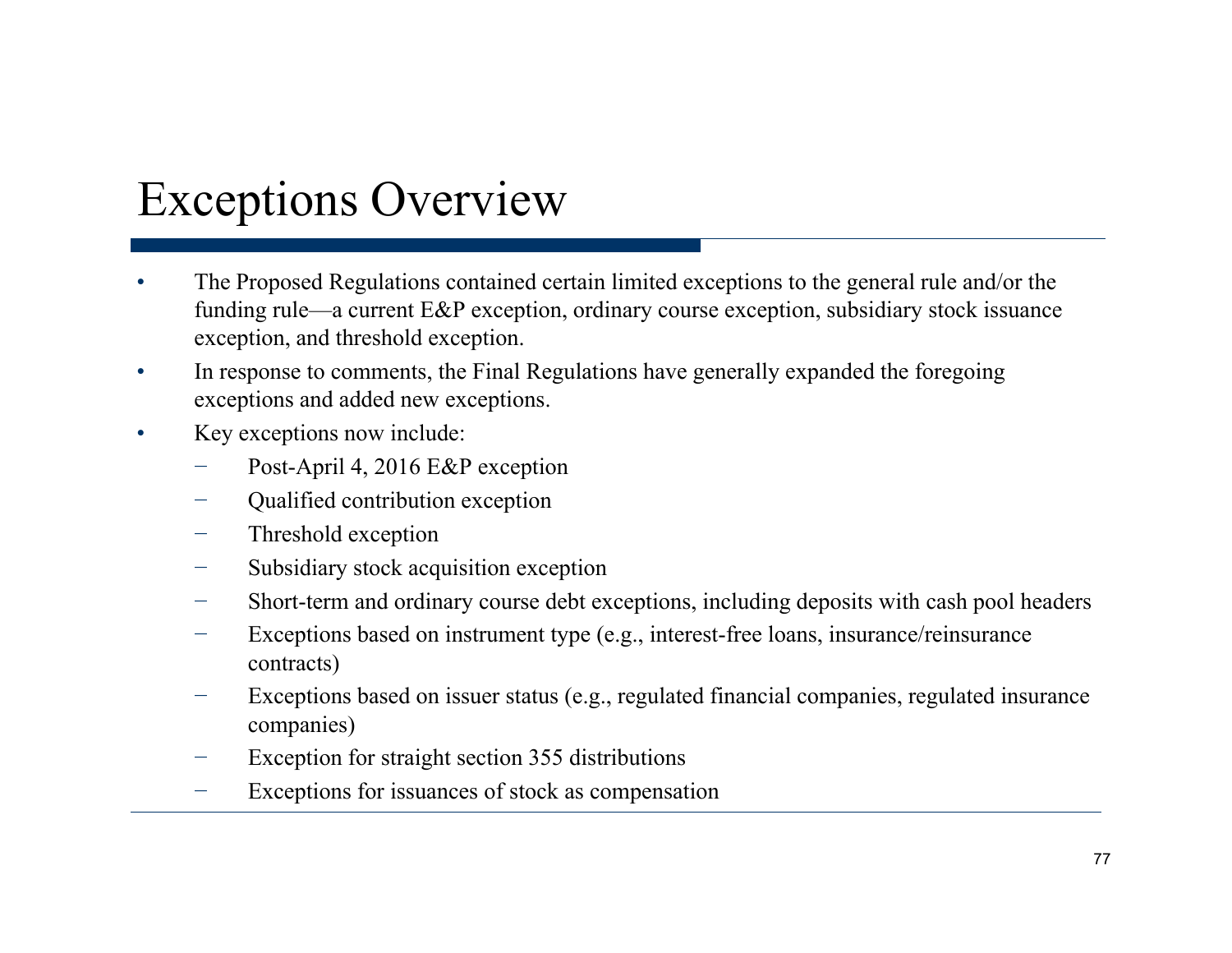# Exceptions Overview

- The Proposed Regulations contained certain limited exceptions to the general rule and/or the funding rule—a current E&P exception, ordinary course exception, subsidiary stock issuance exception, and threshold exception.
- In response to comments, the Final Regulations have generally expanded the foregoing exceptions and added new exceptions.
- Key exceptions now include:
  - Post-April 4, 2016 E&P exception
  - Qualified contribution exception
  - Threshold exception
  - Subsidiary stock acquisition exception
  - Short-term and ordinary course debt exceptions, including deposits with cash pool headers
  - Exceptions based on instrument type (e.g., interest-free loans, insurance/reinsurance contracts)
  - Exceptions based on issuer status (e.g., regulated financial companies, regulated insurance companies)
  - Exception for straight section 355 distributions
  - Exceptions for issuances of stock as compensation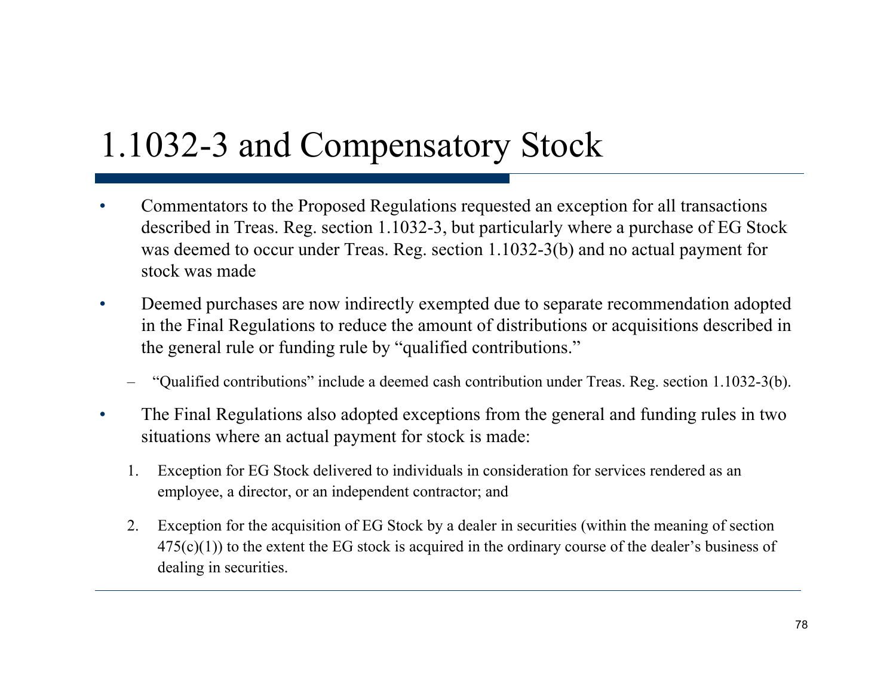# 1.1032-3 and Compensatory Stock

- Commentators to the Proposed Regulations requested an exception for all transactions described in Treas. Reg. section 1.1032-3, but particularly where a purchase of EG Stock was deemed to occur under Treas. Reg. section 1.1032-3(b) and no actual payment for stock was made
- Deemed purchases are now indirectly exempted due to separate recommendation adopted in the Final Regulations to reduce the amount of distributions or acquisitions described in the general rule or funding rule by "qualified contributions."
  - "Qualified contributions" include a deemed cash contribution under Treas. Reg. section 1.1032-3(b).
- The Final Regulations also adopted exceptions from the general and funding rules in two situations where an actual payment for stock is made:
  1. Exception for EG Stock delivered to individuals in consideration for services rendered as an employee, a director, or an independent contractor; and
  2. Exception for the acquisition of EG Stock by a dealer in securities (within the meaning of section 475(c)(1)) to the extent the EG stock is acquired in the ordinary course of the dealer's business of dealing in securities.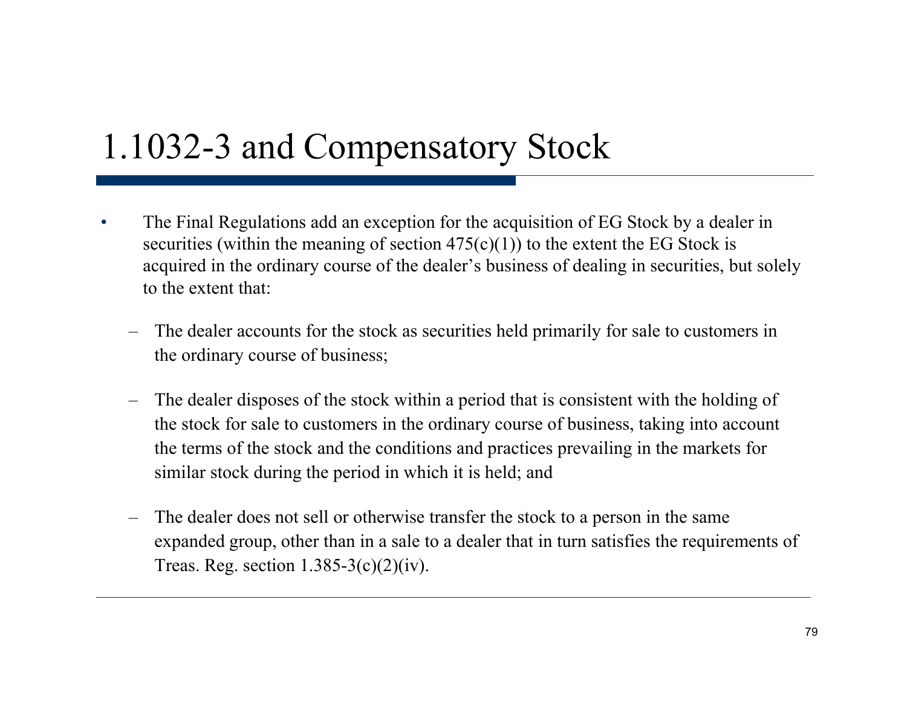# 1.1032-3 and Compensatory Stock

- The Final Regulations add an exception for the acquisition of EG Stock by a dealer in securities (within the meaning of section 475(c)(1)) to the extent the EG Stock is acquired in the ordinary course of the dealer's business of dealing in securities, but solely to the extent that:
  - The dealer accounts for the stock as securities held primarily for sale to customers in the ordinary course of business;
  - The dealer disposes of the stock within a period that is consistent with the holding of the stock for sale to customers in the ordinary course of business, taking into account the terms of the stock and the conditions and practices prevailing in the markets for similar stock during the period in which it is held; and
  - The dealer does not sell or otherwise transfer the stock to a person in the same expanded group, other than in a sale to a dealer that in turn satisfies the requirements of Treas. Reg. section 1.385-3(c)(2)(iv).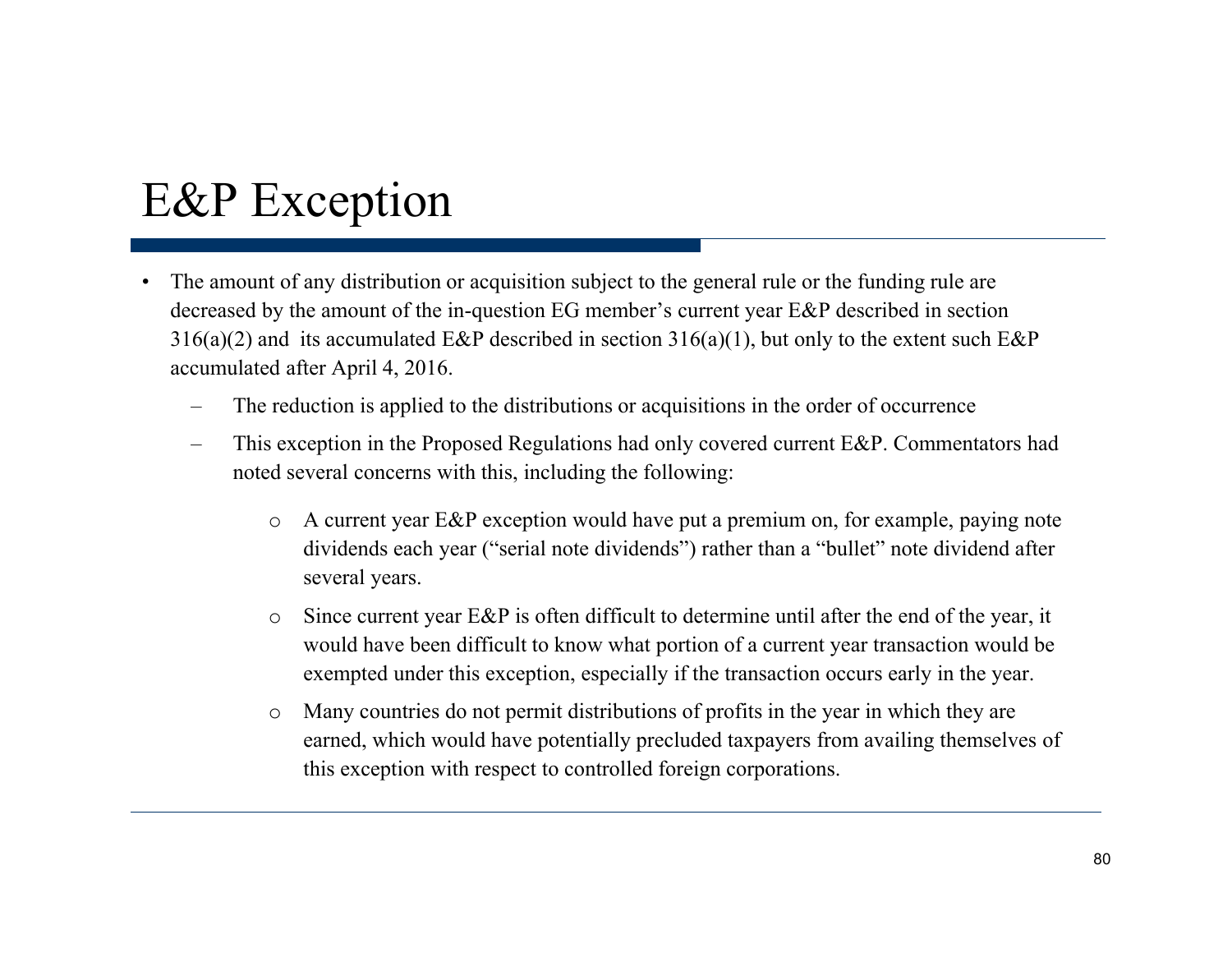# E&P Exception

- The amount of any distribution or acquisition subject to the general rule or the funding rule are decreased by the amount of the in-question EG member's current year E&P described in section 316(a)(2) and its accumulated E&P described in section 316(a)(1), but only to the extent such E&P accumulated after April 4, 2016.
  - The reduction is applied to the distributions or acquisitions in the order of occurrence
  - This exception in the Proposed Regulations had only covered current E&P. Commentators had noted several concerns with this, including the following:
    - A current year E&P exception would have put a premium on, for example, paying note dividends each year ("serial note dividends") rather than a "bullet" note dividend after several years.
    - Since current year E&P is often difficult to determine until after the end of the year, it would have been difficult to know what portion of a current year transaction would be exempted under this exception, especially if the transaction occurs early in the year.
    - Many countries do not permit distributions of profits in the year in which they are earned, which would have potentially precluded taxpayers from availing themselves of this exception with respect to controlled foreign corporations.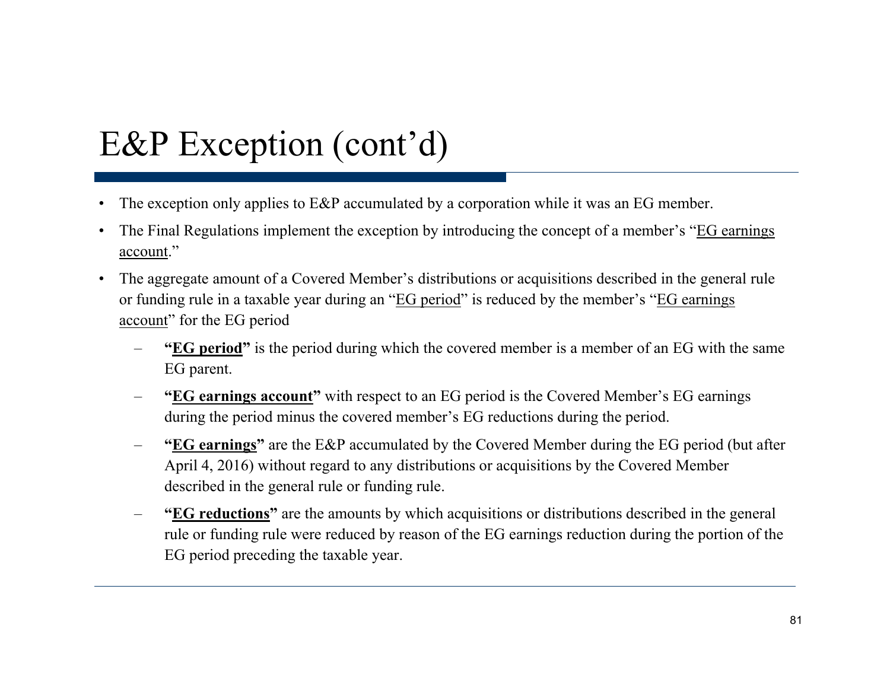# E&P Exception (cont'd)

- The exception only applies to E&P accumulated by a corporation while it was an EG member.
- The Final Regulations implement the exception by introducing the concept of a member's "EG earnings account."
- The aggregate amount of a Covered Member's distributions or acquisitions described in the general rule or funding rule in a taxable year during an "EG period" is reduced by the member's "EG earnings account" for the EG period
  - **"EG period"** is the period during which the covered member is a member of an EG with the same EG parent.
  - **"EG earnings account"** with respect to an EG period is the Covered Member's EG earnings during the period minus the covered member's EG reductions during the period.
  - **"EG earnings"** are the E&P accumulated by the Covered Member during the EG period (but after April 4, 2016) without regard to any distributions or acquisitions by the Covered Member described in the general rule or funding rule.
  - **"EG reductions"** are the amounts by which acquisitions or distributions described in the general rule or funding rule were reduced by reason of the EG earnings reduction during the portion of the EG period preceding the taxable year.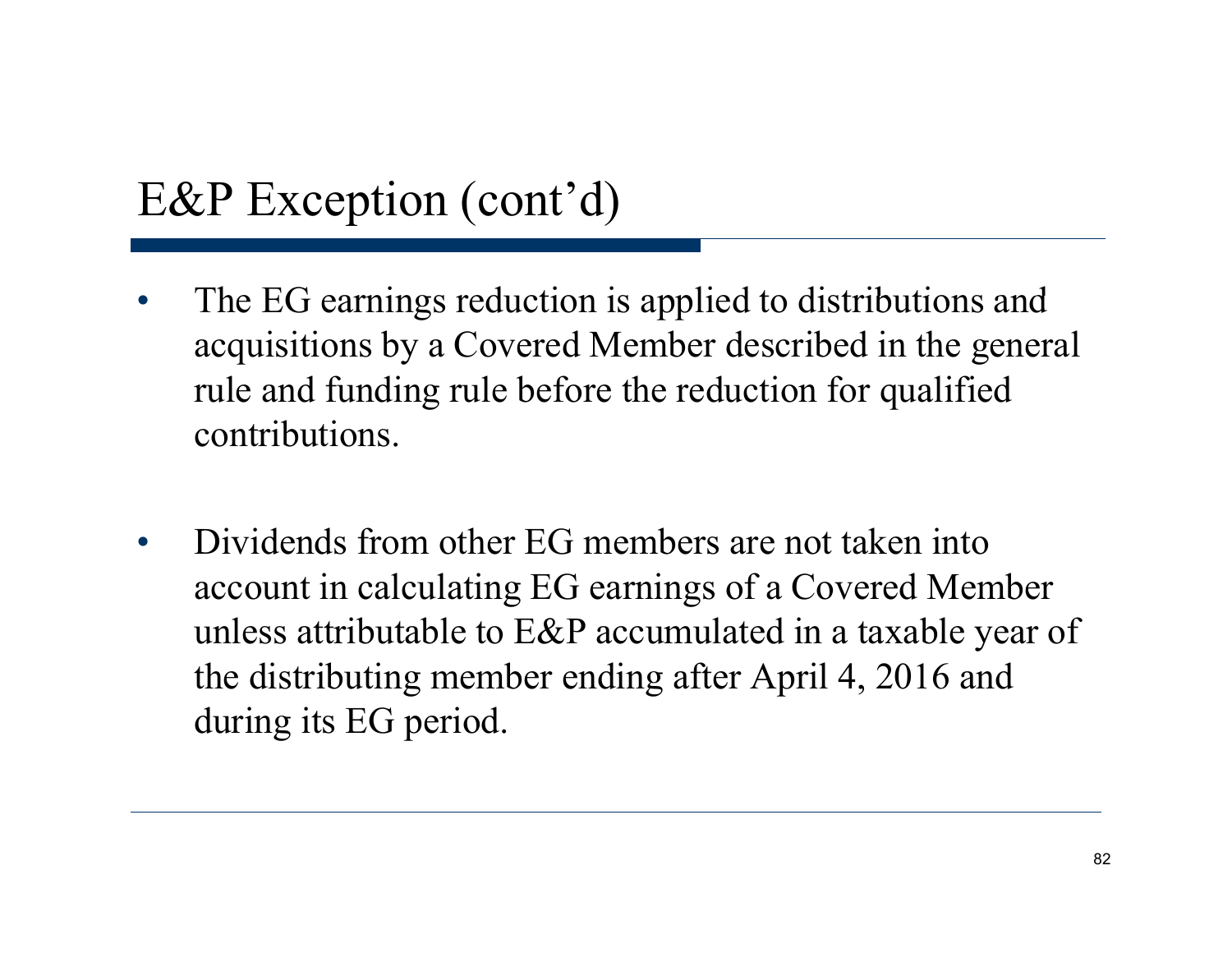# E&P Exception (cont'd)

- The EG earnings reduction is applied to distributions and acquisitions by a Covered Member described in the general rule and funding rule before the reduction for qualified contributions.

- Dividends from other EG members are not taken into account in calculating EG earnings of a Covered Member unless attributable to E&P accumulated in a taxable year of the distributing member ending after April 4, 2016 and during its EG period.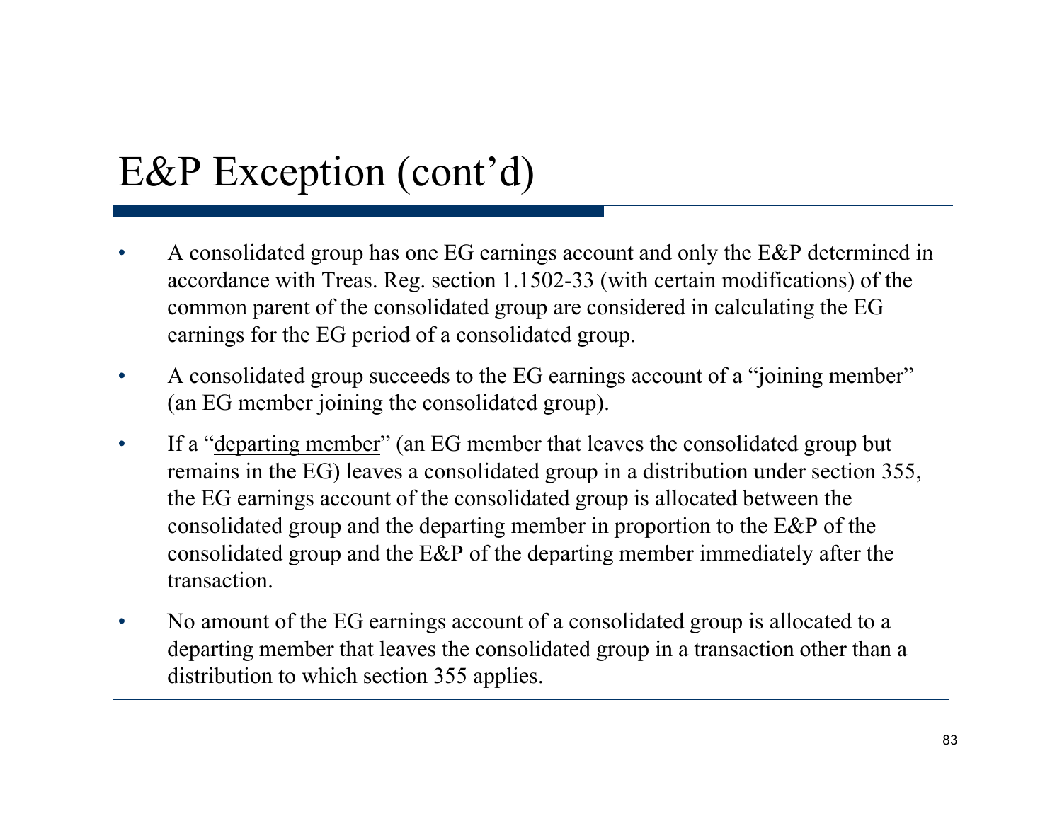# E&P Exception (cont'd)

- A consolidated group has one EG earnings account and only the E&P determined in accordance with Treas. Reg. section 1.1502-33 (with certain modifications) of the common parent of the consolidated group are considered in calculating the EG earnings for the EG period of a consolidated group.
- A consolidated group succeeds to the EG earnings account of a "joining member" (an EG member joining the consolidated group).
- If a "departing member" (an EG member that leaves the consolidated group but remains in the EG) leaves a consolidated group in a distribution under section 355, the EG earnings account of the consolidated group is allocated between the consolidated group and the departing member in proportion to the E&P of the consolidated group and the E&P of the departing member immediately after the transaction.
- No amount of the EG earnings account of a consolidated group is allocated to a departing member that leaves the consolidated group in a transaction other than a distribution to which section 355 applies.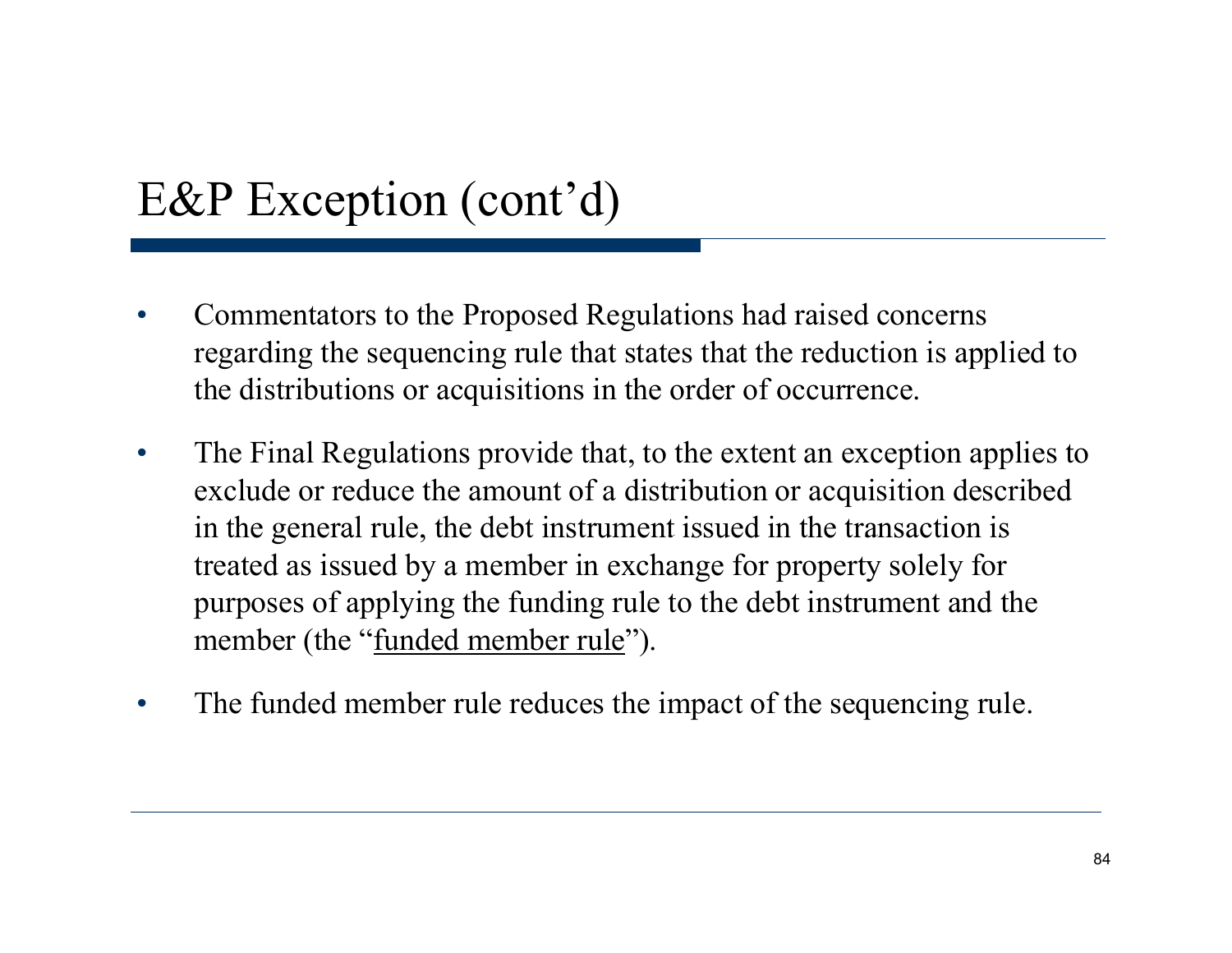# E&P Exception (cont'd)

- Commentators to the Proposed Regulations had raised concerns regarding the sequencing rule that states that the reduction is applied to the distributions or acquisitions in the order of occurrence.

- The Final Regulations provide that, to the extent an exception applies to exclude or reduce the amount of a distribution or acquisition described in the general rule, the debt instrument issued in the transaction is treated as issued by a member in exchange for property solely for purposes of applying the funding rule to the debt instrument and the member (the "funded member rule").

- The funded member rule reduces the impact of the sequencing rule.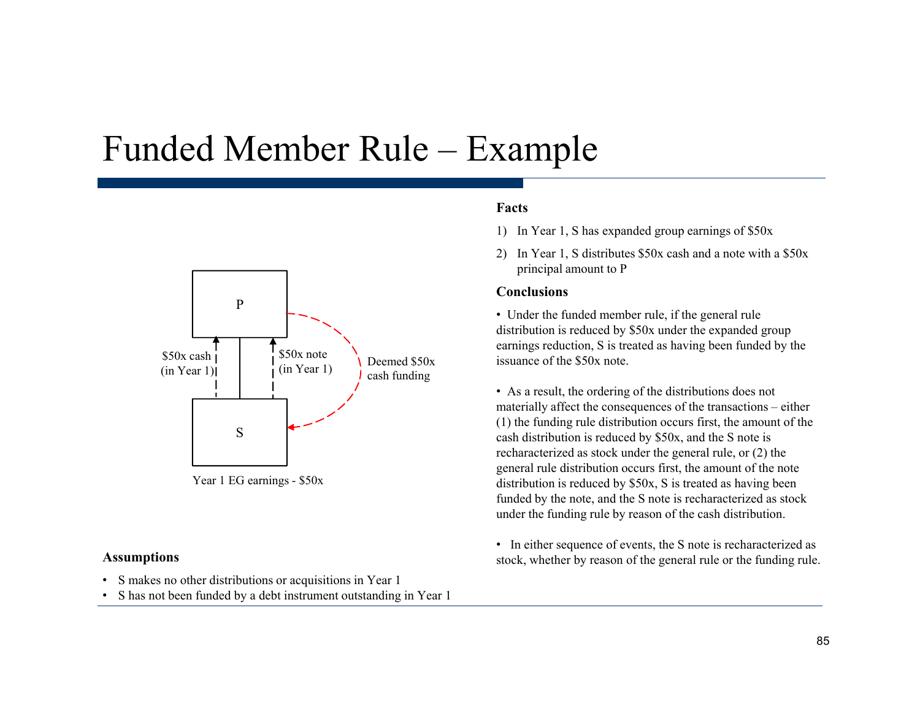# Funded Member Rule – Example

P

$50x cash (in Year 1)

$50x note (in Year 1)

Deemed $50x cash funding

S

Year 1 EG earnings - $50x

**Assumptions**

- S makes no other distributions or acquisitions in Year 1
- S has not been funded by a debt instrument outstanding in Year 1

**Facts**

1) In Year 1, S has expanded group earnings of $50x
2) In Year 1, S distributes $50x cash and a note with a $50x principal amount to P

**Conclusions**

- Under the funded member rule, if the general rule distribution is reduced by $50x under the expanded group earnings reduction, S is treated as having been funded by the issuance of the $50x note.

- As a result, the ordering of the distributions does not materially affect the consequences of the transactions – either (1) the funding rule distribution occurs first, the amount of the cash distribution is reduced by $50x, and the S note is recharacterized as stock under the general rule, or (2) the general rule distribution occurs first, the amount of the note distribution is reduced by $50x, S is treated as having been funded by the note, and the S note is recharacterized as stock under the funding rule by reason of the cash distribution.

- In either sequence of events, the S note is recharacterized as stock, whether by reason of the general rule or the funding rule.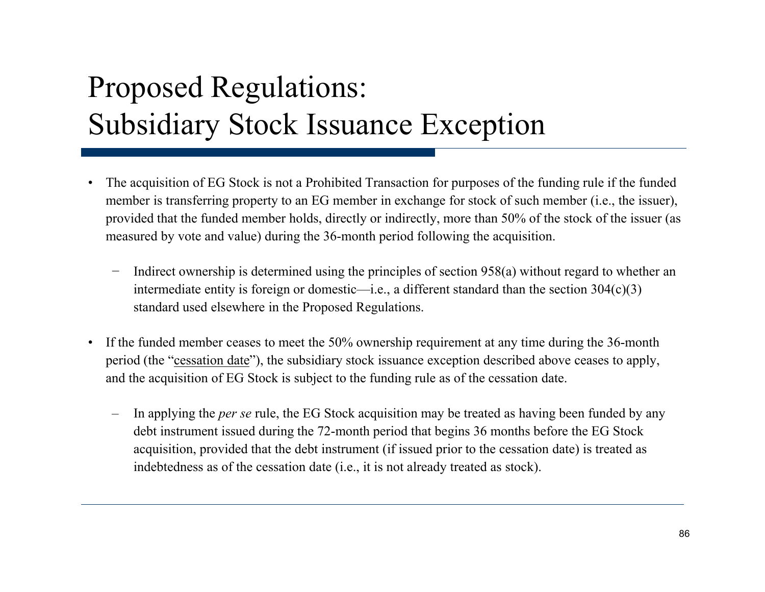# Proposed Regulations: Subsidiary Stock Issuance Exception

- The acquisition of EG Stock is not a Prohibited Transaction for purposes of the funding rule if the funded member is transferring property to an EG member in exchange for stock of such member (i.e., the issuer), provided that the funded member holds, directly or indirectly, more than 50% of the stock of the issuer (as measured by vote and value) during the 36-month period following the acquisition.
  - Indirect ownership is determined using the principles of section 958(a) without regard to whether an intermediate entity is foreign or domestic—i.e., a different standard than the section 304(c)(3) standard used elsewhere in the Proposed Regulations.
- If the funded member ceases to meet the 50% ownership requirement at any time during the 36-month period (the "cessation date"), the subsidiary stock issuance exception described above ceases to apply, and the acquisition of EG Stock is subject to the funding rule as of the cessation date.
  - In applying the *per se* rule, the EG Stock acquisition may be treated as having been funded by any debt instrument issued during the 72-month period that begins 36 months before the EG Stock acquisition, provided that the debt instrument (if issued prior to the cessation date) is treated as indebtedness as of the cessation date (i.e., it is not already treated as stock).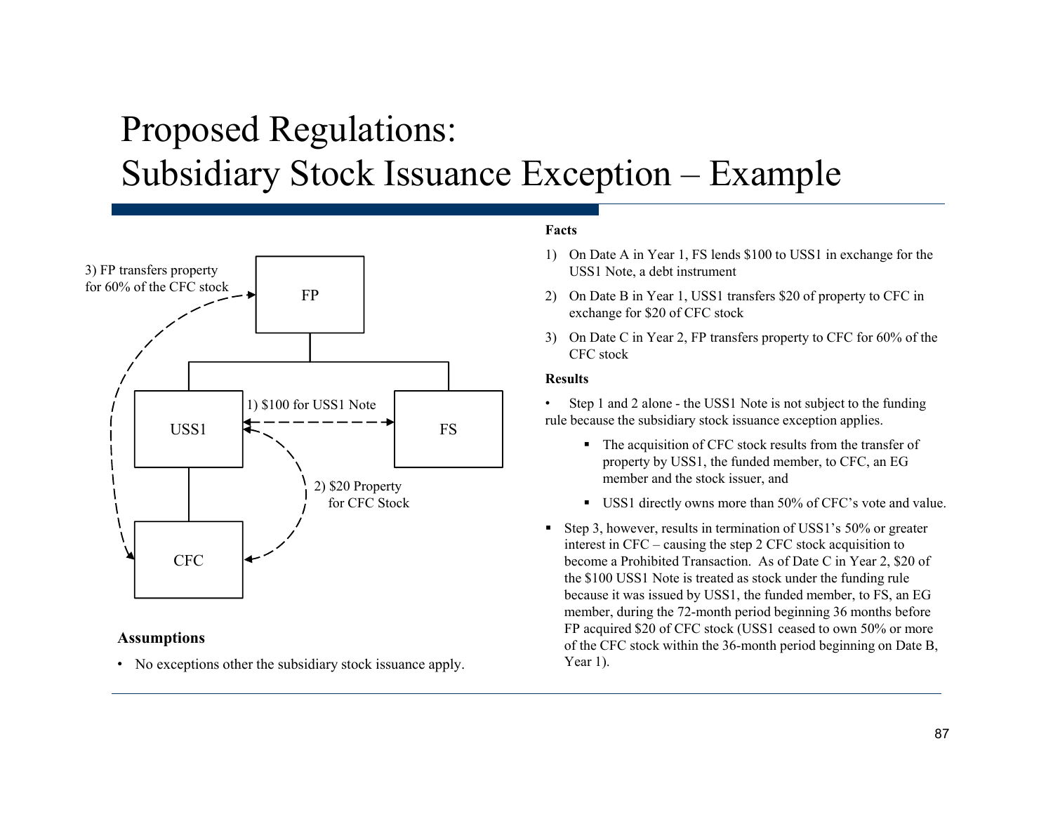# Proposed Regulations: Subsidiary Stock Issuance Exception – Example

3) FP transfers property for 60% of the CFC stock

FP

USS1

1) $100 for USS1 Note

FS

2) $20 Property for CFC Stock

CFC

**Assumptions**

- No exceptions other the subsidiary stock issuance apply.

**Facts**

1) On Date A in Year 1, FS lends $100 to USS1 in exchange for the USS1 Note, a debt instrument
2) On Date B in Year 1, USS1 transfers $20 of property to CFC in exchange for $20 of CFC stock
3) On Date C in Year 2, FP transfers property to CFC for 60% of the CFC stock

**Results**

- Step 1 and 2 alone - the USS1 Note is not subject to the funding rule because the subsidiary stock issuance exception applies.
  - The acquisition of CFC stock results from the transfer of property by USS1, the funded member, to CFC, an EG member and the stock issuer, and
  - USS1 directly owns more than 50% of CFC's vote and value.
- Step 3, however, results in termination of USS1's 50% or greater interest in CFC – causing the step 2 CFC stock acquisition to become a Prohibited Transaction. As of Date C in Year 2, $20 of the $100 USS1 Note is treated as stock under the funding rule because it was issued by USS1, the funded member, to FS, an EG member, during the 72-month period beginning 36 months before FP acquired $20 of CFC stock (USS1 ceased to own 50% or more of the CFC stock within the 36-month period beginning on Date B, Year 1).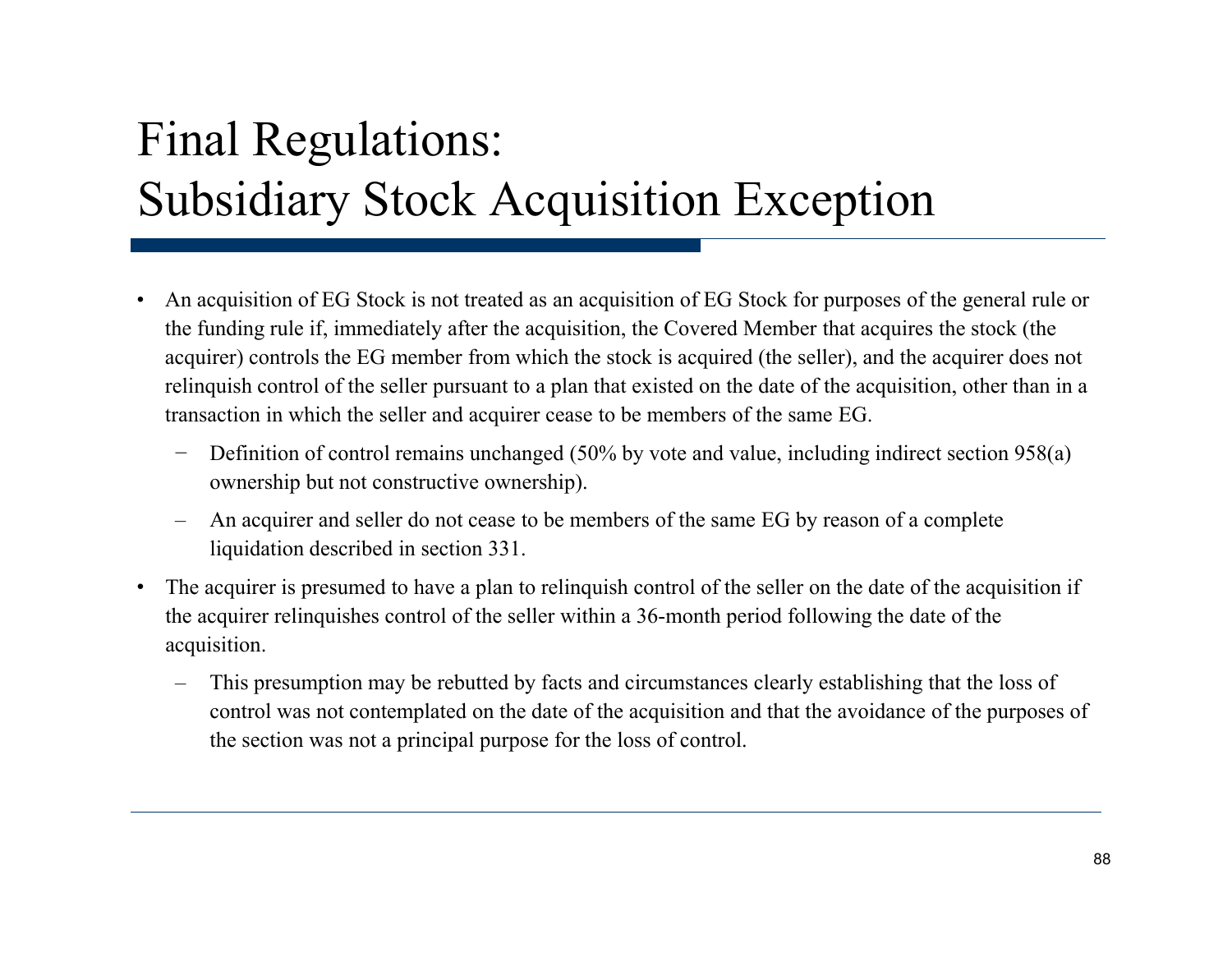# Final Regulations: Subsidiary Stock Acquisition Exception

- An acquisition of EG Stock is not treated as an acquisition of EG Stock for purposes of the general rule or the funding rule if, immediately after the acquisition, the Covered Member that acquires the stock (the acquirer) controls the EG member from which the stock is acquired (the seller), and the acquirer does not relinquish control of the seller pursuant to a plan that existed on the date of the acquisition, other than in a transaction in which the seller and acquirer cease to be members of the same EG.
  - Definition of control remains unchanged (50% by vote and value, including indirect section 958(a) ownership but not constructive ownership).
  - An acquirer and seller do not cease to be members of the same EG by reason of a complete liquidation described in section 331.
- The acquirer is presumed to have a plan to relinquish control of the seller on the date of the acquisition if the acquirer relinquishes control of the seller within a 36-month period following the date of the acquisition.
  - This presumption may be rebutted by facts and circumstances clearly establishing that the loss of control was not contemplated on the date of the acquisition and that the avoidance of the purposes of the section was not a principal purpose for the loss of control.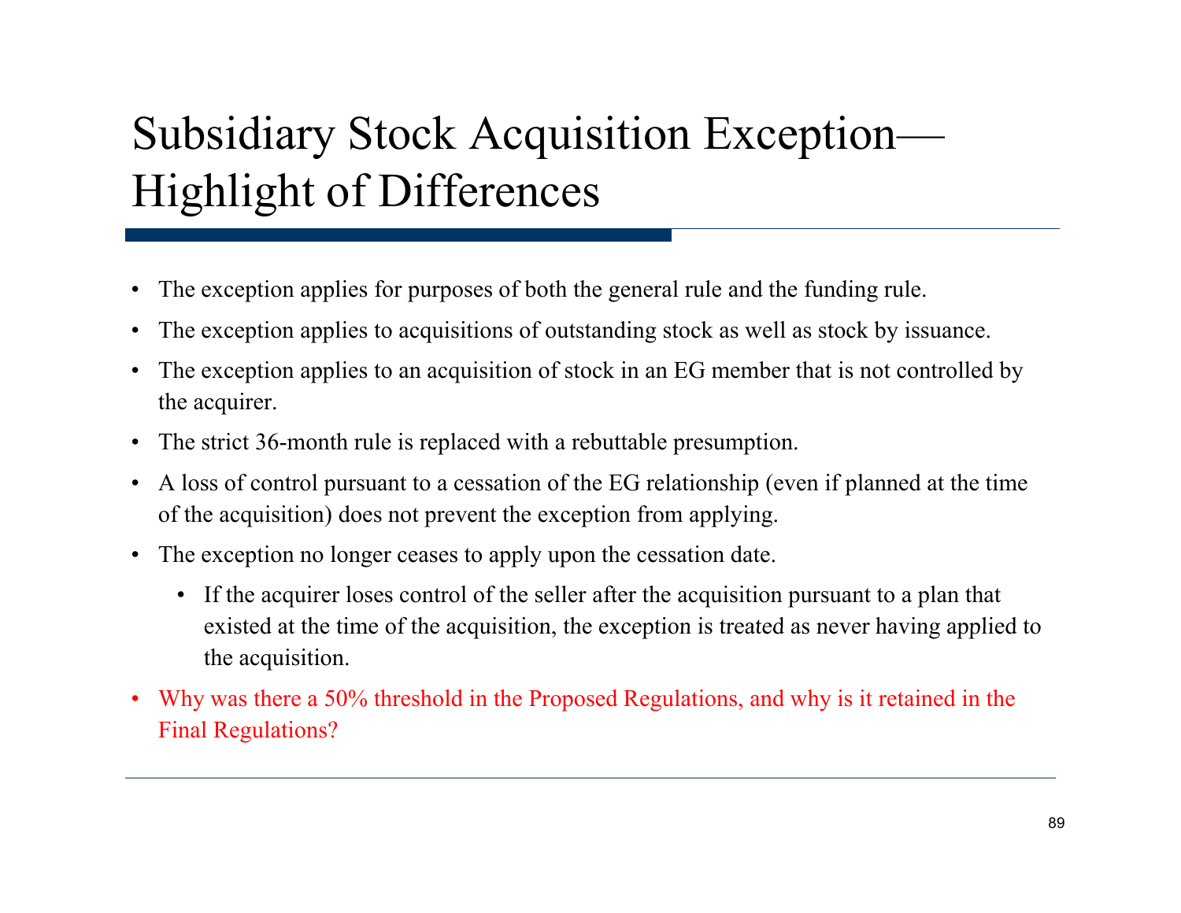# Subsidiary Stock Acquisition Exception—Highlight of Differences

- The exception applies for purposes of both the general rule and the funding rule.
- The exception applies to acquisitions of outstanding stock as well as stock by issuance.
- The exception applies to an acquisition of stock in an EG member that is not controlled by the acquirer.
- The strict 36-month rule is replaced with a rebuttable presumption.
- A loss of control pursuant to a cessation of the EG relationship (even if planned at the time of the acquisition) does not prevent the exception from applying.
- The exception no longer ceases to apply upon the cessation date.
  - If the acquirer loses control of the seller after the acquisition pursuant to a plan that existed at the time of the acquisition, the exception is treated as never having applied to the acquisition.
- Why was there a 50% threshold in the Proposed Regulations, and why is it retained in the Final Regulations?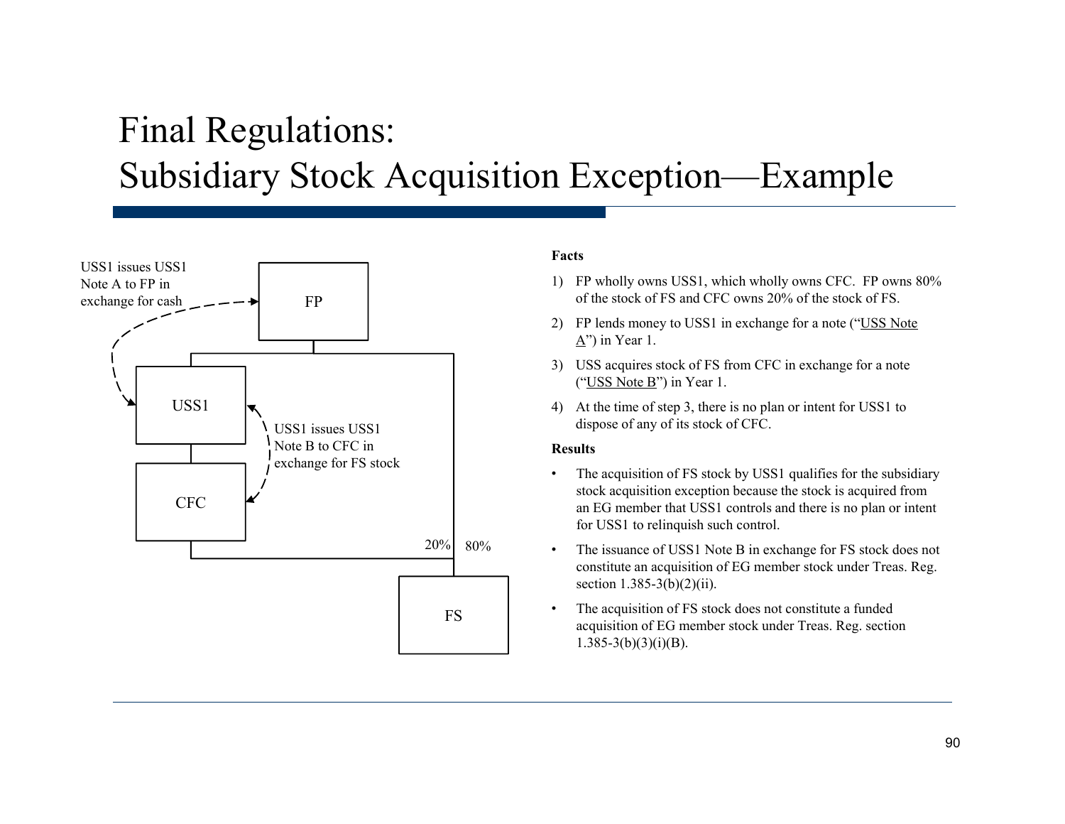# Final Regulations: Subsidiary Stock Acquisition Exception—Example

USS1 issues USS1 Note A to FP in exchange for cash

FP

USS1

USS1 issues USS1 Note B to CFC in exchange for FS stock

CFC

20%

80%

FS

**Facts**

1) FP wholly owns USS1, which wholly owns CFC. FP owns 80% of the stock of FS and CFC owns 20% of the stock of FS.
2) FP lends money to USS1 in exchange for a note ("USS Note A") in Year 1.
3) USS acquires stock of FS from CFC in exchange for a note ("USS Note B") in Year 1.
4) At the time of step 3, there is no plan or intent for USS1 to dispose of any of its stock of CFC.

**Results**

- The acquisition of FS stock by USS1 qualifies for the subsidiary stock acquisition exception because the stock is acquired from an EG member that USS1 controls and there is no plan or intent for USS1 to relinquish such control.
- The issuance of USS1 Note B in exchange for FS stock does not constitute an acquisition of EG member stock under Treas. Reg. section 1.385-3(b)(2)(ii).
- The acquisition of FS stock does not constitute a funded acquisition of EG member stock under Treas. Reg. section 1.385-3(b)(3)(i)(B).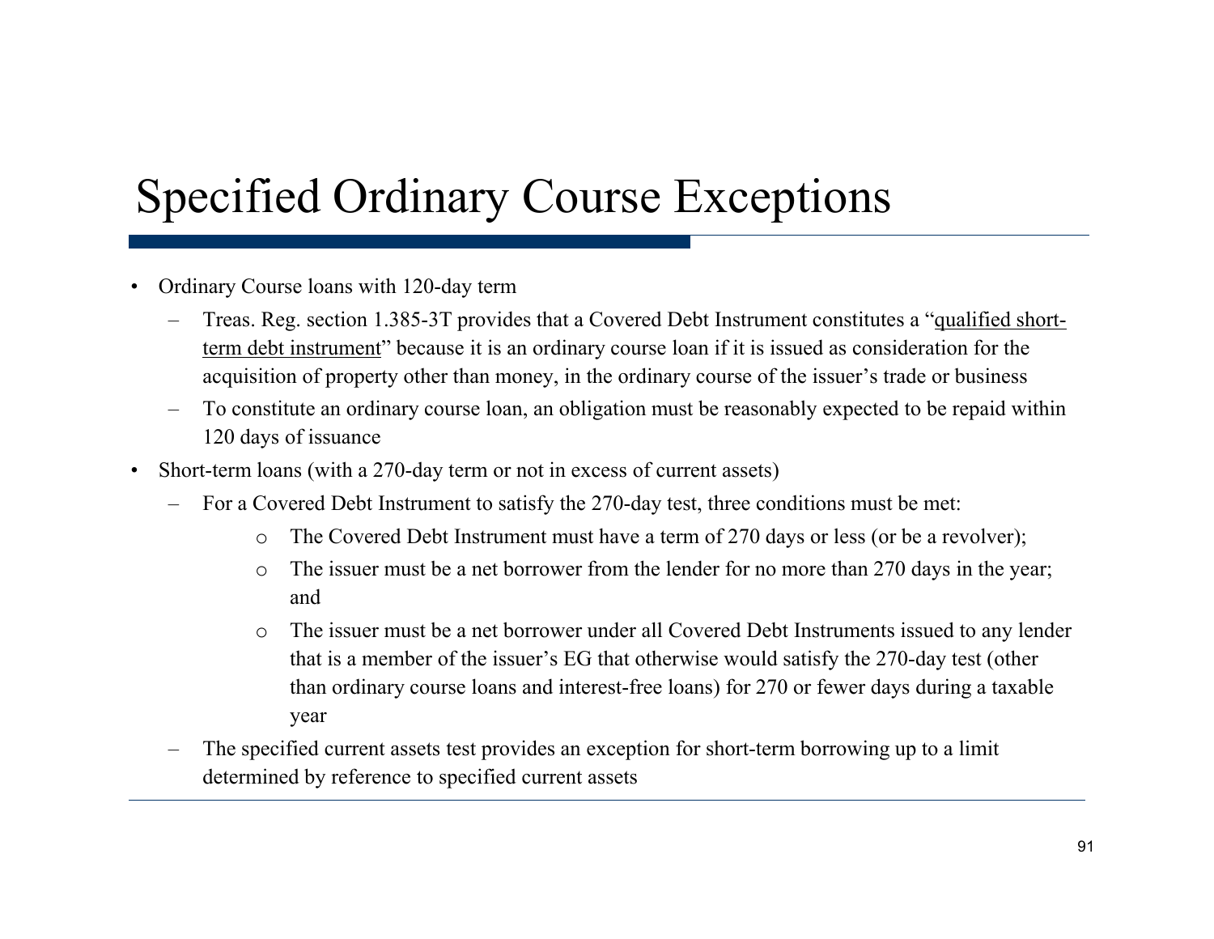# Specified Ordinary Course Exceptions

- Ordinary Course loans with 120-day term
  - Treas. Reg. section 1.385-3T provides that a Covered Debt Instrument constitutes a "qualified short-term debt instrument" because it is an ordinary course loan if it is issued as consideration for the acquisition of property other than money, in the ordinary course of the issuer's trade or business
  - To constitute an ordinary course loan, an obligation must be reasonably expected to be repaid within 120 days of issuance
- Short-term loans (with a 270-day term or not in excess of current assets)
  - For a Covered Debt Instrument to satisfy the 270-day test, three conditions must be met:
    - The Covered Debt Instrument must have a term of 270 days or less (or be a revolver);
    - The issuer must be a net borrower from the lender for no more than 270 days in the year; and
    - The issuer must be a net borrower under all Covered Debt Instruments issued to any lender that is a member of the issuer's EG that otherwise would satisfy the 270-day test (other than ordinary course loans and interest-free loans) for 270 or fewer days during a taxable year
  - The specified current assets test provides an exception for short-term borrowing up to a limit determined by reference to specified current assets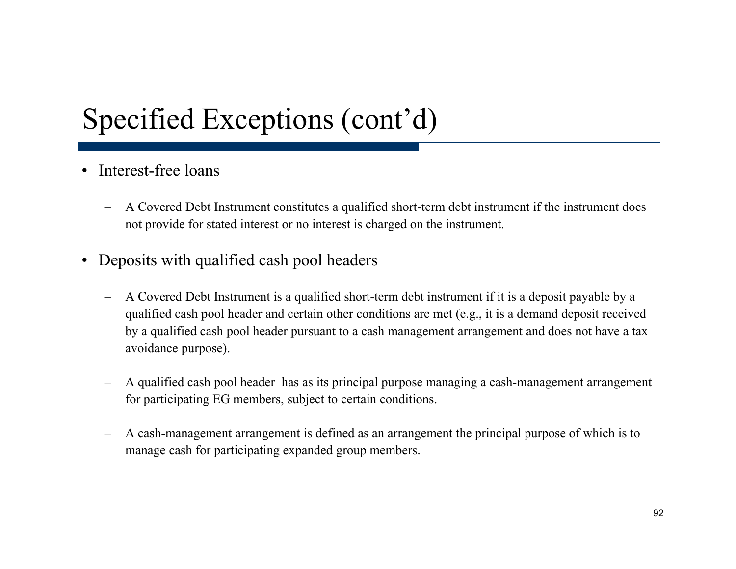# Specified Exceptions (cont'd)

- Interest-free loans
  - A Covered Debt Instrument constitutes a qualified short-term debt instrument if the instrument does not provide for stated interest or no interest is charged on the instrument.
- Deposits with qualified cash pool headers
  - A Covered Debt Instrument is a qualified short-term debt instrument if it is a deposit payable by a qualified cash pool header and certain other conditions are met (e.g., it is a demand deposit received by a qualified cash pool header pursuant to a cash management arrangement and does not have a tax avoidance purpose).
  - A qualified cash pool header has as its principal purpose managing a cash-management arrangement for participating EG members, subject to certain conditions.
  - A cash-management arrangement is defined as an arrangement the principal purpose of which is to manage cash for participating expanded group members.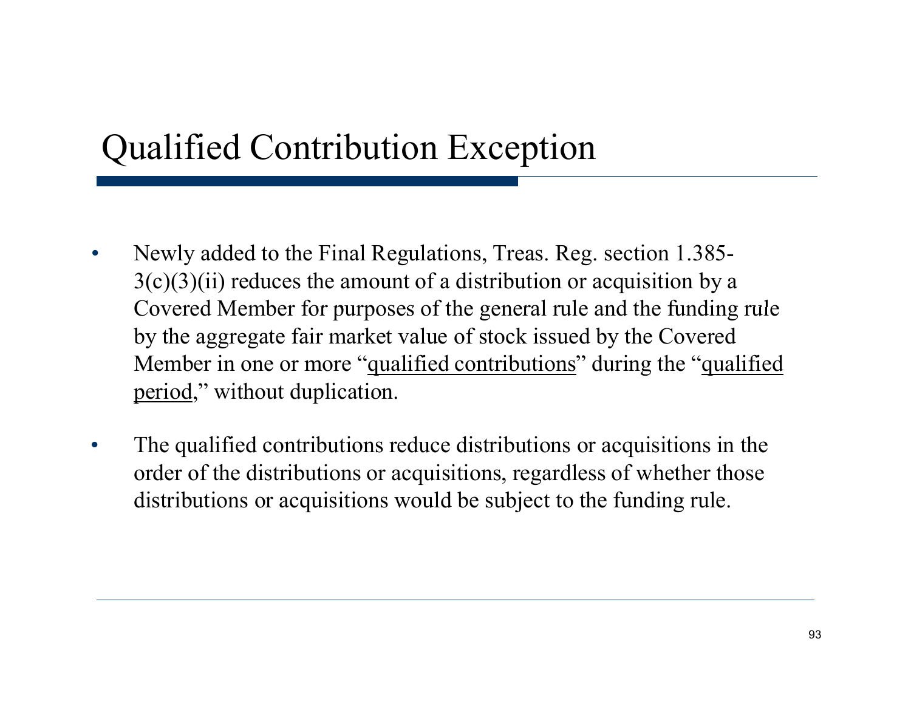# Qualified Contribution Exception

- Newly added to the Final Regulations, Treas. Reg. section 1.385-3(c)(3)(ii) reduces the amount of a distribution or acquisition by a Covered Member for purposes of the general rule and the funding rule by the aggregate fair market value of stock issued by the Covered Member in one or more "qualified contributions" during the "qualified period," without duplication.
- The qualified contributions reduce distributions or acquisitions in the order of the distributions or acquisitions, regardless of whether those distributions or acquisitions would be subject to the funding rule.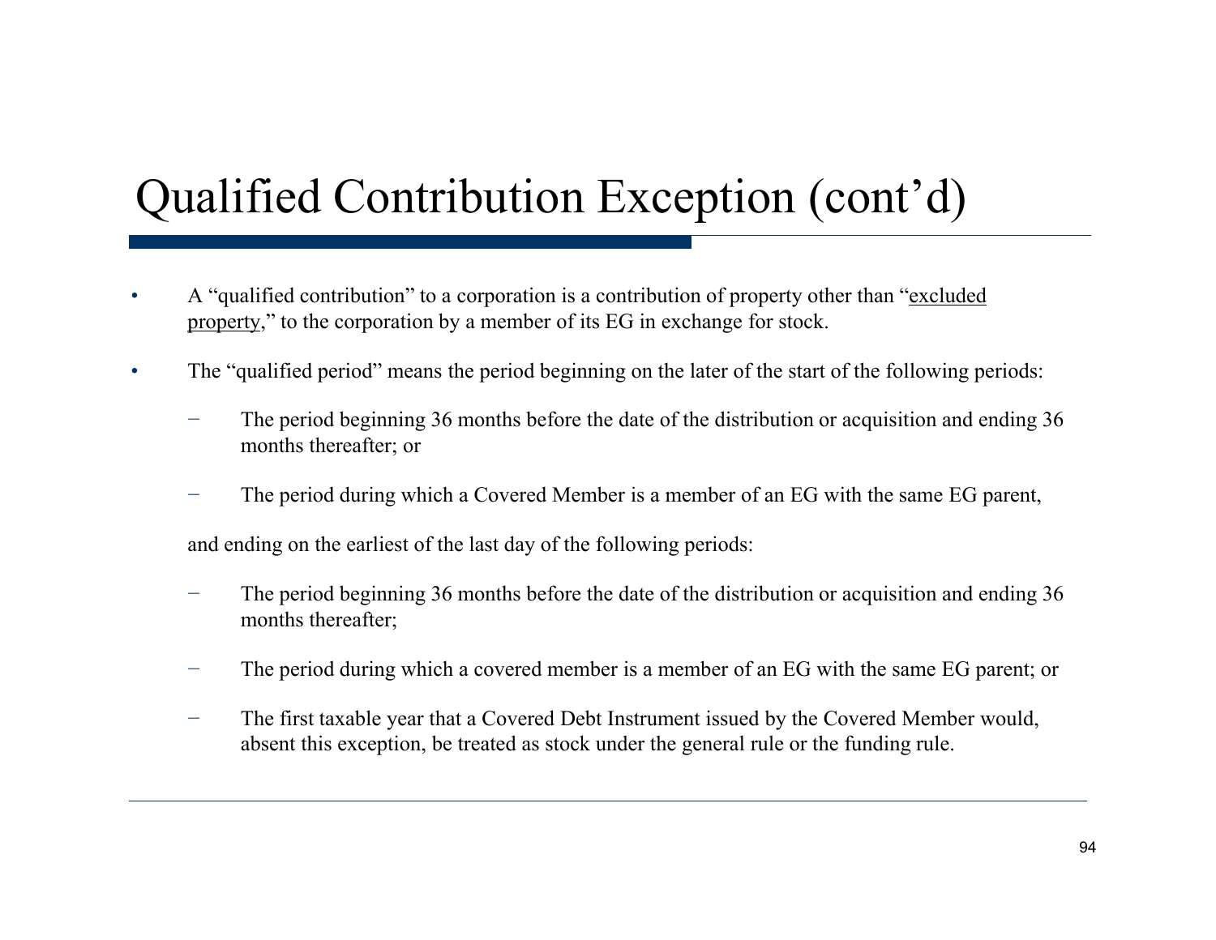# Qualified Contribution Exception (cont'd)

- A "qualified contribution" to a corporation is a contribution of property other than "excluded property," to the corporation by a member of its EG in exchange for stock.
- The "qualified period" means the period beginning on the later of the start of the following periods:
  - The period beginning 36 months before the date of the distribution or acquisition and ending 36 months thereafter; or
  - The period during which a Covered Member is a member of an EG with the same EG parent,

  and ending on the earliest of the last day of the following periods:

  - The period beginning 36 months before the date of the distribution or acquisition and ending 36 months thereafter;
  - The period during which a covered member is a member of an EG with the same EG parent; or
  - The first taxable year that a Covered Debt Instrument issued by the Covered Member would, absent this exception, be treated as stock under the general rule or the funding rule.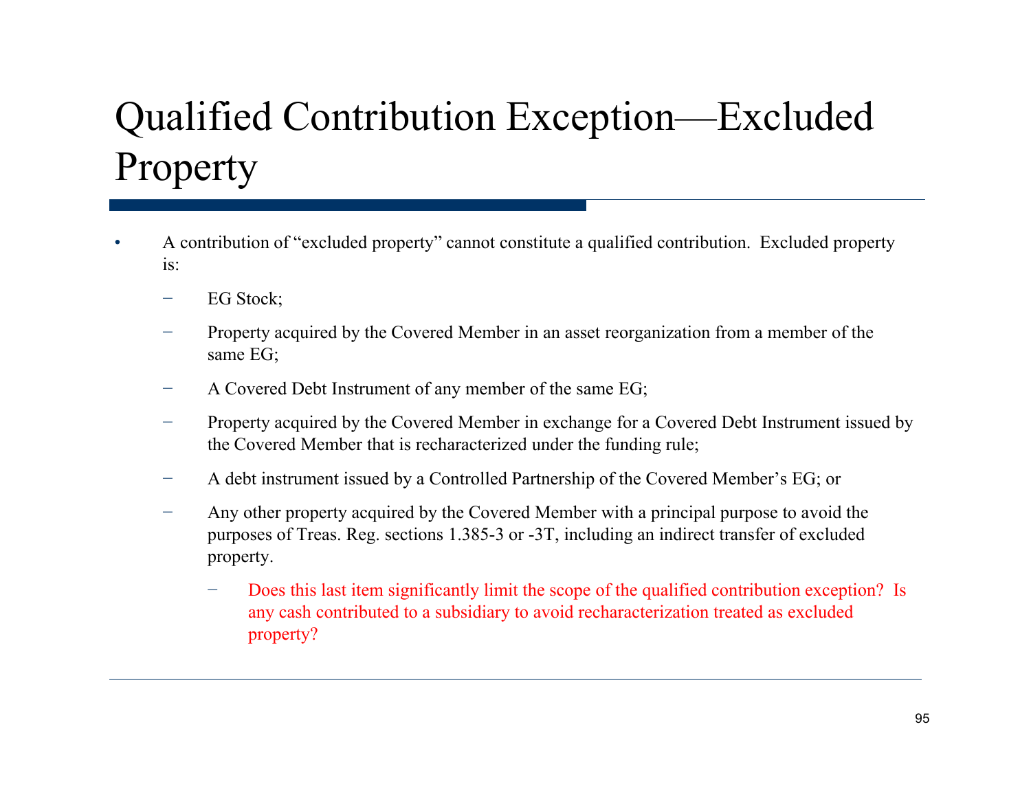# Qualified Contribution Exception—Excluded Property

- A contribution of "excluded property" cannot constitute a qualified contribution. Excluded property is:
  - EG Stock;
  - Property acquired by the Covered Member in an asset reorganization from a member of the same EG;
  - A Covered Debt Instrument of any member of the same EG;
  - Property acquired by the Covered Member in exchange for a Covered Debt Instrument issued by the Covered Member that is recharacterized under the funding rule;
  - A debt instrument issued by a Controlled Partnership of the Covered Member's EG; or
  - Any other property acquired by the Covered Member with a principal purpose to avoid the purposes of Treas. Reg. sections 1.385-3 or -3T, including an indirect transfer of excluded property.
    - Does this last item significantly limit the scope of the qualified contribution exception? Is any cash contributed to a subsidiary to avoid recharacterization treated as excluded property?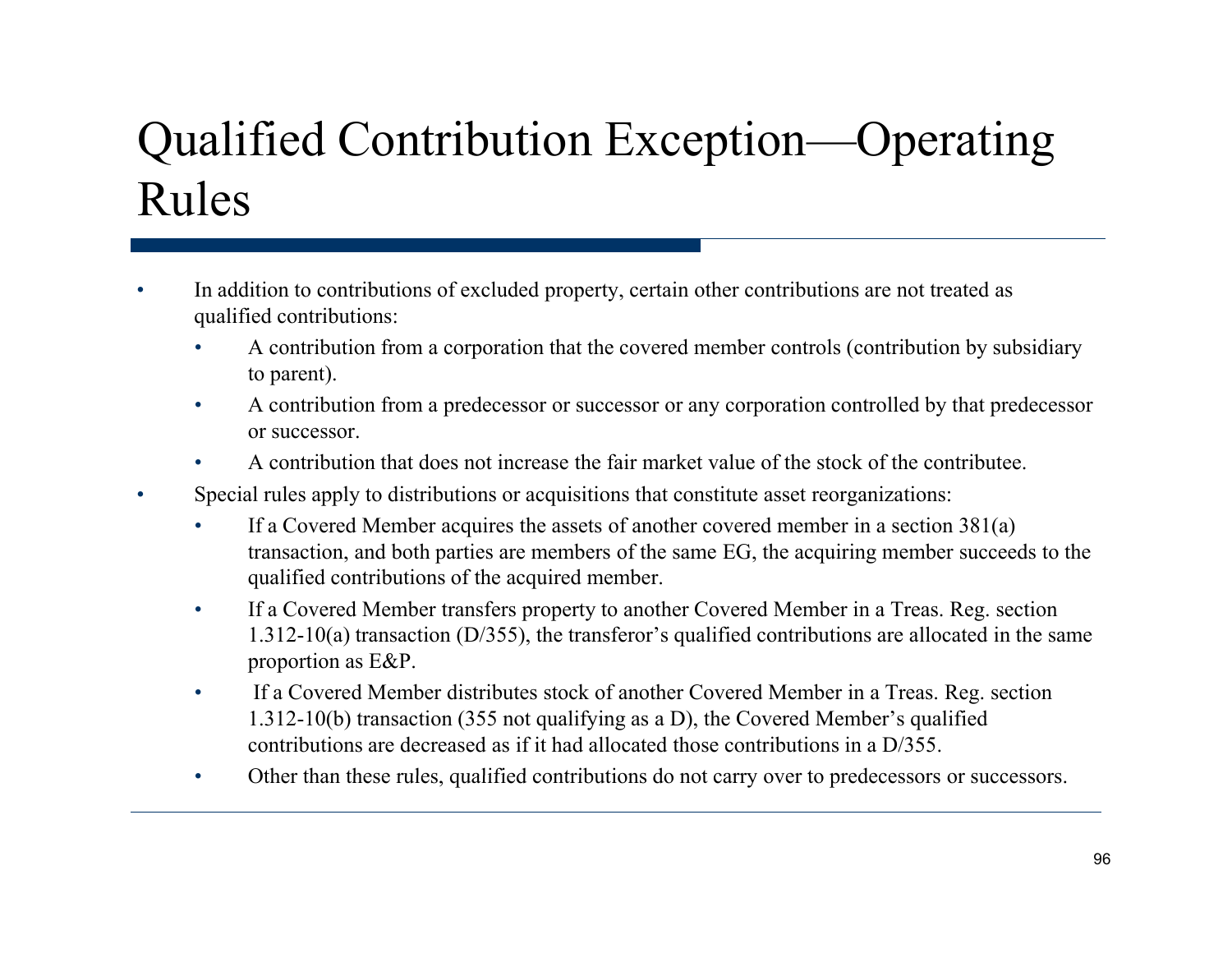# Qualified Contribution Exception—Operating Rules

- In addition to contributions of excluded property, certain other contributions are not treated as qualified contributions:
  - A contribution from a corporation that the covered member controls (contribution by subsidiary to parent).
  - A contribution from a predecessor or successor or any corporation controlled by that predecessor or successor.
  - A contribution that does not increase the fair market value of the stock of the contributee.
- Special rules apply to distributions or acquisitions that constitute asset reorganizations:
  - If a Covered Member acquires the assets of another covered member in a section 381(a) transaction, and both parties are members of the same EG, the acquiring member succeeds to the qualified contributions of the acquired member.
  - If a Covered Member transfers property to another Covered Member in a Treas. Reg. section 1.312-10(a) transaction (D/355), the transferor's qualified contributions are allocated in the same proportion as E&P.
  - If a Covered Member distributes stock of another Covered Member in a Treas. Reg. section 1.312-10(b) transaction (355 not qualifying as a D), the Covered Member's qualified contributions are decreased as if it had allocated those contributions in a D/355.
  - Other than these rules, qualified contributions do not carry over to predecessors or successors.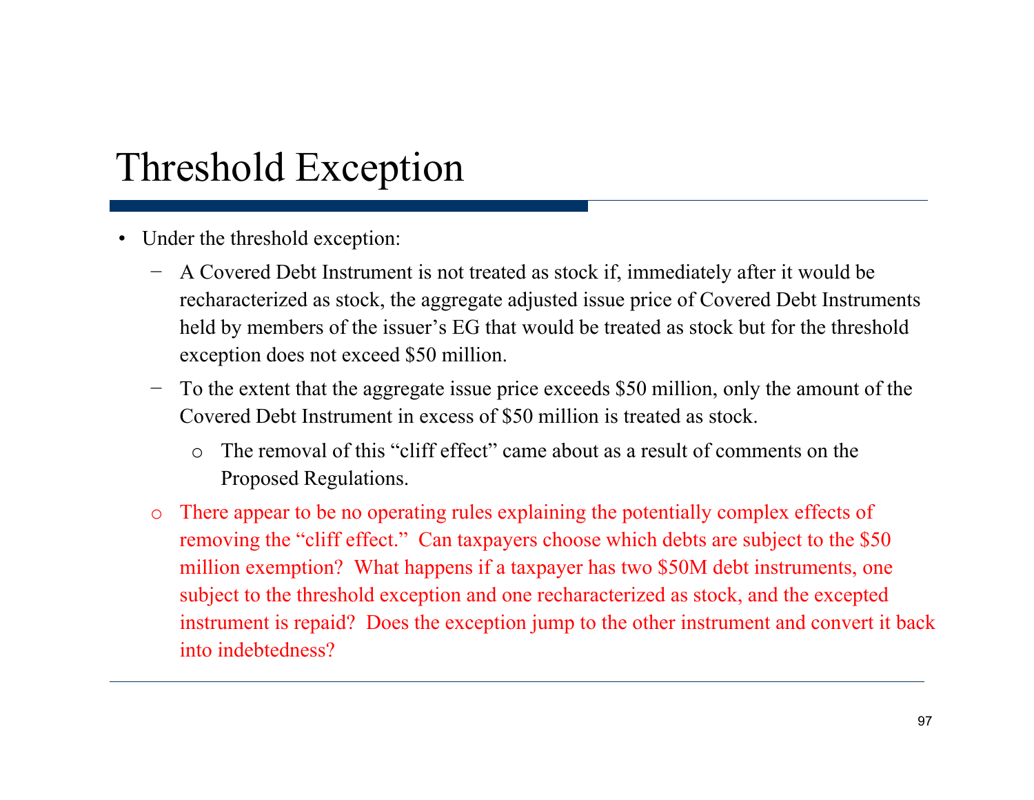# Threshold Exception

- Under the threshold exception:
  - A Covered Debt Instrument is not treated as stock if, immediately after it would be recharacterized as stock, the aggregate adjusted issue price of Covered Debt Instruments held by members of the issuer's EG that would be treated as stock but for the threshold exception does not exceed $50 million.
  - To the extent that the aggregate issue price exceeds $50 million, only the amount of the Covered Debt Instrument in excess of $50 million is treated as stock.
    - The removal of this "cliff effect" came about as a result of comments on the Proposed Regulations.
  - There appear to be no operating rules explaining the potentially complex effects of removing the "cliff effect." Can taxpayers choose which debts are subject to the $50 million exemption? What happens if a taxpayer has two $50M debt instruments, one subject to the threshold exception and one recharacterized as stock, and the excepted instrument is repaid? Does the exception jump to the other instrument and convert it back into indebtedness?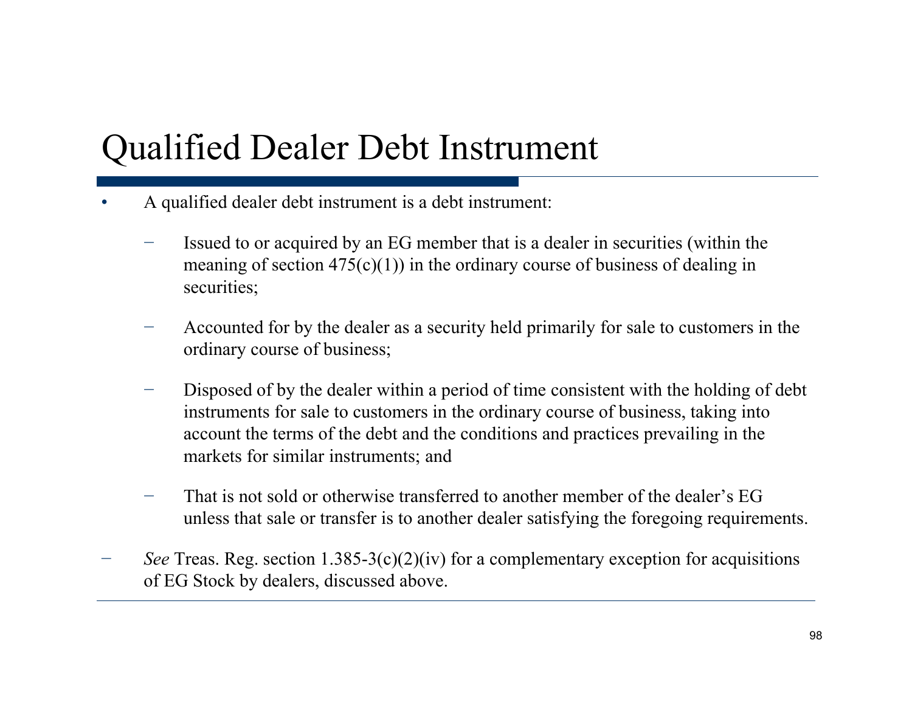# Qualified Dealer Debt Instrument

- A qualified dealer debt instrument is a debt instrument:
  - Issued to or acquired by an EG member that is a dealer in securities (within the meaning of section 475(c)(1)) in the ordinary course of business of dealing in securities;
  - Accounted for by the dealer as a security held primarily for sale to customers in the ordinary course of business;
  - Disposed of by the dealer within a period of time consistent with the holding of debt instruments for sale to customers in the ordinary course of business, taking into account the terms of the debt and the conditions and practices prevailing in the markets for similar instruments; and
  - That is not sold or otherwise transferred to another member of the dealer's EG unless that sale or transfer is to another dealer satisfying the foregoing requirements.
- *See* Treas. Reg. section 1.385-3(c)(2)(iv) for a complementary exception for acquisitions of EG Stock by dealers, discussed above.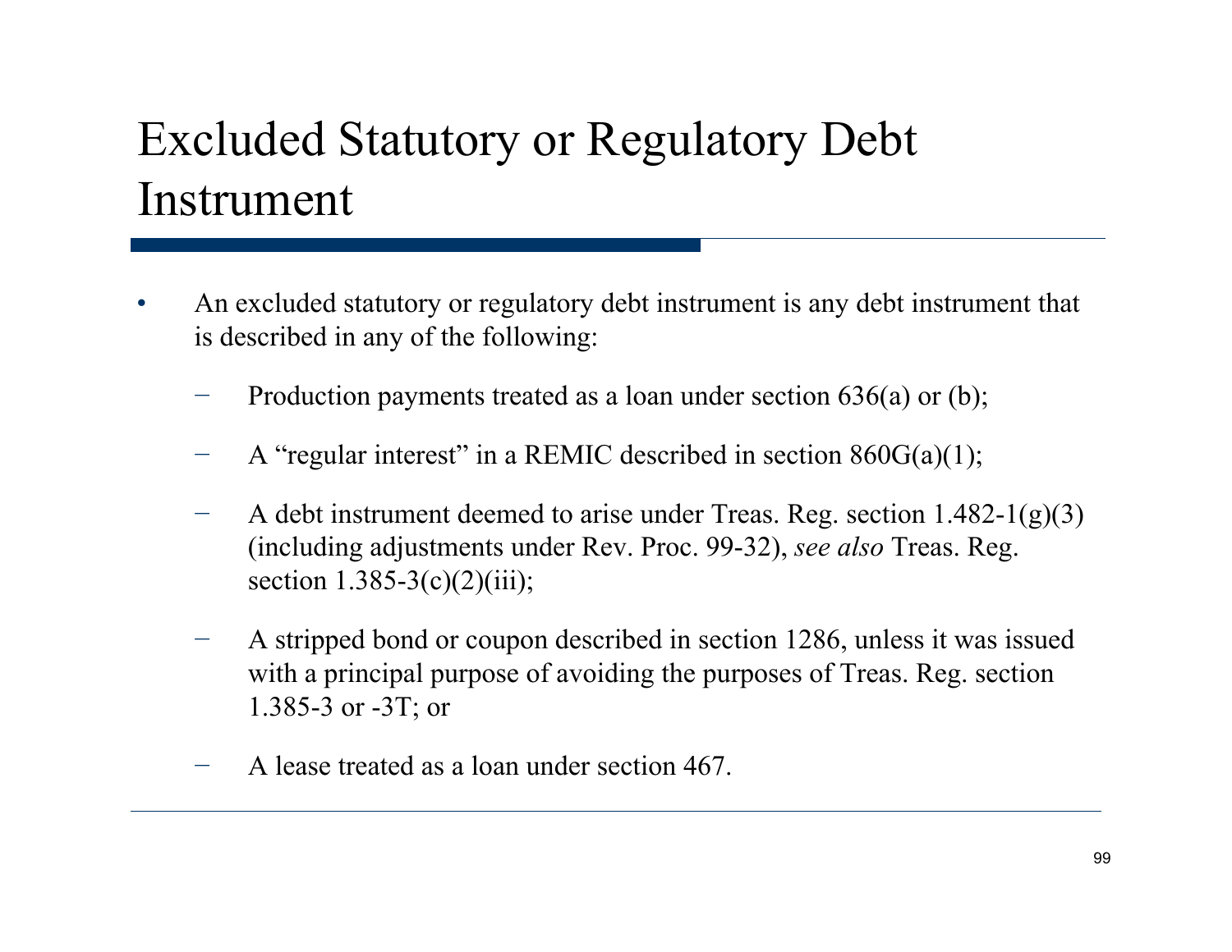# Excluded Statutory or Regulatory Debt Instrument

- An excluded statutory or regulatory debt instrument is any debt instrument that is described in any of the following:
  - Production payments treated as a loan under section 636(a) or (b);
  - A "regular interest" in a REMIC described in section 860G(a)(1);
  - A debt instrument deemed to arise under Treas. Reg. section 1.482-1(g)(3) (including adjustments under Rev. Proc. 99-32), *see also* Treas. Reg. section 1.385-3(c)(2)(iii);
  - A stripped bond or coupon described in section 1286, unless it was issued with a principal purpose of avoiding the purposes of Treas. Reg. section 1.385-3 or -3T; or
  - A lease treated as a loan under section 467.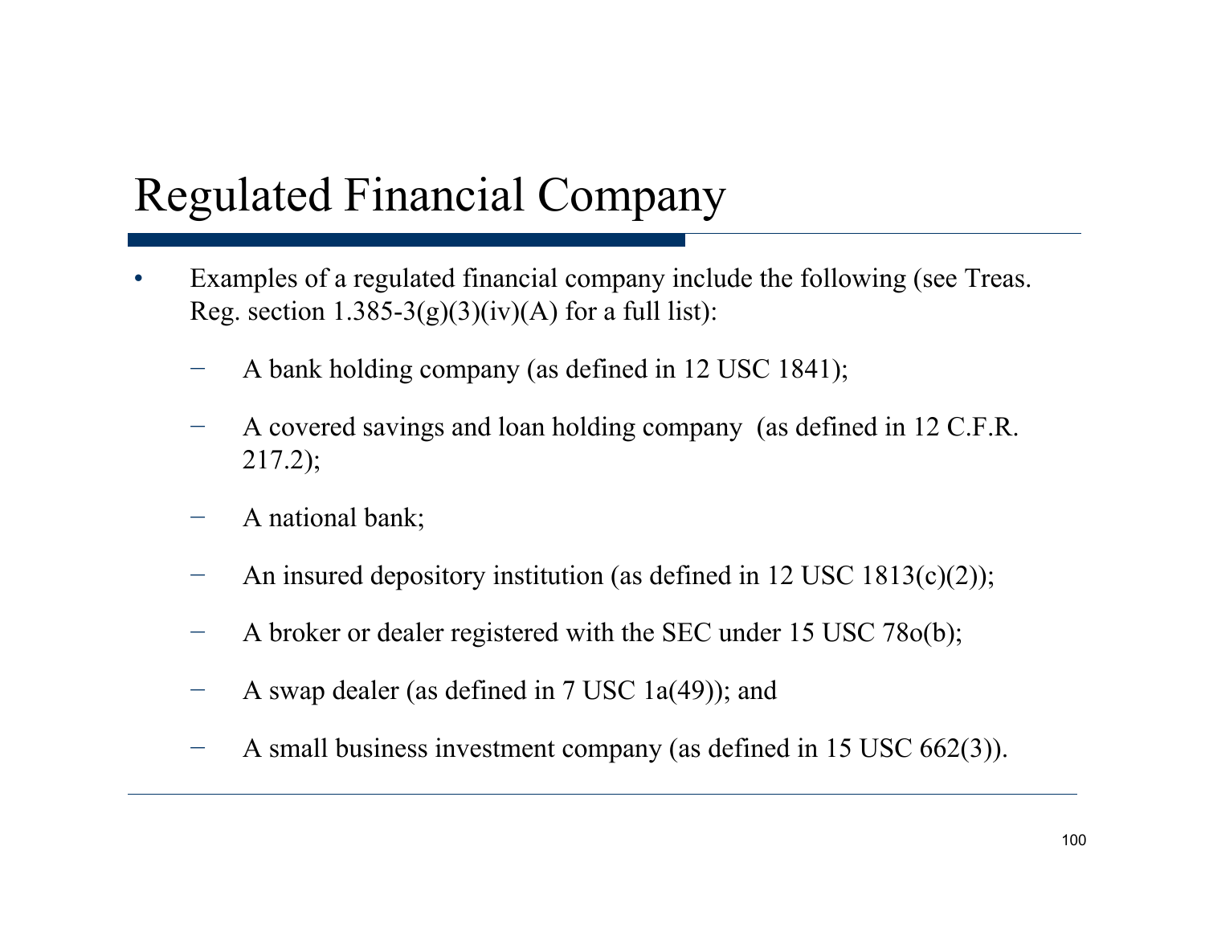# Regulated Financial Company

- Examples of a regulated financial company include the following (see Treas. Reg. section 1.385-3(g)(3)(iv)(A) for a full list):
  - A bank holding company (as defined in 12 USC 1841);
  - A covered savings and loan holding company (as defined in 12 C.F.R. 217.2);
  - A national bank;
  - An insured depository institution (as defined in 12 USC 1813(c)(2));
  - A broker or dealer registered with the SEC under 15 USC 78o(b);
  - A swap dealer (as defined in 7 USC 1a(49)); and
  - A small business investment company (as defined in 15 USC 662(3)).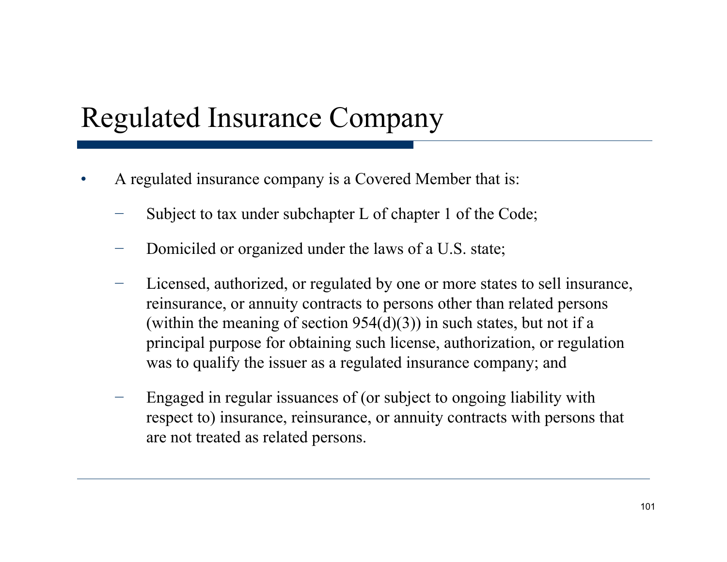# Regulated Insurance Company

- A regulated insurance company is a Covered Member that is:
  - Subject to tax under subchapter L of chapter 1 of the Code;
  - Domiciled or organized under the laws of a U.S. state;
  - Licensed, authorized, or regulated by one or more states to sell insurance, reinsurance, or annuity contracts to persons other than related persons (within the meaning of section 954(d)(3)) in such states, but not if a principal purpose for obtaining such license, authorization, or regulation was to qualify the issuer as a regulated insurance company; and
  - Engaged in regular issuances of (or subject to ongoing liability with respect to) insurance, reinsurance, or annuity contracts with persons that are not treated as related persons.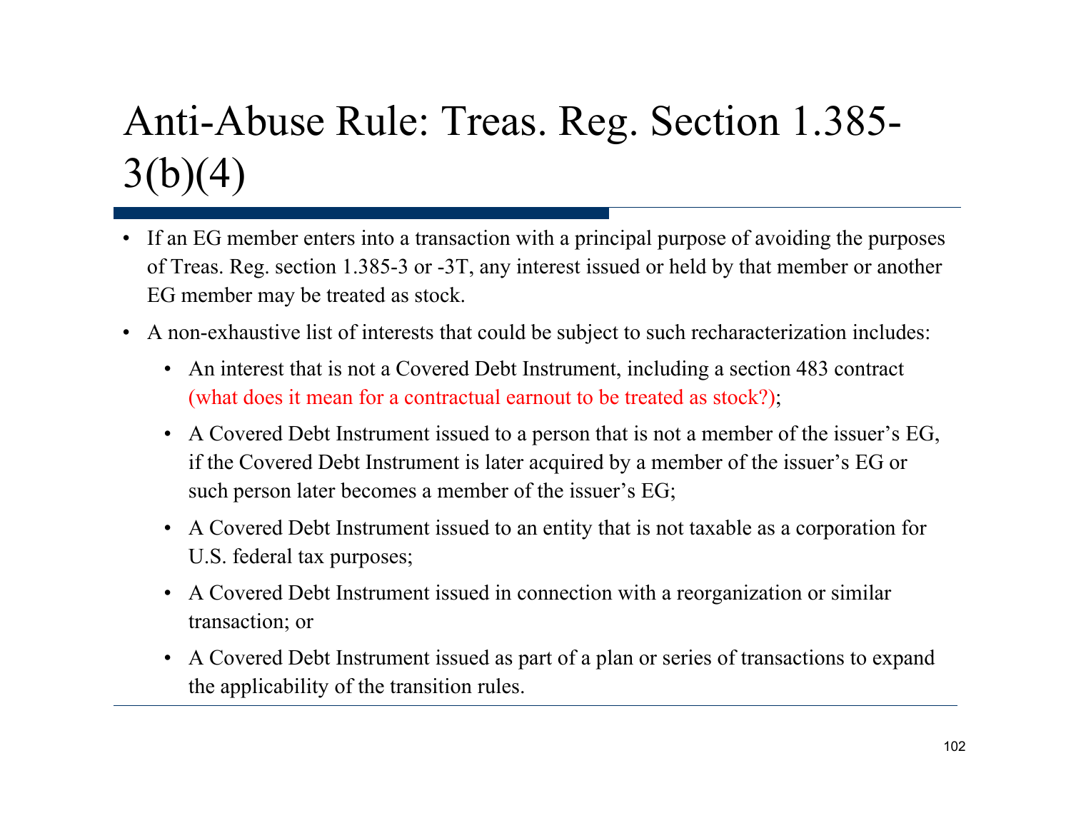# Anti-Abuse Rule: Treas. Reg. Section 1.385-3(b)(4)

- If an EG member enters into a transaction with a principal purpose of avoiding the purposes of Treas. Reg. section 1.385-3 or -3T, any interest issued or held by that member or another EG member may be treated as stock.
- A non-exhaustive list of interests that could be subject to such recharacterization includes:
  - An interest that is not a Covered Debt Instrument, including a section 483 contract (what does it mean for a contractual earnout to be treated as stock?);
  - A Covered Debt Instrument issued to a person that is not a member of the issuer's EG, if the Covered Debt Instrument is later acquired by a member of the issuer's EG or such person later becomes a member of the issuer's EG;
  - A Covered Debt Instrument issued to an entity that is not taxable as a corporation for U.S. federal tax purposes;
  - A Covered Debt Instrument issued in connection with a reorganization or similar transaction; or
  - A Covered Debt Instrument issued as part of a plan or series of transactions to expand the applicability of the transition rules.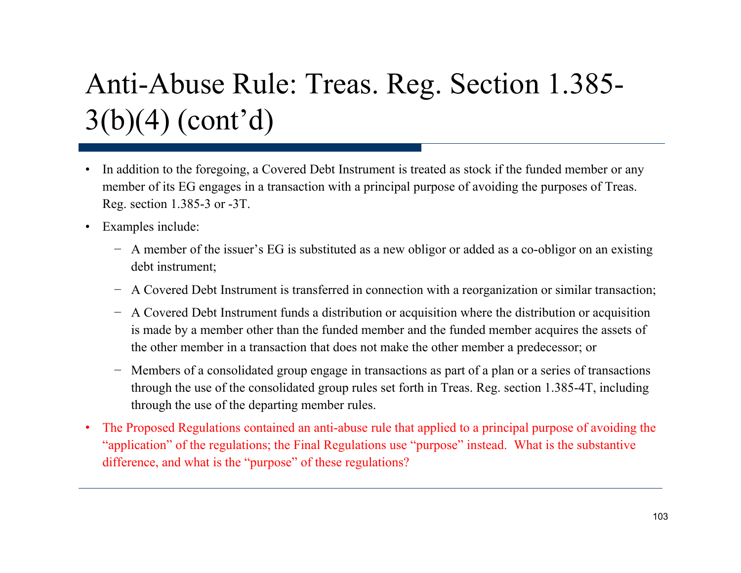# Anti-Abuse Rule: Treas. Reg. Section 1.385-3(b)(4) (cont'd)

- In addition to the foregoing, a Covered Debt Instrument is treated as stock if the funded member or any member of its EG engages in a transaction with a principal purpose of avoiding the purposes of Treas. Reg. section 1.385-3 or -3T.
- Examples include:
  - A member of the issuer's EG is substituted as a new obligor or added as a co-obligor on an existing debt instrument;
  - A Covered Debt Instrument is transferred in connection with a reorganization or similar transaction;
  - A Covered Debt Instrument funds a distribution or acquisition where the distribution or acquisition is made by a member other than the funded member and the funded member acquires the assets of the other member in a transaction that does not make the other member a predecessor; or
  - Members of a consolidated group engage in transactions as part of a plan or a series of transactions through the use of the consolidated group rules set forth in Treas. Reg. section 1.385-4T, including through the use of the departing member rules.
- The Proposed Regulations contained an anti-abuse rule that applied to a principal purpose of avoiding the "application" of the regulations; the Final Regulations use "purpose" instead. What is the substantive difference, and what is the "purpose" of these regulations?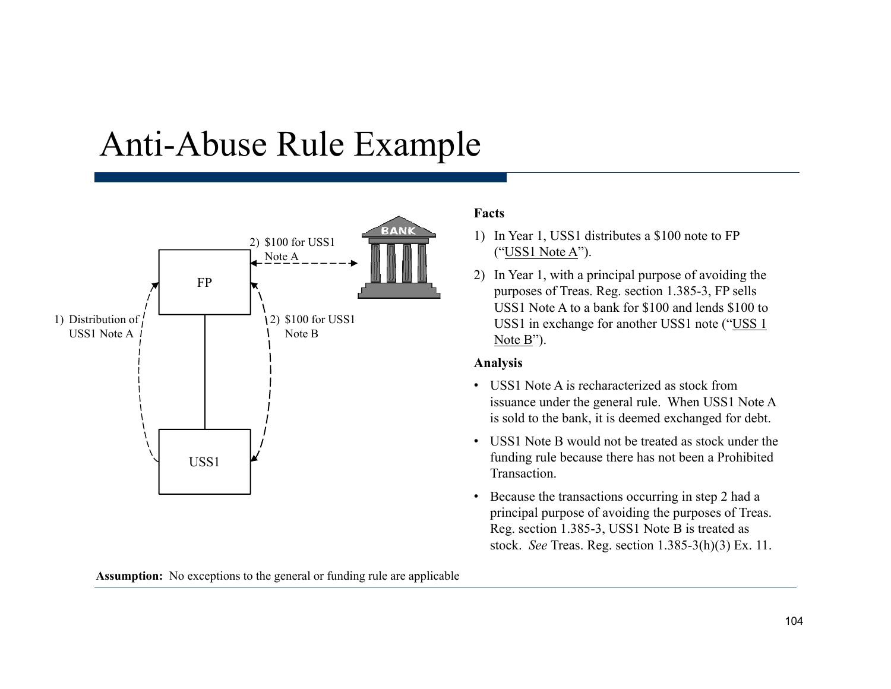# Anti-Abuse Rule Example

FP

USS1

BANK

1) Distribution of USS1 Note A

2) $100 for USS1 Note A

2) $100 for USS1 Note B

**Facts**

1) In Year 1, USS1 distributes a $100 note to FP ("USS1 Note A").

2) In Year 1, with a principal purpose of avoiding the purposes of Treas. Reg. section 1.385-3, FP sells USS1 Note A to a bank for $100 and lends $100 to USS1 in exchange for another USS1 note ("USS 1 Note B").

**Analysis**

- USS1 Note A is recharacterized as stock from issuance under the general rule. When USS1 Note A is sold to the bank, it is deemed exchanged for debt.
- USS1 Note B would not be treated as stock under the funding rule because there has not been a Prohibited Transaction.
- Because the transactions occurring in step 2 had a principal purpose of avoiding the purposes of Treas. Reg. section 1.385-3, USS1 Note B is treated as stock. *See* Treas. Reg. section 1.385-3(h)(3) Ex. 11.

**Assumption:** No exceptions to the general or funding rule are applicable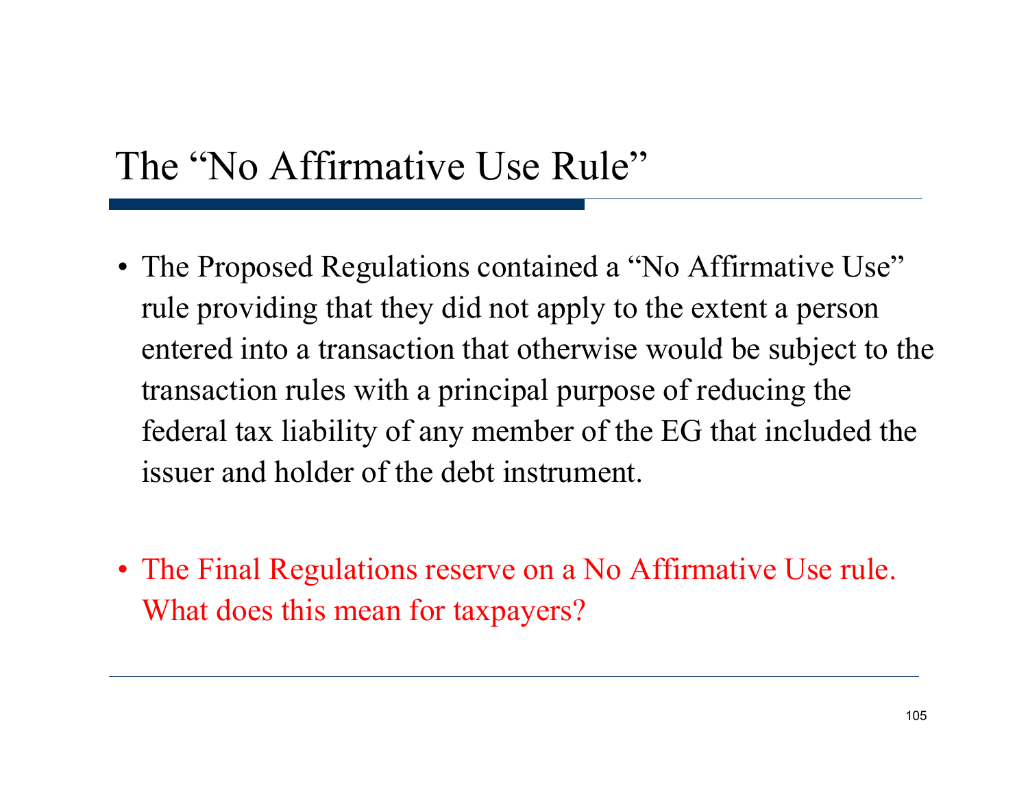# The "No Affirmative Use Rule"

- The Proposed Regulations contained a "No Affirmative Use" rule providing that they did not apply to the extent a person entered into a transaction that otherwise would be subject to the transaction rules with a principal purpose of reducing the federal tax liability of any member of the EG that included the issuer and holder of the debt instrument.

- The Final Regulations reserve on a No Affirmative Use rule. What does this mean for taxpayers?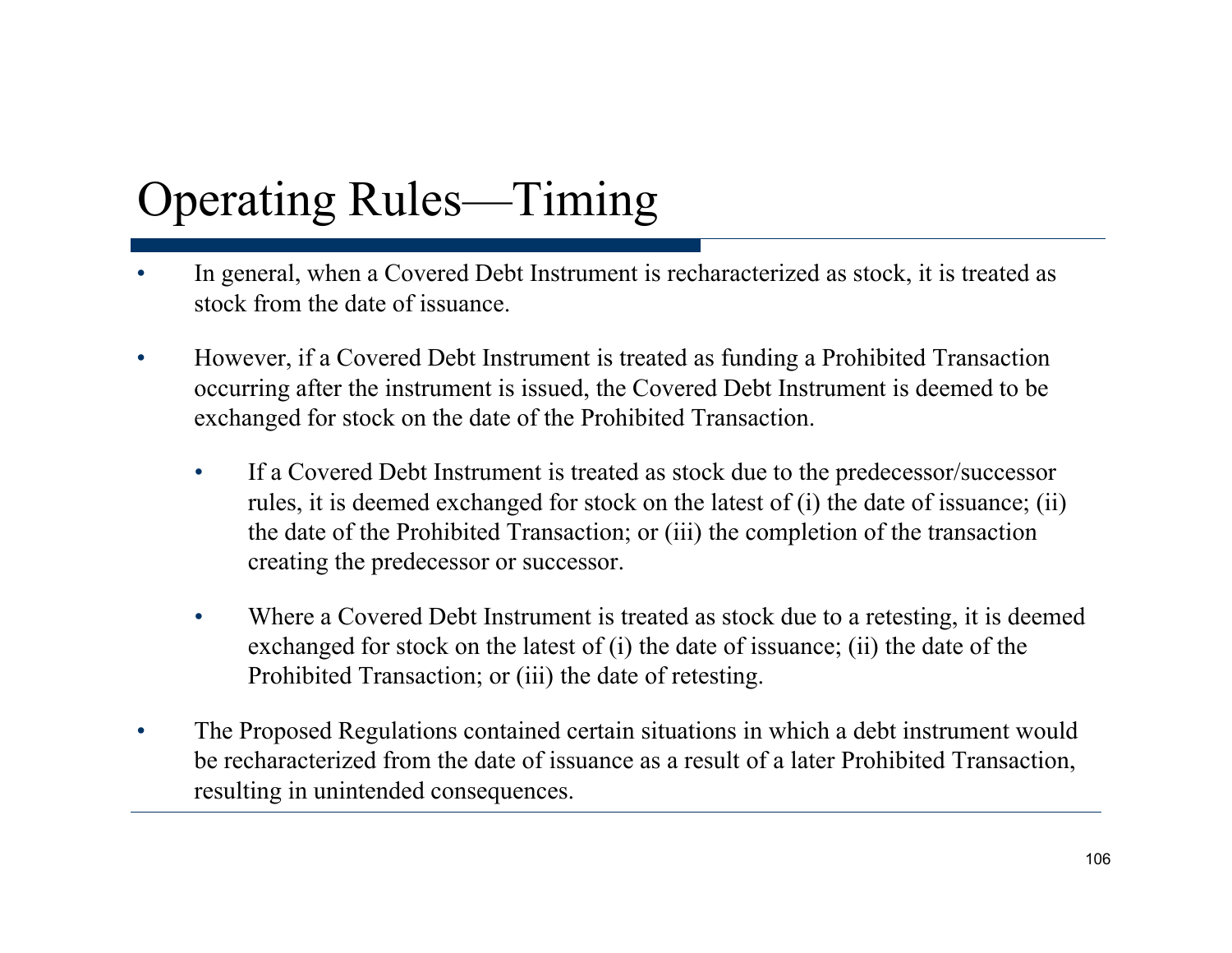# Operating Rules—Timing

- In general, when a Covered Debt Instrument is recharacterized as stock, it is treated as stock from the date of issuance.
- However, if a Covered Debt Instrument is treated as funding a Prohibited Transaction occurring after the instrument is issued, the Covered Debt Instrument is deemed to be exchanged for stock on the date of the Prohibited Transaction.
  - If a Covered Debt Instrument is treated as stock due to the predecessor/successor rules, it is deemed exchanged for stock on the latest of (i) the date of issuance; (ii) the date of the Prohibited Transaction; or (iii) the completion of the transaction creating the predecessor or successor.
  - Where a Covered Debt Instrument is treated as stock due to a retesting, it is deemed exchanged for stock on the latest of (i) the date of issuance; (ii) the date of the Prohibited Transaction; or (iii) the date of retesting.
- The Proposed Regulations contained certain situations in which a debt instrument would be recharacterized from the date of issuance as a result of a later Prohibited Transaction, resulting in unintended consequences.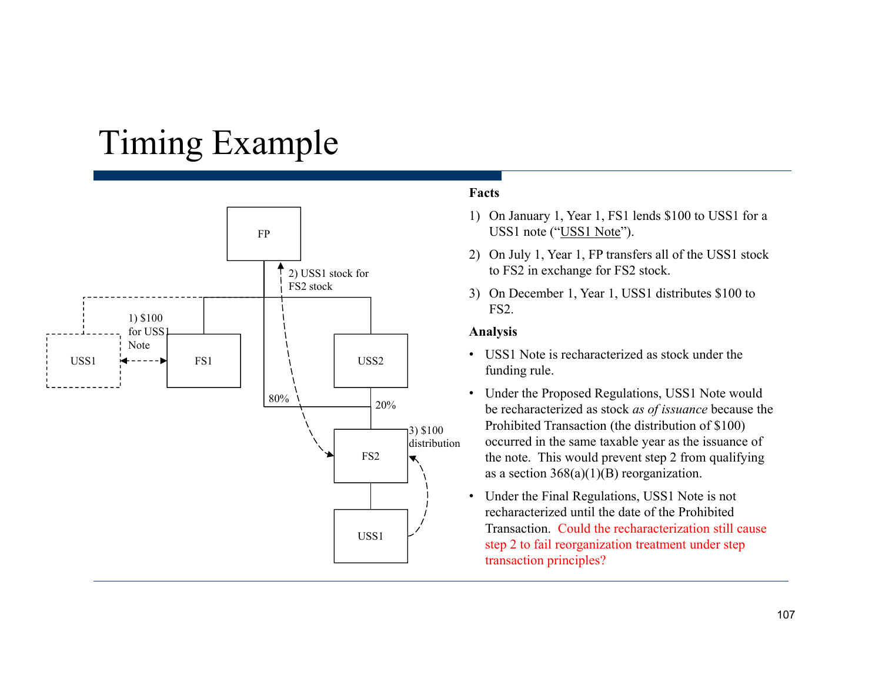# Timing Example

FP

2) USS1 stock for FS2 stock

1) $100 for USS1 Note

USS1

FS1

USS2

80%

20%

FS2

3) $100 distribution

USS1

**Facts**

1) On January 1, Year 1, FS1 lends $100 to USS1 for a USS1 note ("USS1 Note").
2) On July 1, Year 1, FP transfers all of the USS1 stock to FS2 in exchange for FS2 stock.
3) On December 1, Year 1, USS1 distributes $100 to FS2.

**Analysis**

- USS1 Note is recharacterized as stock under the funding rule.
- Under the Proposed Regulations, USS1 Note would be recharacterized as stock *as of issuance* because the Prohibited Transaction (the distribution of $100) occurred in the same taxable year as the issuance of the note. This would prevent step 2 from qualifying as a section 368(a)(1)(B) reorganization.
- Under the Final Regulations, USS1 Note is not recharacterized until the date of the Prohibited Transaction. Could the recharacterization still cause step 2 to fail reorganization treatment under step transaction principles?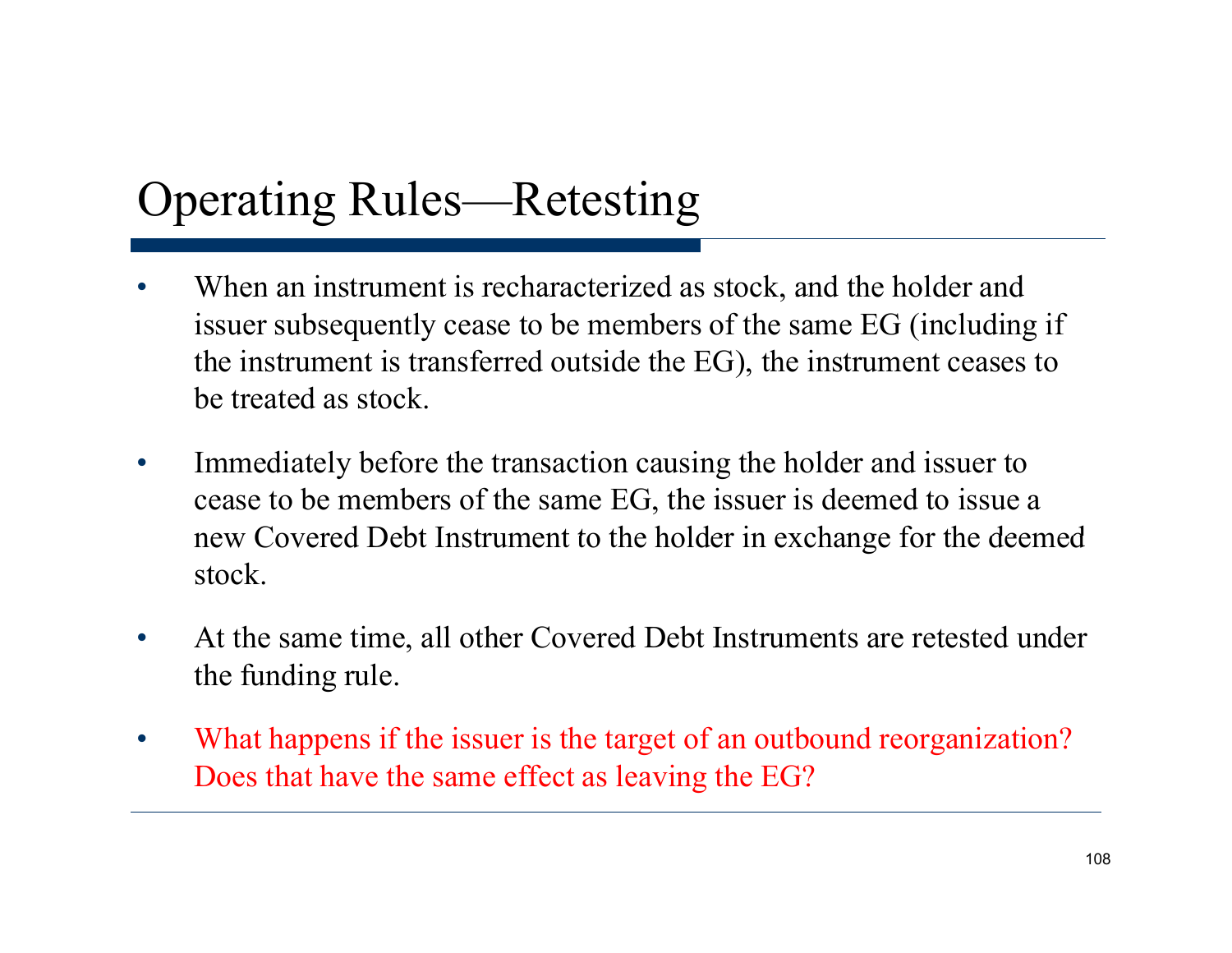# Operating Rules—Retesting

- When an instrument is recharacterized as stock, and the holder and issuer subsequently cease to be members of the same EG (including if the instrument is transferred outside the EG), the instrument ceases to be treated as stock.
- Immediately before the transaction causing the holder and issuer to cease to be members of the same EG, the issuer is deemed to issue a new Covered Debt Instrument to the holder in exchange for the deemed stock.
- At the same time, all other Covered Debt Instruments are retested under the funding rule.
- What happens if the issuer is the target of an outbound reorganization? Does that have the same effect as leaving the EG?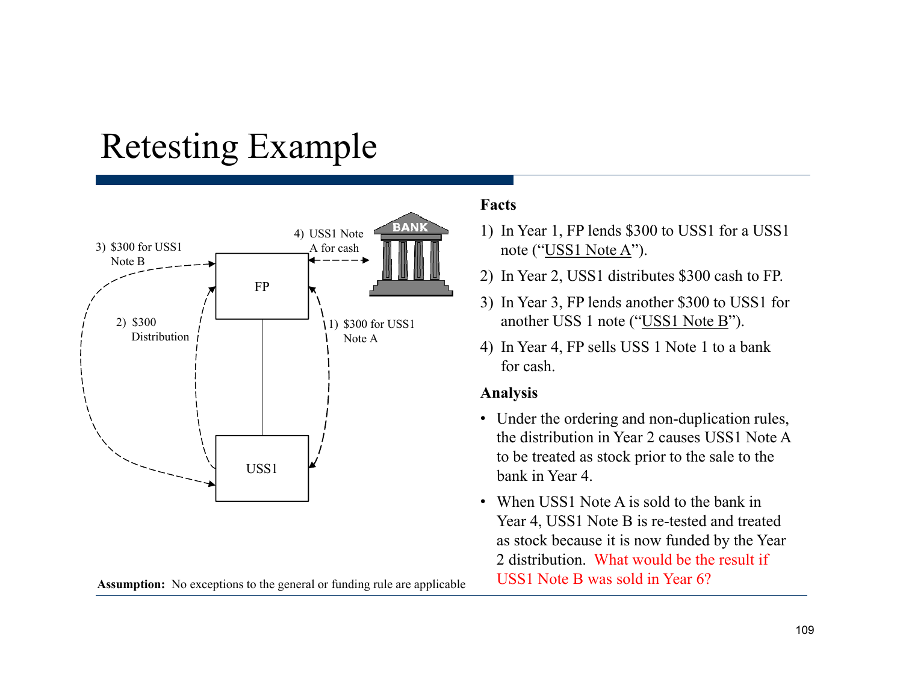# Retesting Example

3) $300 for USS1 Note B

4) USS1 Note A for cash

BANK

FP

2) $300 Distribution

1) $300 for USS1 Note A

USS1

**Assumption:** No exceptions to the general or funding rule are applicable

**Facts**

1) In Year 1, FP lends $300 to USS1 for a USS1 note ("USS1 Note A").
2) In Year 2, USS1 distributes $300 cash to FP.
3) In Year 3, FP lends another $300 to USS1 for another USS 1 note ("USS1 Note B").
4) In Year 4, FP sells USS 1 Note 1 to a bank for cash.

**Analysis**

- Under the ordering and non-duplication rules, the distribution in Year 2 causes USS1 Note A to be treated as stock prior to the sale to the bank in Year 4.
- When USS1 Note A is sold to the bank in Year 4, USS1 Note B is re-tested and treated as stock because it is now funded by the Year 2 distribution. What would be the result if USS1 Note B was sold in Year 6?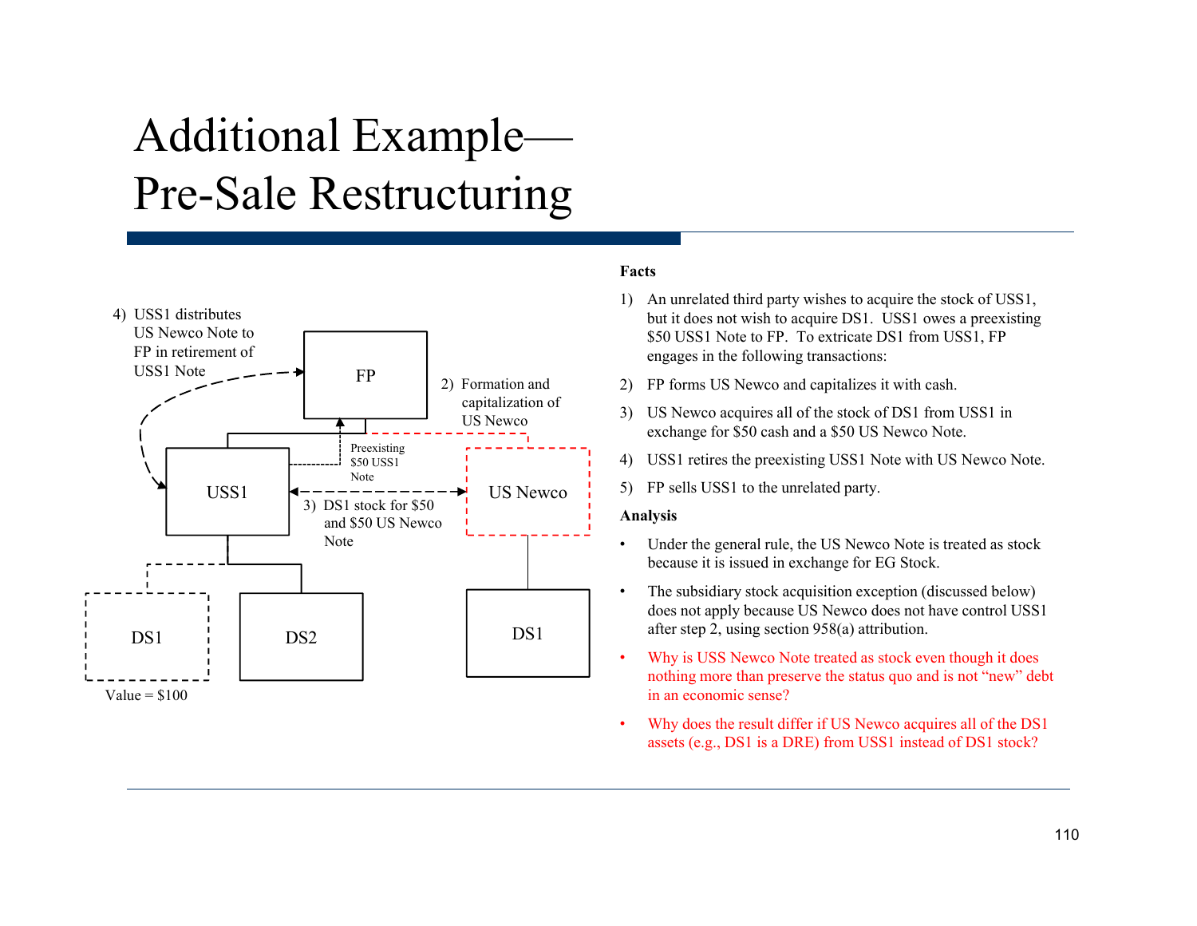# Additional Example—Pre-Sale Restructuring

4) USS1 distributes US Newco Note to FP in retirement of USS1 Note

FP

2) Formation and capitalization of US Newco

Preexisting $50 USS1 Note

USS1

3) DS1 stock for $50 and $50 US Newco Note

US Newco

DS1

DS2

DS1

Value = $100

**Facts**

1) An unrelated third party wishes to acquire the stock of USS1, but it does not wish to acquire DS1. USS1 owes a preexisting $50 USS1 Note to FP. To extricate DS1 from USS1, FP engages in the following transactions:

2) FP forms US Newco and capitalizes it with cash.

3) US Newco acquires all of the stock of DS1 from USS1 in exchange for $50 cash and a $50 US Newco Note.

4) USS1 retires the preexisting USS1 Note with US Newco Note.

5) FP sells USS1 to the unrelated party.

**Analysis**

- Under the general rule, the US Newco Note is treated as stock because it is issued in exchange for EG Stock.
- The subsidiary stock acquisition exception (discussed below) does not apply because US Newco does not have control USS1 after step 2, using section 958(a) attribution.
- Why is USS Newco Note treated as stock even though it does nothing more than preserve the status quo and is not "new" debt in an economic sense?
- Why does the result differ if US Newco acquires all of the DS1 assets (e.g., DS1 is a DRE) from USS1 instead of DS1 stock?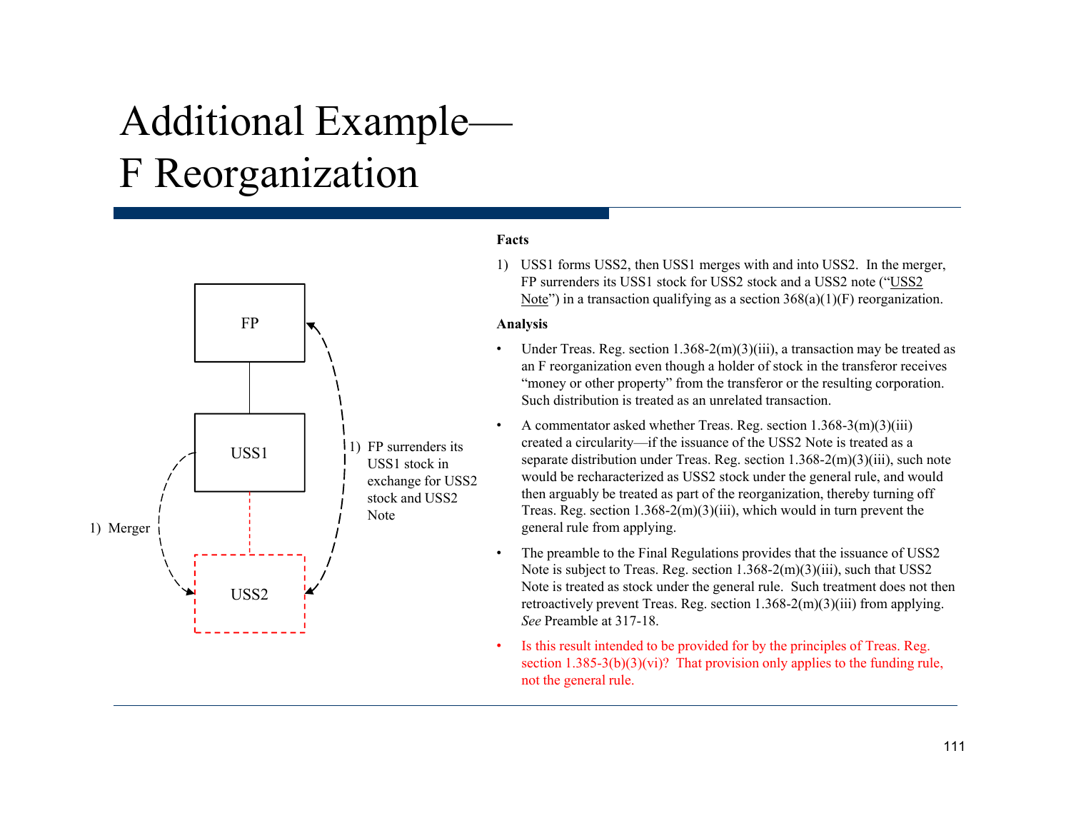# Additional Example—F Reorganization

FP

USS1

USS2

1) Merger

1) FP surrenders its USS1 stock in exchange for USS2 stock and USS2 Note

**Facts**

1) USS1 forms USS2, then USS1 merges with and into USS2. In the merger, FP surrenders its USS1 stock for USS2 stock and a USS2 note ("USS2 Note") in a transaction qualifying as a section 368(a)(1)(F) reorganization.

**Analysis**

- Under Treas. Reg. section 1.368-2(m)(3)(iii), a transaction may be treated as an F reorganization even though a holder of stock in the transferor receives "money or other property" from the transferor or the resulting corporation. Such distribution is treated as an unrelated transaction.
- A commentator asked whether Treas. Reg. section 1.368-3(m)(3)(iii) created a circularity—if the issuance of the USS2 Note is treated as a separate distribution under Treas. Reg. section 1.368-2(m)(3)(iii), such note would be recharacterized as USS2 stock under the general rule, and would then arguably be treated as part of the reorganization, thereby turning off Treas. Reg. section 1.368-2(m)(3)(iii), which would in turn prevent the general rule from applying.
- The preamble to the Final Regulations provides that the issuance of USS2 Note is subject to Treas. Reg. section 1.368-2(m)(3)(iii), such that USS2 Note is treated as stock under the general rule. Such treatment does not then retroactively prevent Treas. Reg. section 1.368-2(m)(3)(iii) from applying. *See* Preamble at 317-18.
- Is this result intended to be provided for by the principles of Treas. Reg. section 1.385-3(b)(3)(vi)? That provision only applies to the funding rule, not the general rule.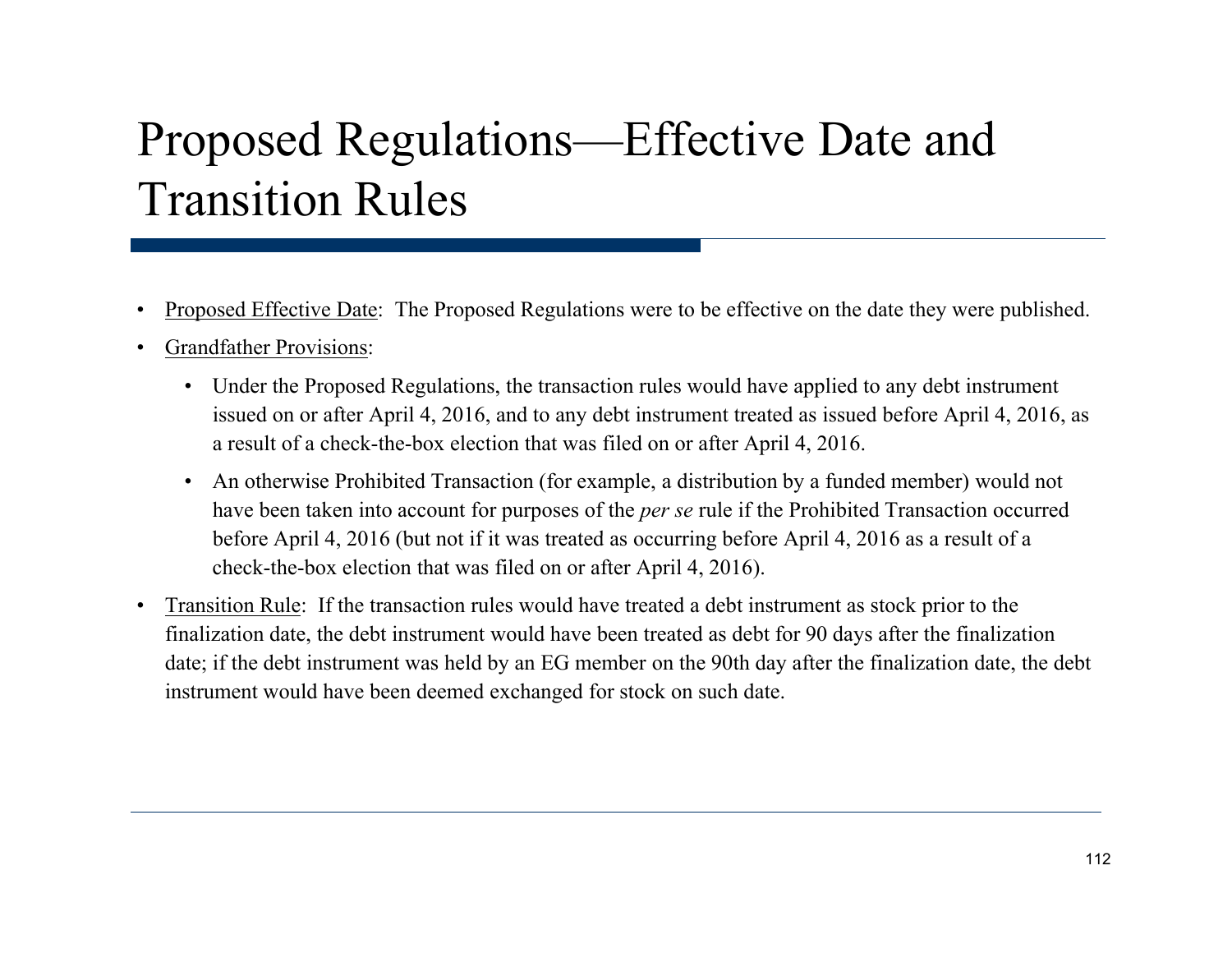# Proposed Regulations—Effective Date and Transition Rules

- Proposed Effective Date: The Proposed Regulations were to be effective on the date they were published.
- Grandfather Provisions:
  - Under the Proposed Regulations, the transaction rules would have applied to any debt instrument issued on or after April 4, 2016, and to any debt instrument treated as issued before April 4, 2016, as a result of a check-the-box election that was filed on or after April 4, 2016.
  - An otherwise Prohibited Transaction (for example, a distribution by a funded member) would not have been taken into account for purposes of the *per se* rule if the Prohibited Transaction occurred before April 4, 2016 (but not if it was treated as occurring before April 4, 2016 as a result of a check-the-box election that was filed on or after April 4, 2016).
- Transition Rule: If the transaction rules would have treated a debt instrument as stock prior to the finalization date, the debt instrument would have been treated as debt for 90 days after the finalization date; if the debt instrument was held by an EG member on the 90th day after the finalization date, the debt instrument would have been deemed exchanged for stock on such date.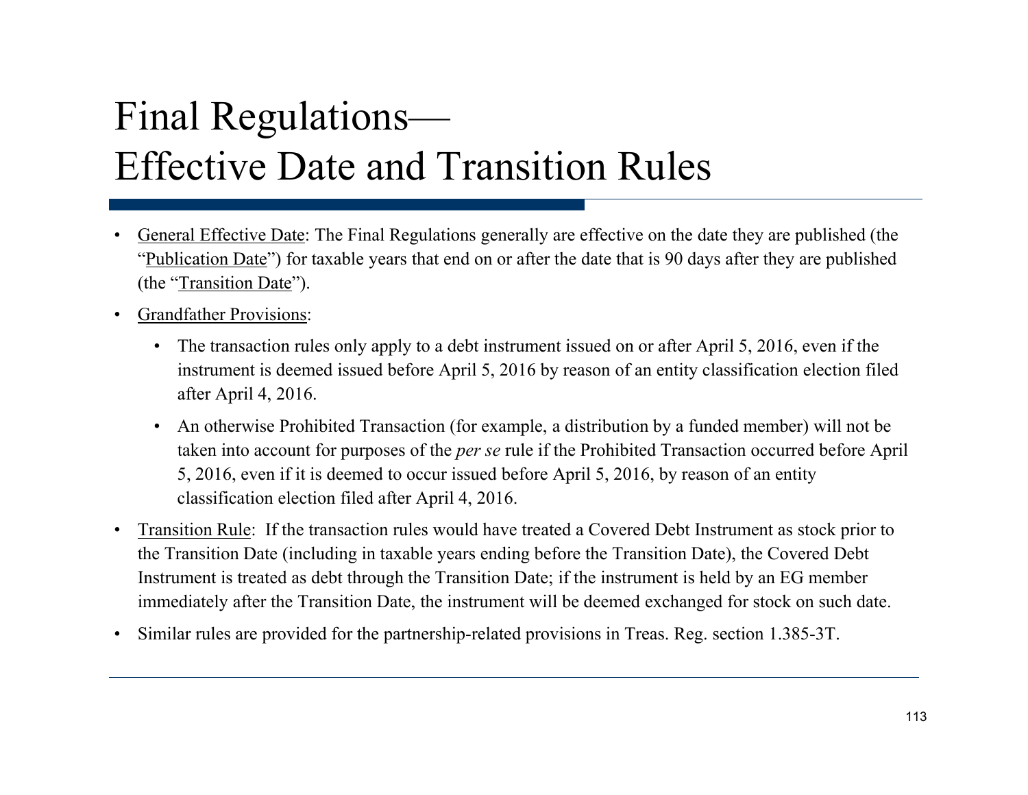# Final Regulations—Effective Date and Transition Rules

- General Effective Date: The Final Regulations generally are effective on the date they are published (the "Publication Date") for taxable years that end on or after the date that is 90 days after they are published (the "Transition Date").
- Grandfather Provisions:
  - The transaction rules only apply to a debt instrument issued on or after April 5, 2016, even if the instrument is deemed issued before April 5, 2016 by reason of an entity classification election filed after April 4, 2016.
  - An otherwise Prohibited Transaction (for example, a distribution by a funded member) will not be taken into account for purposes of the *per se* rule if the Prohibited Transaction occurred before April 5, 2016, even if it is deemed to occur issued before April 5, 2016, by reason of an entity classification election filed after April 4, 2016.
- Transition Rule: If the transaction rules would have treated a Covered Debt Instrument as stock prior to the Transition Date (including in taxable years ending before the Transition Date), the Covered Debt Instrument is treated as debt through the Transition Date; if the instrument is held by an EG member immediately after the Transition Date, the instrument will be deemed exchanged for stock on such date.
- Similar rules are provided for the partnership-related provisions in Treas. Reg. section 1.385-3T.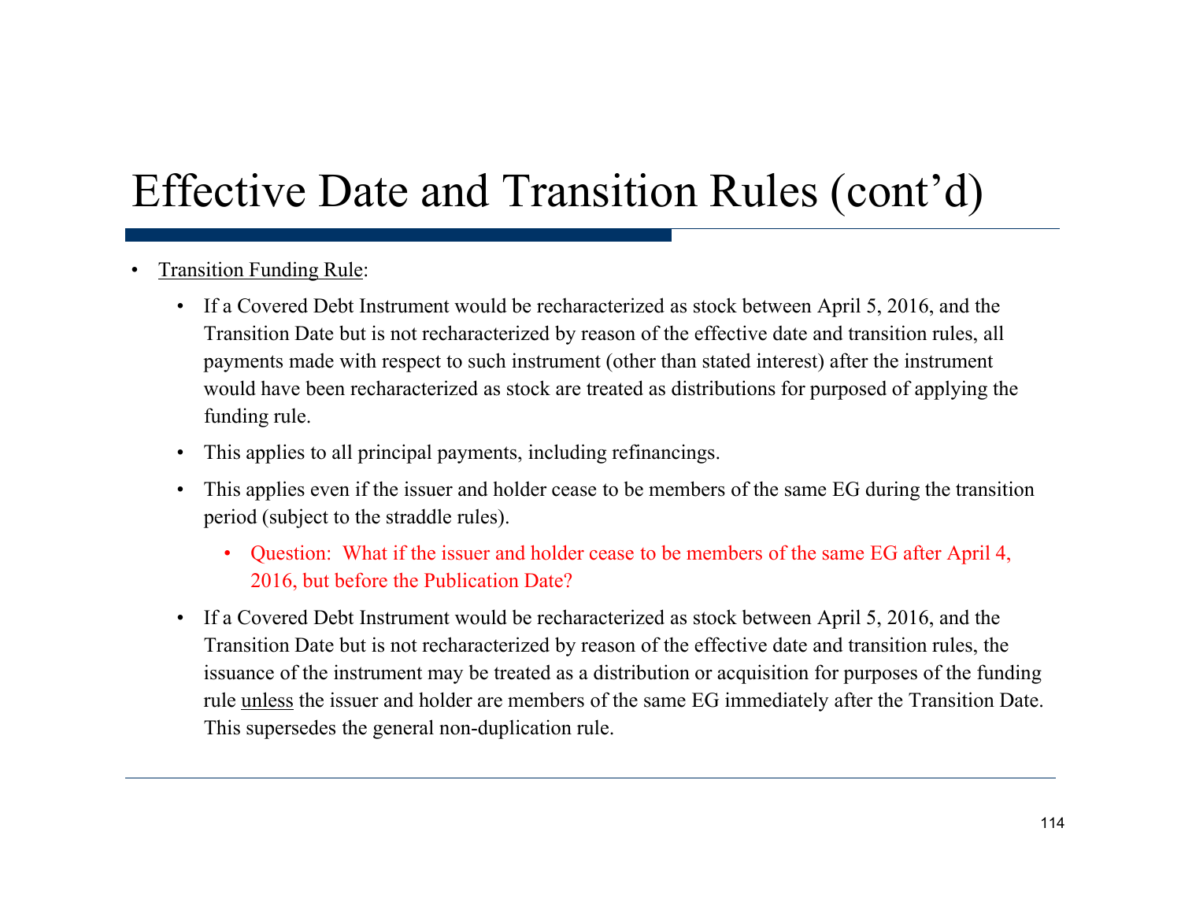# Effective Date and Transition Rules (cont'd)

- Transition Funding Rule:
  - If a Covered Debt Instrument would be recharacterized as stock between April 5, 2016, and the Transition Date but is not recharacterized by reason of the effective date and transition rules, all payments made with respect to such instrument (other than stated interest) after the instrument would have been recharacterized as stock are treated as distributions for purposed of applying the funding rule.
  - This applies to all principal payments, including refinancings.
  - This applies even if the issuer and holder cease to be members of the same EG during the transition period (subject to the straddle rules).
    - Question: What if the issuer and holder cease to be members of the same EG after April 4, 2016, but before the Publication Date?
  - If a Covered Debt Instrument would be recharacterized as stock between April 5, 2016, and the Transition Date but is not recharacterized by reason of the effective date and transition rules, the issuance of the instrument may be treated as a distribution or acquisition for purposes of the funding rule unless the issuer and holder are members of the same EG immediately after the Transition Date. This supersedes the general non-duplication rule.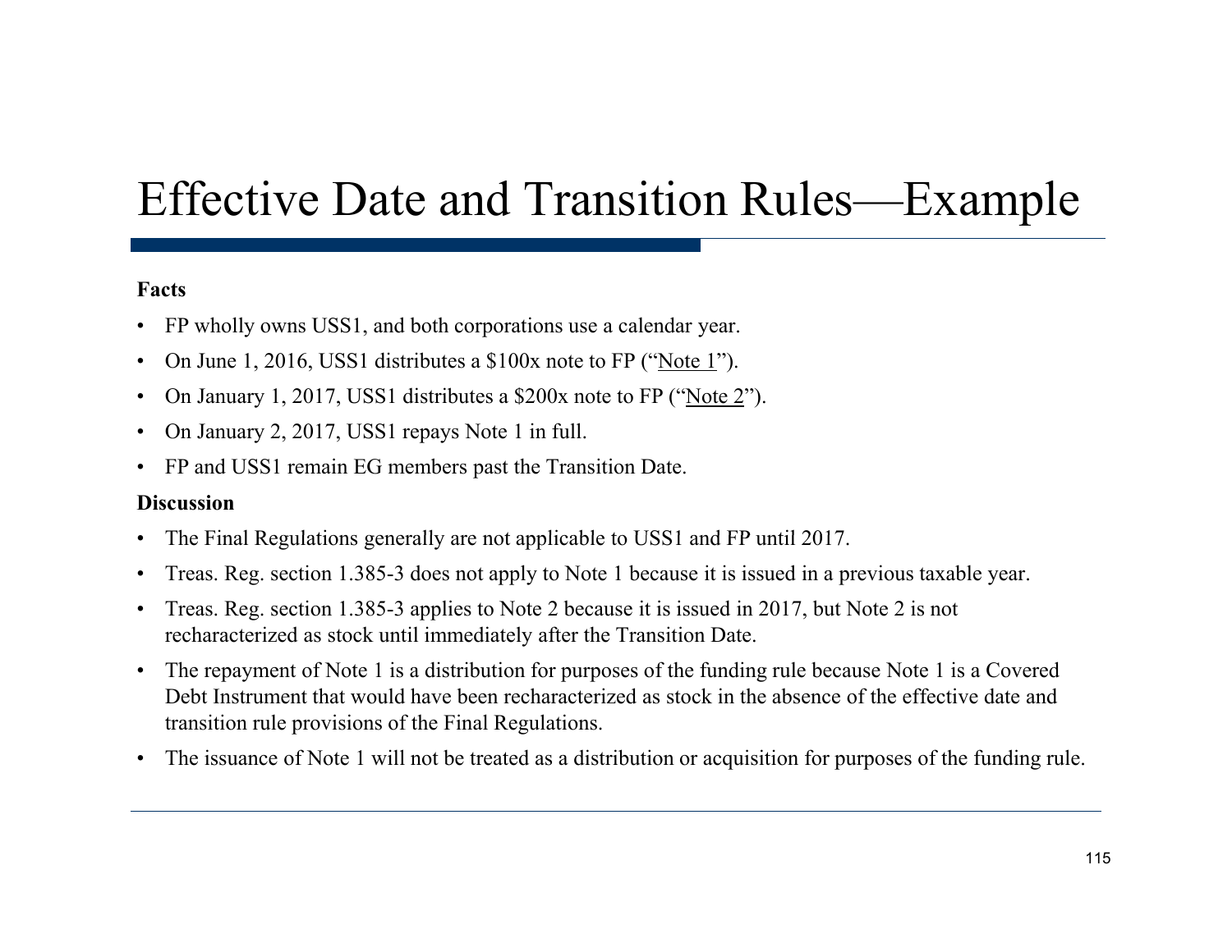# Effective Date and Transition Rules—Example

**Facts**

- FP wholly owns USS1, and both corporations use a calendar year.
- On June 1, 2016, USS1 distributes a $100x note to FP ("Note 1").
- On January 1, 2017, USS1 distributes a $200x note to FP ("Note 2").
- On January 2, 2017, USS1 repays Note 1 in full.
- FP and USS1 remain EG members past the Transition Date.

**Discussion**

- The Final Regulations generally are not applicable to USS1 and FP until 2017.
- Treas. Reg. section 1.385-3 does not apply to Note 1 because it is issued in a previous taxable year.
- Treas. Reg. section 1.385-3 applies to Note 2 because it is issued in 2017, but Note 2 is not recharacterized as stock until immediately after the Transition Date.
- The repayment of Note 1 is a distribution for purposes of the funding rule because Note 1 is a Covered Debt Instrument that would have been recharacterized as stock in the absence of the effective date and transition rule provisions of the Final Regulations.
- The issuance of Note 1 will not be treated as a distribution or acquisition for purposes of the funding rule.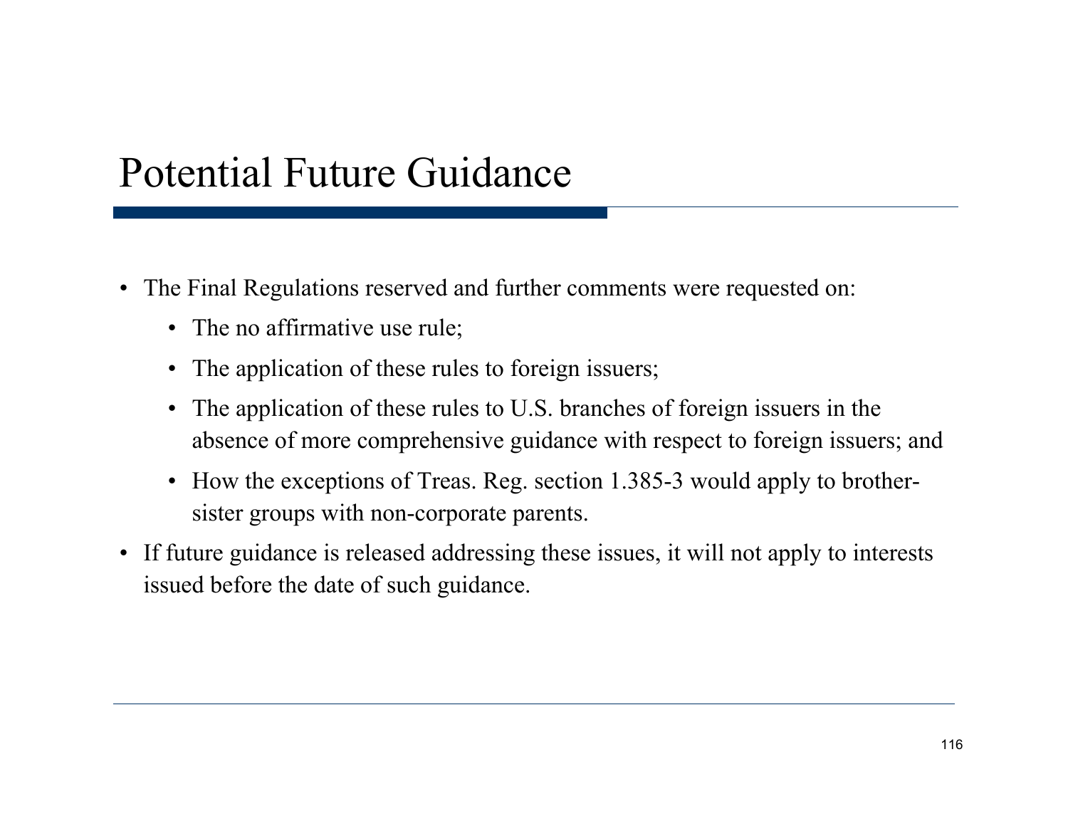# Potential Future Guidance

- The Final Regulations reserved and further comments were requested on:
  - The no affirmative use rule;
  - The application of these rules to foreign issuers;
  - The application of these rules to U.S. branches of foreign issuers in the absence of more comprehensive guidance with respect to foreign issuers; and
  - How the exceptions of Treas. Reg. section 1.385-3 would apply to brother-sister groups with non-corporate parents.
- If future guidance is released addressing these issues, it will not apply to interests issued before the date of such guidance.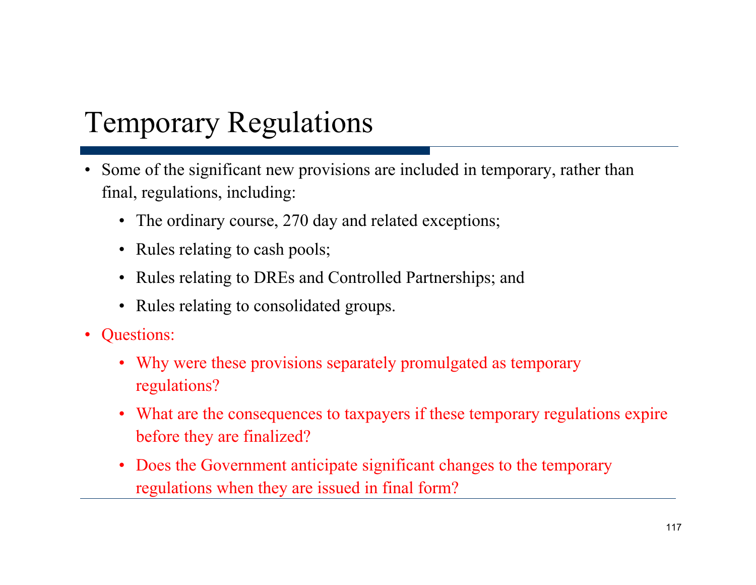# Temporary Regulations

- Some of the significant new provisions are included in temporary, rather than final, regulations, including:
  - The ordinary course, 270 day and related exceptions;
  - Rules relating to cash pools;
  - Rules relating to DREs and Controlled Partnerships; and
  - Rules relating to consolidated groups.
- Questions:
  - Why were these provisions separately promulgated as temporary regulations?
  - What are the consequences to taxpayers if these temporary regulations expire before they are finalized?
  - Does the Government anticipate significant changes to the temporary regulations when they are issued in final form?